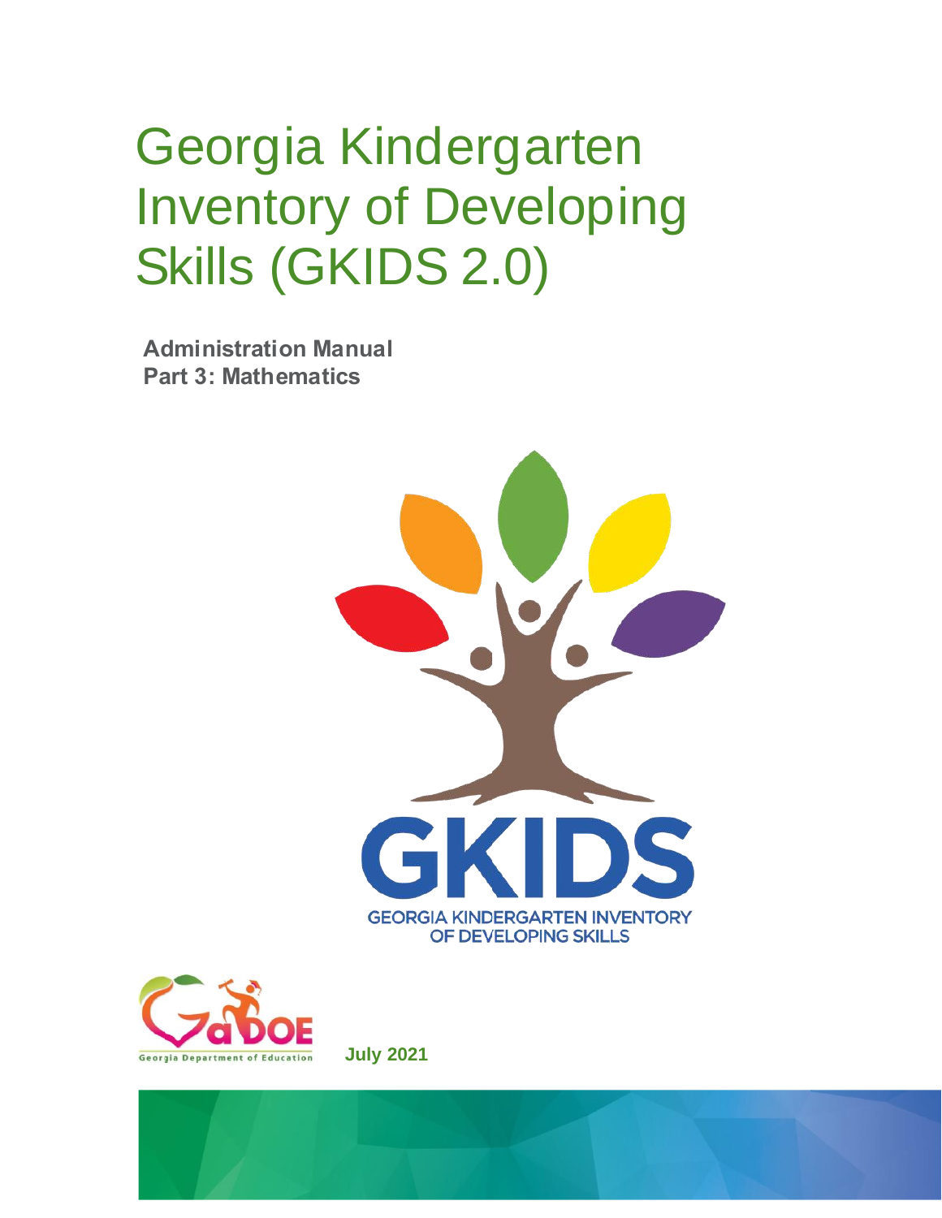# Georgia Kindergarten Inventory of Developing Skills (GKIDS 2.0)

**Administration Manual**
**Part 3: Mathematics**

GKIDS
GEORGIA KINDERGARTEN INVENTORY OF DEVELOPING SKILLS

GaDOE
Georgia Department of Education

**July 2021**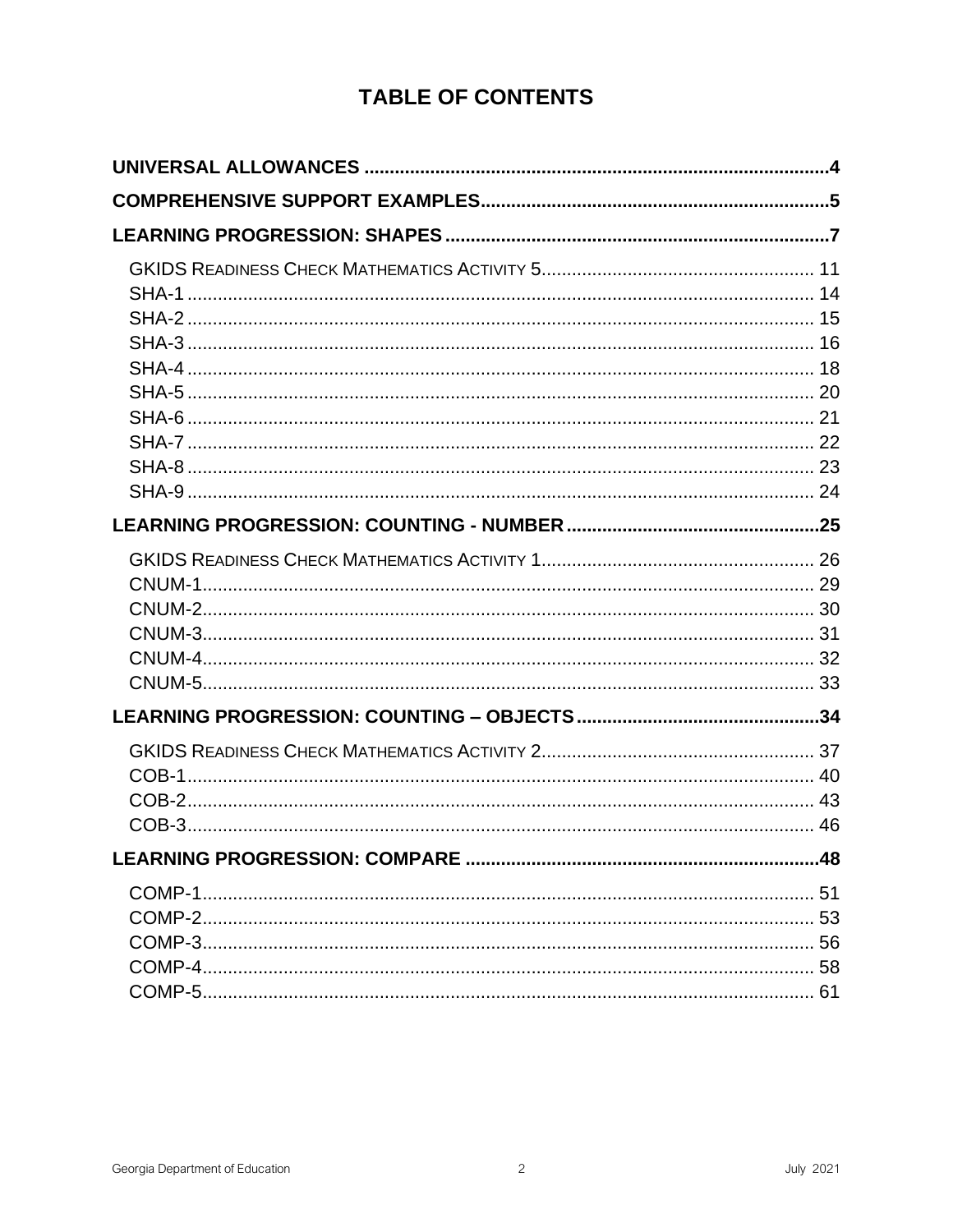# TABLE OF CONTENTS

**UNIVERSAL ALLOWANCES ..... 4**

**COMPREHENSIVE SUPPORT EXAMPLES ..... 5**

**LEARNING PROGRESSION: SHAPES ..... 7**

- GKIDS READINESS CHECK MATHEMATICS ACTIVITY 5 ..... 11
- SHA-1 ..... 14
- SHA-2 ..... 15
- SHA-3 ..... 16
- SHA-4 ..... 18
- SHA-5 ..... 20
- SHA-6 ..... 21
- SHA-7 ..... 22
- SHA-8 ..... 23
- SHA-9 ..... 24

**LEARNING PROGRESSION: COUNTING - NUMBER ..... 25**

- GKIDS READINESS CHECK MATHEMATICS ACTIVITY 1 ..... 26
- CNUM-1 ..... 29
- CNUM-2 ..... 30
- CNUM-3 ..... 31
- CNUM-4 ..... 32
- CNUM-5 ..... 33

**LEARNING PROGRESSION: COUNTING – OBJECTS ..... 34**

- GKIDS READINESS CHECK MATHEMATICS ACTIVITY 2 ..... 37
- COB-1 ..... 40
- COB-2 ..... 43
- COB-3 ..... 46

**LEARNING PROGRESSION: COMPARE ..... 48**

- COMP-1 ..... 51
- COMP-2 ..... 53
- COMP-3 ..... 56
- COMP-4 ..... 58
- COMP-5 ..... 61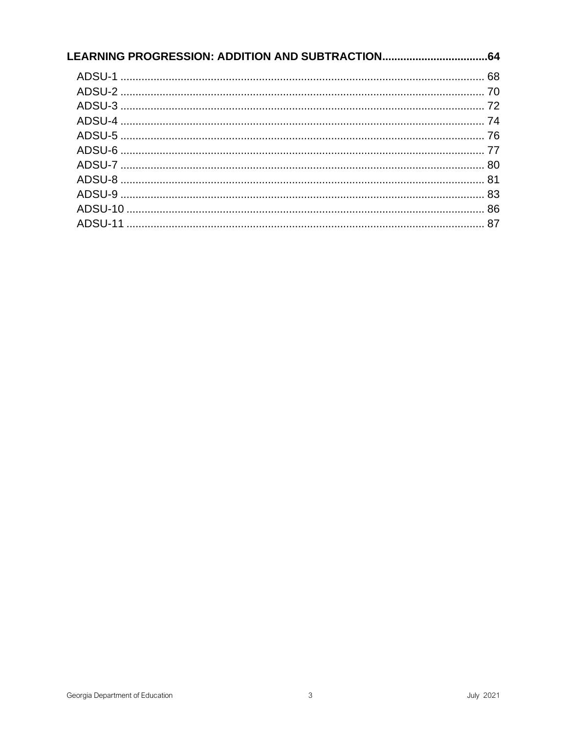**LEARNING PROGRESSION: ADDITION AND SUBTRACTION .................................. 64**

ADSU-1 ........................................................................................................................ 68
ADSU-2 ........................................................................................................................ 70
ADSU-3 ........................................................................................................................ 72
ADSU-4 ........................................................................................................................ 74
ADSU-5 ........................................................................................................................ 76
ADSU-6 ........................................................................................................................ 77
ADSU-7 ........................................................................................................................ 80
ADSU-8 ........................................................................................................................ 81
ADSU-9 ........................................................................................................................ 83
ADSU-10 ...................................................................................................................... 86
ADSU-11 ...................................................................................................................... 87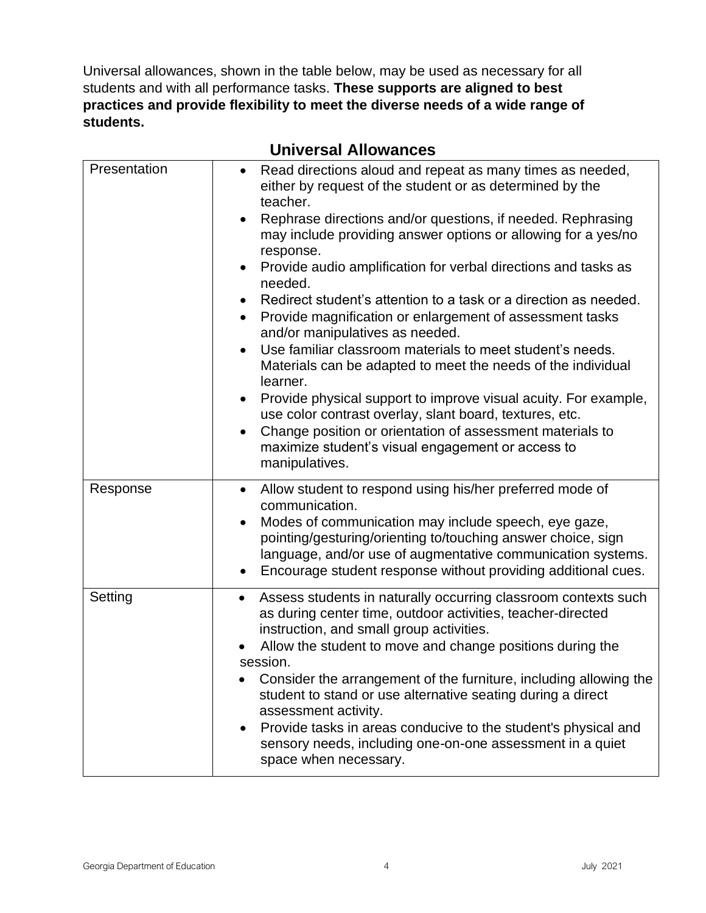Universal allowances, shown in the table below, may be used as necessary for all students and with all performance tasks. **These supports are aligned to best practices and provide flexibility to meet the diverse needs of a wide range of students.**

## Universal Allowances

| | |
|---|---|
| Presentation | • Read directions aloud and repeat as many times as needed, either by request of the student or as determined by the teacher.<br>• Rephrase directions and/or questions, if needed. Rephrasing may include providing answer options or allowing for a yes/no response.<br>• Provide audio amplification for verbal directions and tasks as needed.<br>• Redirect student's attention to a task or a direction as needed.<br>• Provide magnification or enlargement of assessment tasks and/or manipulatives as needed.<br>• Use familiar classroom materials to meet student's needs. Materials can be adapted to meet the needs of the individual learner.<br>• Provide physical support to improve visual acuity. For example, use color contrast overlay, slant board, textures, etc.<br>• Change position or orientation of assessment materials to maximize student's visual engagement or access to manipulatives. |
| Response | • Allow student to respond using his/her preferred mode of communication.<br>• Modes of communication may include speech, eye gaze, pointing/gesturing/orienting to/touching answer choice, sign language, and/or use of augmentative communication systems.<br>• Encourage student response without providing additional cues. |
| Setting | • Assess students in naturally occurring classroom contexts such as during center time, outdoor activities, teacher-directed instruction, and small group activities.<br>• Allow the student to move and change positions during the session.<br>• Consider the arrangement of the furniture, including allowing the student to stand or use alternative seating during a direct assessment activity.<br>• Provide tasks in areas conducive to the student's physical and sensory needs, including one-on-one assessment in a quiet space when necessary. |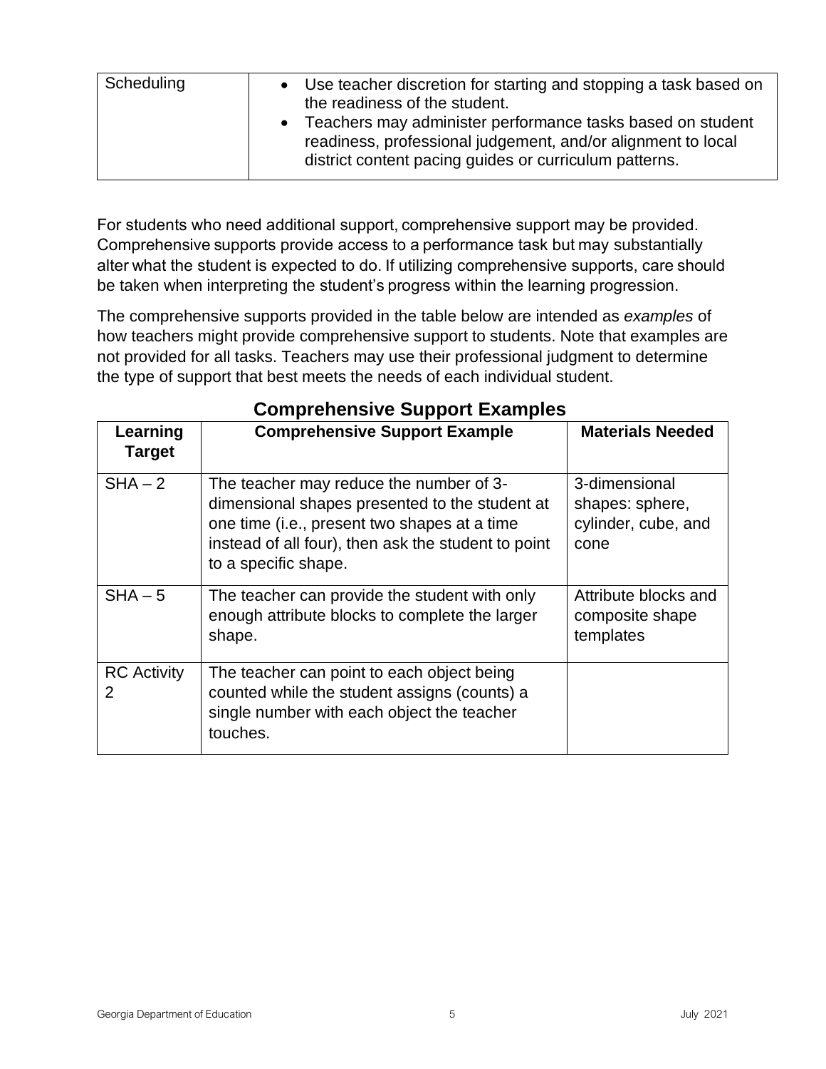| Scheduling | • Use teacher discretion for starting and stopping a task based on the readiness of the student.<br>• Teachers may administer performance tasks based on student readiness, professional judgement, and/or alignment to local district content pacing guides or curriculum patterns. |
|---|---|

For students who need additional support, comprehensive support may be provided. Comprehensive supports provide access to a performance task but may substantially alter what the student is expected to do. If utilizing comprehensive supports, care should be taken when interpreting the student's progress within the learning progression.

The comprehensive supports provided in the table below are intended as *examples* of how teachers might provide comprehensive support to students. Note that examples are not provided for all tasks. Teachers may use their professional judgment to determine the type of support that best meets the needs of each individual student.

## Comprehensive Support Examples

| Learning Target | Comprehensive Support Example | Materials Needed |
|---|---|---|
| SHA – 2 | The teacher may reduce the number of 3-dimensional shapes presented to the student at one time (i.e., present two shapes at a time instead of all four), then ask the student to point to a specific shape. | 3-dimensional shapes: sphere, cylinder, cube, and cone |
| SHA – 5 | The teacher can provide the student with only enough attribute blocks to complete the larger shape. | Attribute blocks and composite shape templates |
| RC Activity 2 | The teacher can point to each object being counted while the student assigns (counts) a single number with each object the teacher touches. | |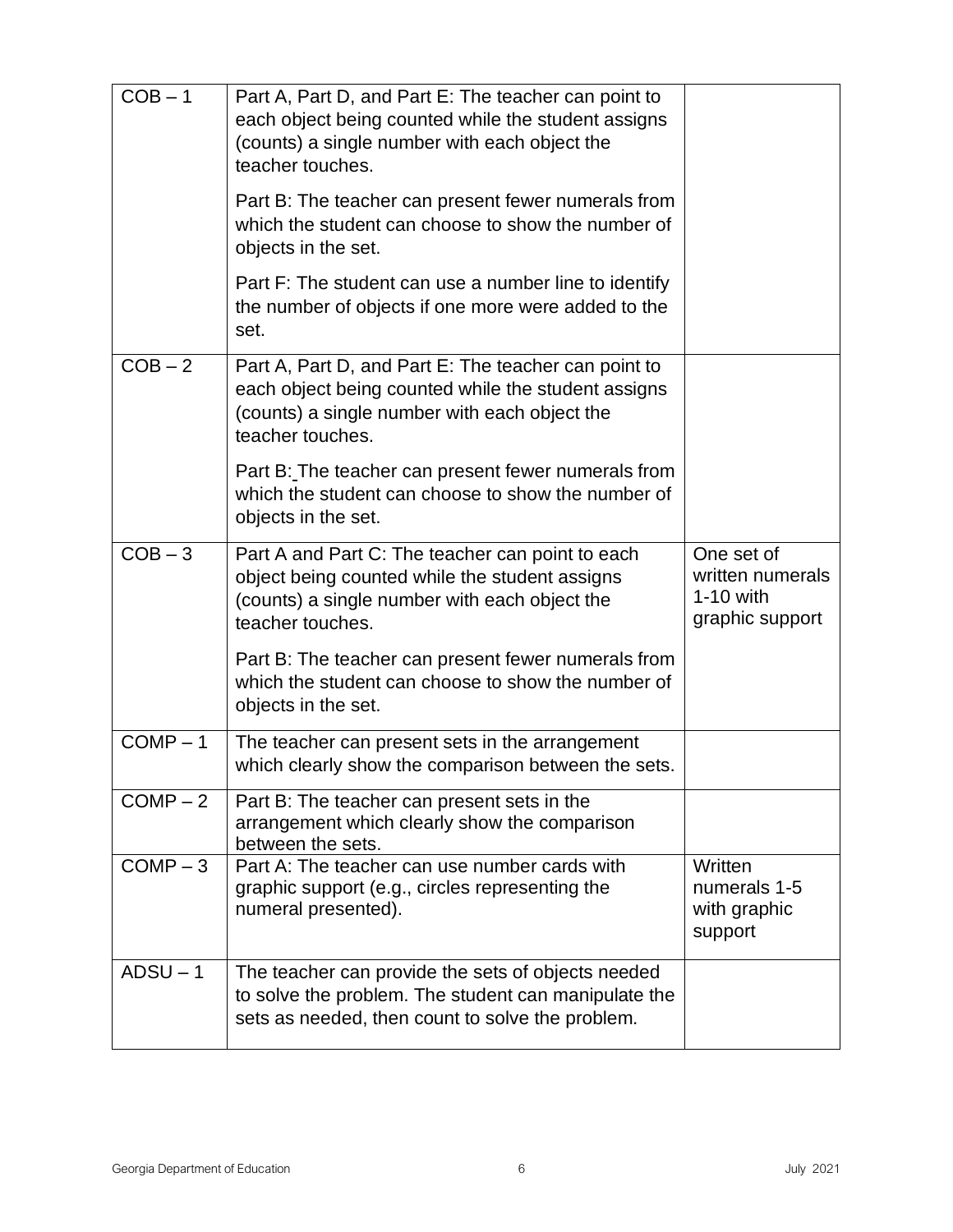| | | |
|---|---|---|
| COB – 1 | Part A, Part D, and Part E: The teacher can point to each object being counted while the student assigns (counts) a single number with each object the teacher touches.<br><br>Part B: The teacher can present fewer numerals from which the student can choose to show the number of objects in the set.<br><br>Part F: The student can use a number line to identify the number of objects if one more were added to the set. | |
| COB – 2 | Part A, Part D, and Part E: The teacher can point to each object being counted while the student assigns (counts) a single number with each object the teacher touches.<br><br>Part B: The teacher can present fewer numerals from which the student can choose to show the number of objects in the set. | |
| COB – 3 | Part A and Part C: The teacher can point to each object being counted while the student assigns (counts) a single number with each object the teacher touches.<br><br>Part B: The teacher can present fewer numerals from which the student can choose to show the number of objects in the set. | One set of written numerals 1-10 with graphic support |
| COMP – 1 | The teacher can present sets in the arrangement which clearly show the comparison between the sets. | |
| COMP – 2 | Part B: The teacher can present sets in the arrangement which clearly show the comparison between the sets. | |
| COMP – 3 | Part A: The teacher can use number cards with graphic support (e.g., circles representing the numeral presented). | Written numerals 1-5 with graphic support |
| ADSU – 1 | The teacher can provide the sets of objects needed to solve the problem. The student can manipulate the sets as needed, then count to solve the problem. | |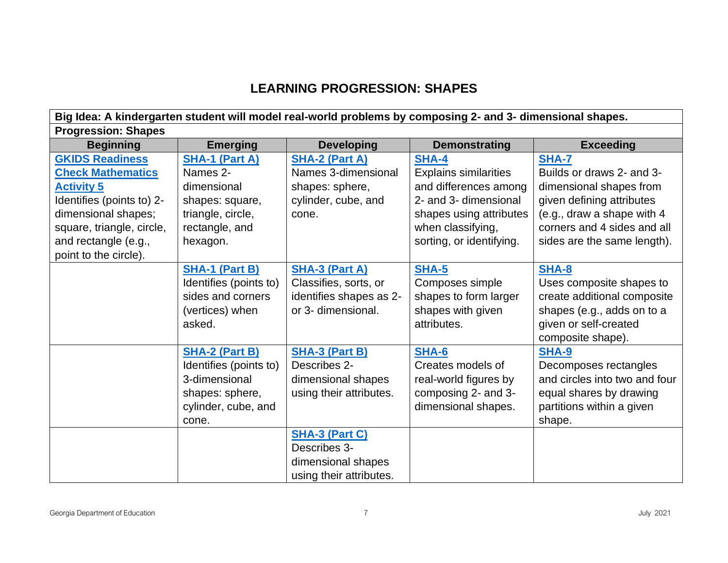# LEARNING PROGRESSION: SHAPES

| **Big Idea: A kindergarten student will model real-world problems by composing 2- and 3- dimensional shapes.** | | | | |
|---|---|---|---|---|
| **Progression: Shapes** | | | | |
| **Beginning** | **Emerging** | **Developing** | **Demonstrating** | **Exceeding** |
| **GKIDS Readiness Check Mathematics Activity 5** Identifies (points to) 2-dimensional shapes; square, triangle, circle, and rectangle (e.g., point to the circle). | **SHA-1 (Part A)** Names 2-dimensional shapes: square, triangle, circle, rectangle, and hexagon. | **SHA-2 (Part A)** Names 3-dimensional shapes: sphere, cylinder, cube, and cone. | **SHA-4** Explains similarities and differences among 2- and 3- dimensional shapes using attributes when classifying, sorting, or identifying. | **SHA-7** Builds or draws 2- and 3-dimensional shapes from given defining attributes (e.g., draw a shape with 4 corners and 4 sides and all sides are the same length). |
| | **SHA-1 (Part B)** Identifies (points to) sides and corners (vertices) when asked. | **SHA-3 (Part A)** Classifies, sorts, or identifies shapes as 2- or 3- dimensional. | **SHA-5** Composes simple shapes to form larger shapes with given attributes. | **SHA-8** Uses composite shapes to create additional composite shapes (e.g., adds on to a given or self-created composite shape). |
| | **SHA-2 (Part B)** Identifies (points to) 3-dimensional shapes: sphere, cylinder, cube, and cone. | **SHA-3 (Part B)** Describes 2-dimensional shapes using their attributes. | **SHA-6** Creates models of real-world figures by composing 2- and 3-dimensional shapes. | **SHA-9** Decomposes rectangles and circles into two and four equal shares by drawing partitions within a given shape. |
| | | **SHA-3 (Part C)** Describes 3-dimensional shapes using their attributes. | | |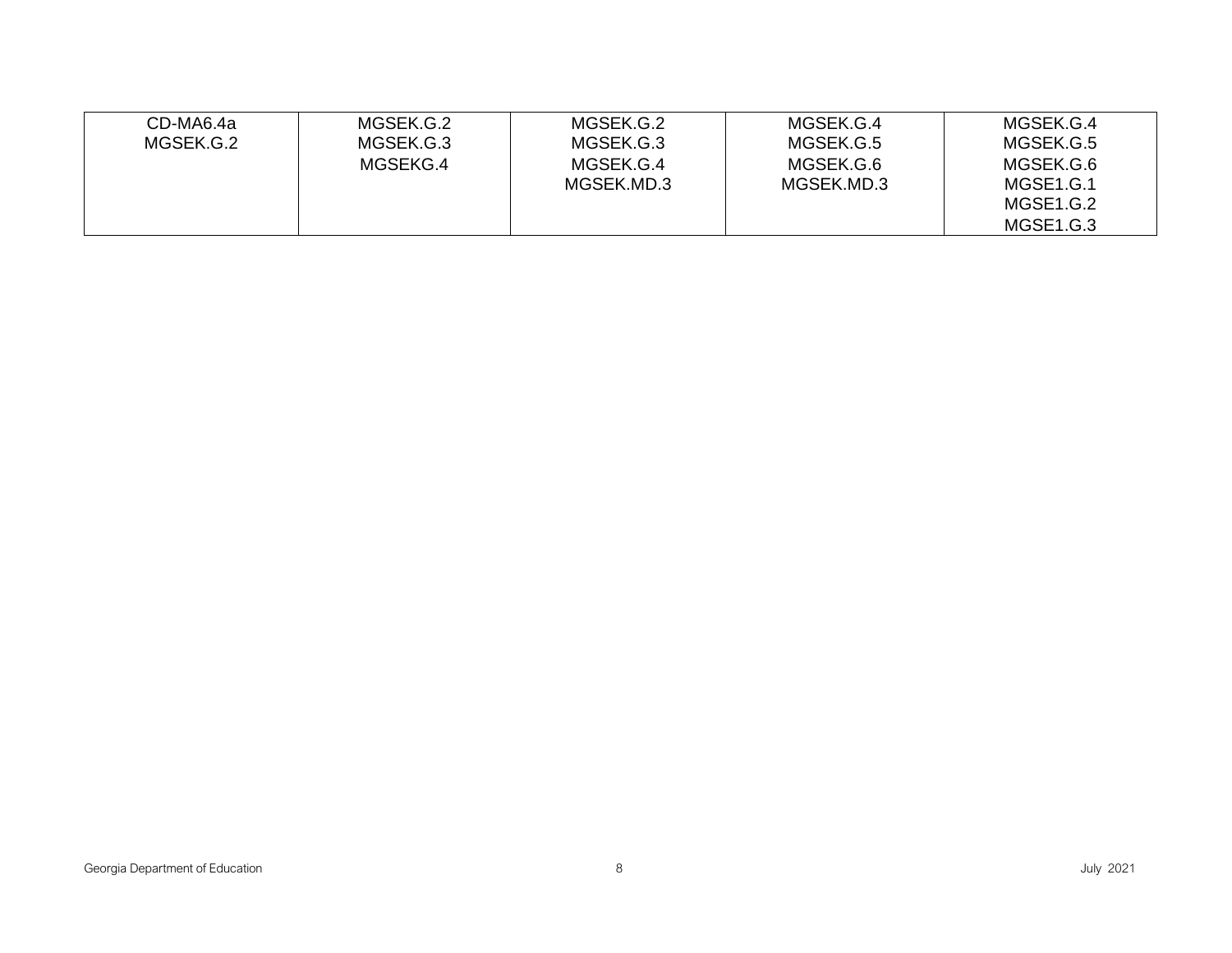| | | | | |
|---|---|---|---|---|
| CD-MA6.4a<br>MGSEK.G.2 | MGSEK.G.2<br>MGSEK.G.3<br>MGSEKG.4 | MGSEK.G.2<br>MGSEK.G.3<br>MGSEK.G.4<br>MGSEK.MD.3 | MGSEK.G.4<br>MGSEK.G.5<br>MGSEK.G.6<br>MGSEK.MD.3 | MGSEK.G.4<br>MGSEK.G.5<br>MGSEK.G.6<br>MGSE1.G.1<br>MGSE1.G.2<br>MGSE1.G.3 |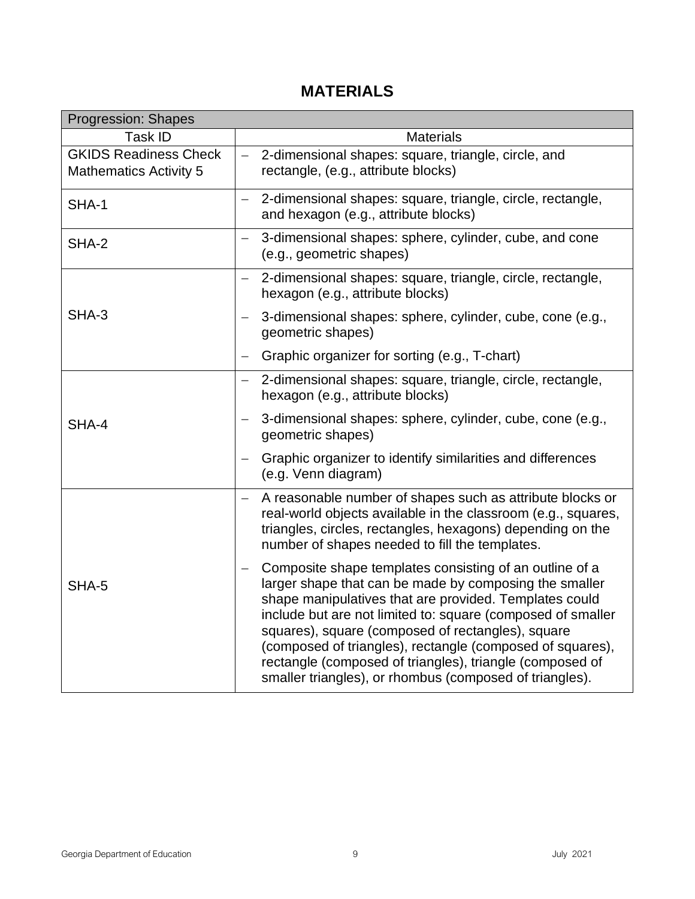# MATERIALS

| Progression: Shapes | |
|---|---|
| Task ID | Materials |
| GKIDS Readiness Check Mathematics Activity 5 | – 2-dimensional shapes: square, triangle, circle, and rectangle, (e.g., attribute blocks) |
| SHA-1 | – 2-dimensional shapes: square, triangle, circle, rectangle, and hexagon (e.g., attribute blocks) |
| SHA-2 | – 3-dimensional shapes: sphere, cylinder, cube, and cone (e.g., geometric shapes) |
| SHA-3 | – 2-dimensional shapes: square, triangle, circle, rectangle, hexagon (e.g., attribute blocks)<br>– 3-dimensional shapes: sphere, cylinder, cube, cone (e.g., geometric shapes)<br>– Graphic organizer for sorting (e.g., T-chart) |
| SHA-4 | – 2-dimensional shapes: square, triangle, circle, rectangle, hexagon (e.g., attribute blocks)<br>– 3-dimensional shapes: sphere, cylinder, cube, cone (e.g., geometric shapes)<br>– Graphic organizer to identify similarities and differences (e.g. Venn diagram) |
| SHA-5 | – A reasonable number of shapes such as attribute blocks or real-world objects available in the classroom (e.g., squares, triangles, circles, rectangles, hexagons) depending on the number of shapes needed to fill the templates.<br>– Composite shape templates consisting of an outline of a larger shape that can be made by composing the smaller shape manipulatives that are provided. Templates could include but are not limited to: square (composed of smaller squares), square (composed of rectangles), square (composed of triangles), rectangle (composed of squares), rectangle (composed of triangles), triangle (composed of smaller triangles), or rhombus (composed of triangles). |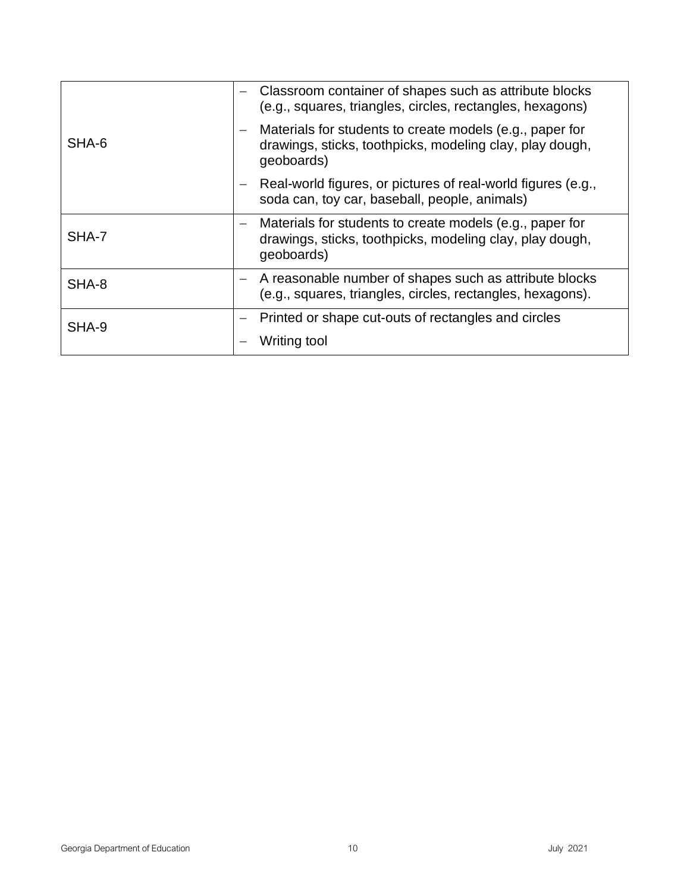| | |
|---|---|
| SHA-6 | – Classroom container of shapes such as attribute blocks (e.g., squares, triangles, circles, rectangles, hexagons)<br>– Materials for students to create models (e.g., paper for drawings, sticks, toothpicks, modeling clay, play dough, geoboards)<br>– Real-world figures, or pictures of real-world figures (e.g., soda can, toy car, baseball, people, animals) |
| SHA-7 | – Materials for students to create models (e.g., paper for drawings, sticks, toothpicks, modeling clay, play dough, geoboards) |
| SHA-8 | – A reasonable number of shapes such as attribute blocks (e.g., squares, triangles, circles, rectangles, hexagons). |
| SHA-9 | – Printed or shape cut-outs of rectangles and circles<br>– Writing tool |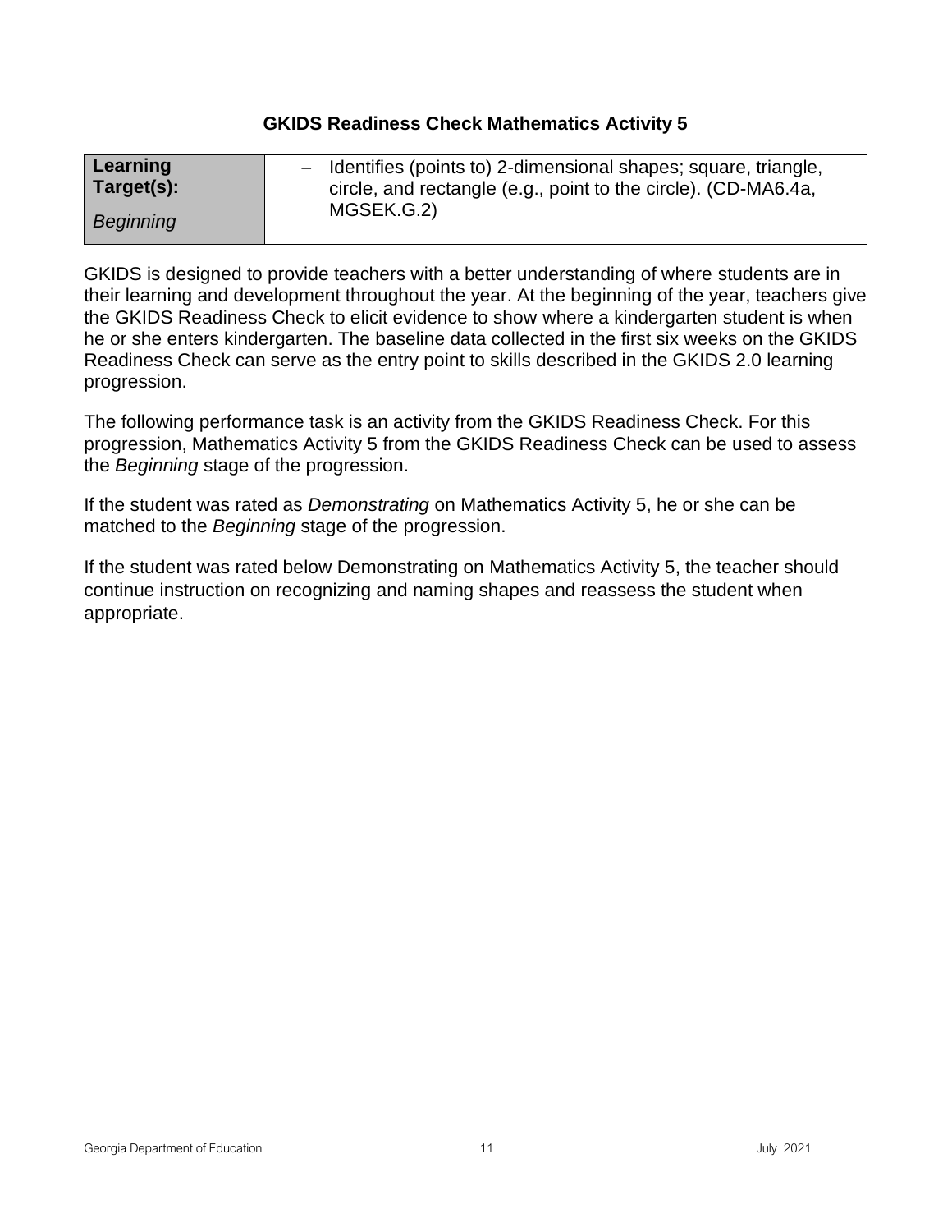### GKIDS Readiness Check Mathematics Activity 5

| **Learning Target(s):**<br>*Beginning* | – Identifies (points to) 2-dimensional shapes; square, triangle, circle, and rectangle (e.g., point to the circle). (CD-MA6.4a, MGSEK.G.2) |
|---|---|

GKIDS is designed to provide teachers with a better understanding of where students are in their learning and development throughout the year. At the beginning of the year, teachers give the GKIDS Readiness Check to elicit evidence to show where a kindergarten student is when he or she enters kindergarten. The baseline data collected in the first six weeks on the GKIDS Readiness Check can serve as the entry point to skills described in the GKIDS 2.0 learning progression.

The following performance task is an activity from the GKIDS Readiness Check. For this progression, Mathematics Activity 5 from the GKIDS Readiness Check can be used to assess the *Beginning* stage of the progression.

If the student was rated as *Demonstrating* on Mathematics Activity 5, he or she can be matched to the *Beginning* stage of the progression.

If the student was rated below Demonstrating on Mathematics Activity 5, the teacher should continue instruction on recognizing and naming shapes and reassess the student when appropriate.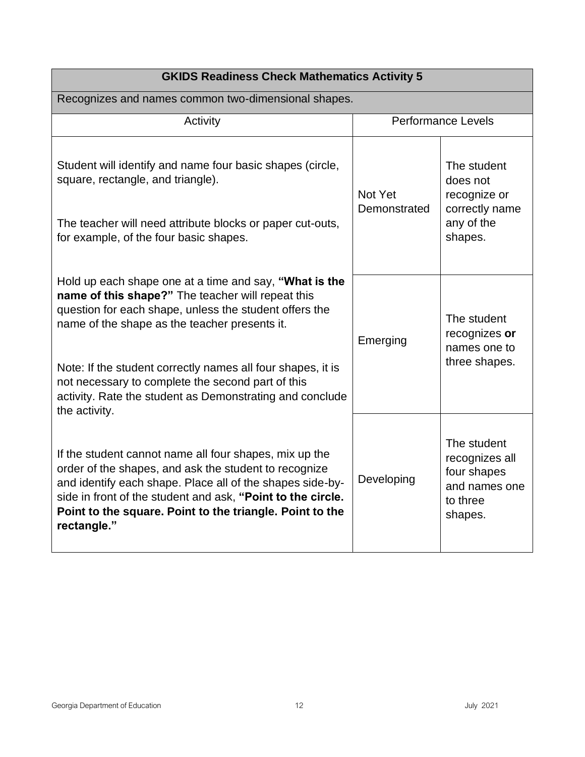| GKIDS Readiness Check Mathematics Activity 5 | | |
|---|---|---|
| Recognizes and names common two-dimensional shapes. | | |
| Activity | Performance Levels | |
| Student will identify and name four basic shapes (circle, square, rectangle, and triangle).<br><br>The teacher will need attribute blocks or paper cut-outs, for example, of the four basic shapes.<br><br>Hold up each shape one at a time and say, **"What is the name of this shape?"** The teacher will repeat this question for each shape, unless the student offers the name of the shape as the teacher presents it.<br><br>Note: If the student correctly names all four shapes, it is not necessary to complete the second part of this activity. Rate the student as Demonstrating and conclude the activity.<br><br>If the student cannot name all four shapes, mix up the order of the shapes, and ask the student to recognize and identify each shape. Place all of the shapes side-by-side in front of the student and ask, **"Point to the circle. Point to the square. Point to the triangle. Point to the rectangle."** | Not Yet Demonstrated | The student does not recognize or correctly name any of the shapes. |
| | Emerging | The student recognizes **or** names one to three shapes. |
| | Developing | The student recognizes all four shapes and names one to three shapes. |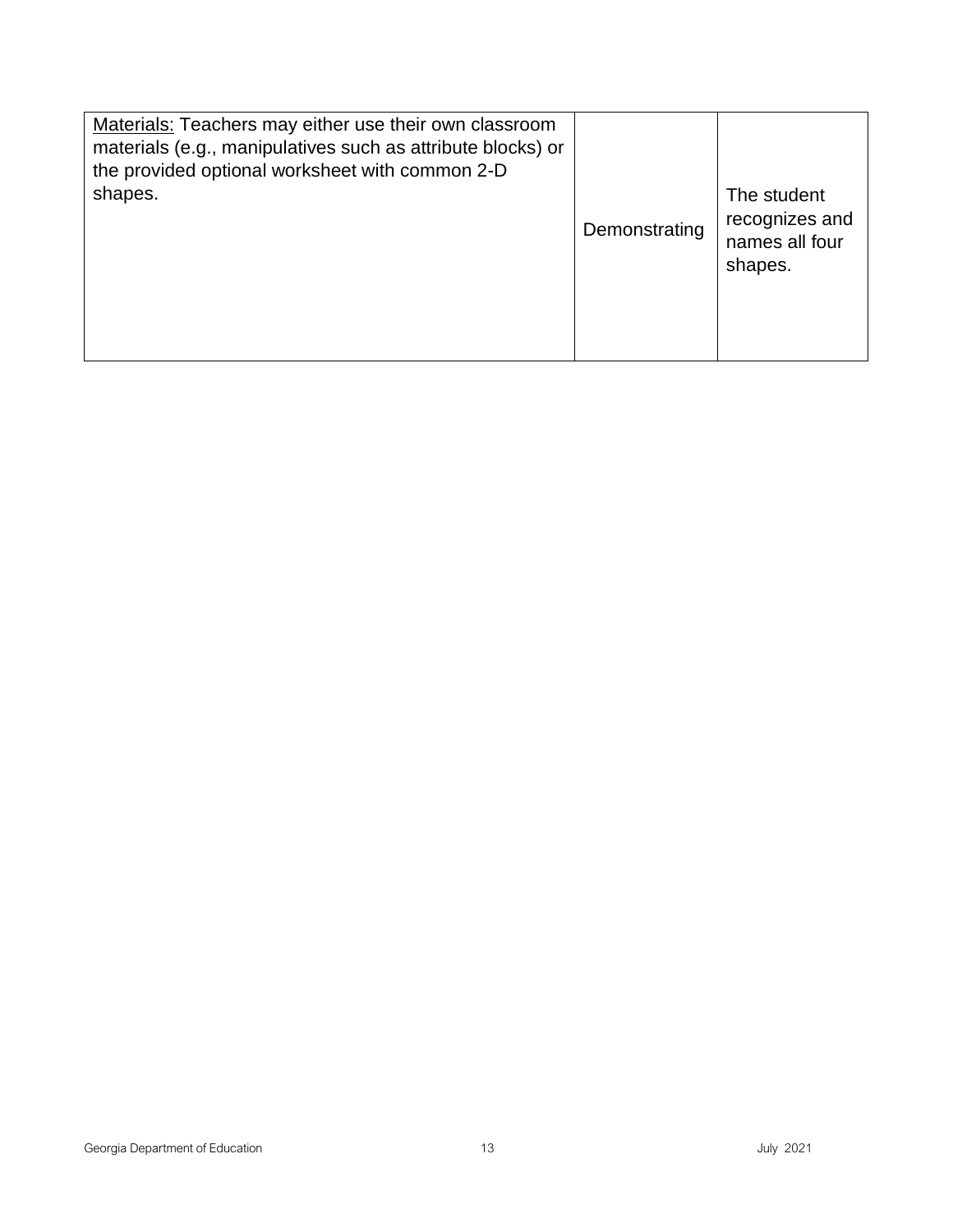| | | |
|---|---|---|
| Materials: Teachers may either use their own classroom materials (e.g., manipulatives such as attribute blocks) or the provided optional worksheet with common 2-D shapes. | Demonstrating | The student recognizes and names all four shapes. |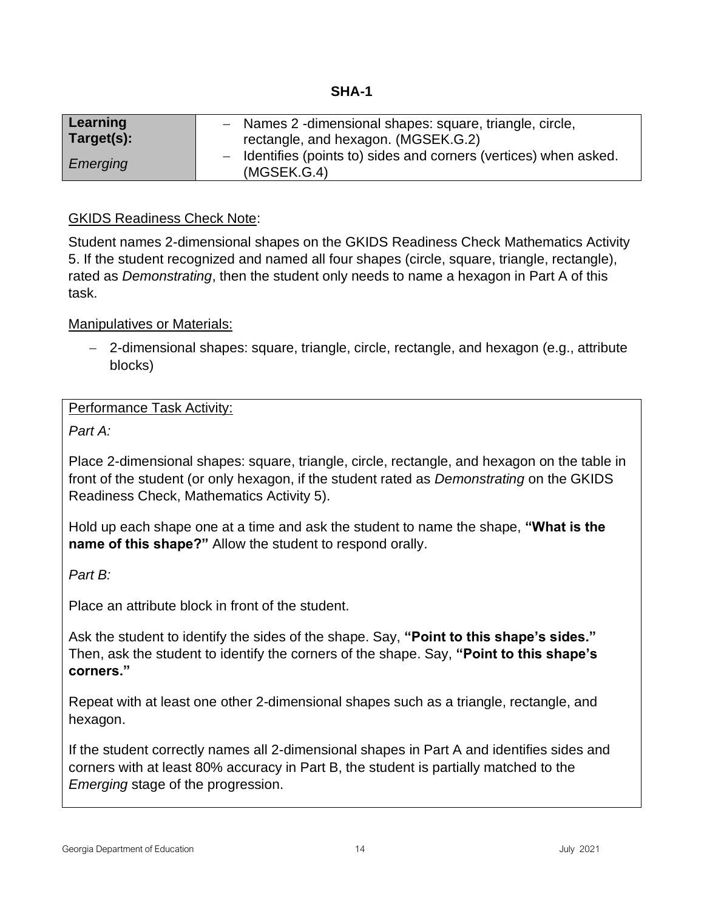# SHA-1

| Learning Target(s): *Emerging* | – Names 2 -dimensional shapes: square, triangle, circle, rectangle, and hexagon. (MGSEK.G.2)<br>– Identifies (points to) sides and corners (vertices) when asked. (MGSEK.G.4) |
|---|---|

<u>GKIDS Readiness Check Note</u>:

Student names 2-dimensional shapes on the GKIDS Readiness Check Mathematics Activity 5. If the student recognized and named all four shapes (circle, square, triangle, rectangle), rated as *Demonstrating*, then the student only needs to name a hexagon in Part A of this task.

<u>Manipulatives or Materials:</u>

- 2-dimensional shapes: square, triangle, circle, rectangle, and hexagon (e.g., attribute blocks)

<u>Performance Task Activity:</u>

*Part A:*

Place 2-dimensional shapes: square, triangle, circle, rectangle, and hexagon on the table in front of the student (or only hexagon, if the student rated as *Demonstrating* on the GKIDS Readiness Check, Mathematics Activity 5).

Hold up each shape one at a time and ask the student to name the shape, **"What is the name of this shape?"** Allow the student to respond orally.

*Part B:*

Place an attribute block in front of the student.

Ask the student to identify the sides of the shape. Say, **"Point to this shape's sides."** Then, ask the student to identify the corners of the shape. Say, **"Point to this shape's corners."**

Repeat with at least one other 2-dimensional shapes such as a triangle, rectangle, and hexagon.

If the student correctly names all 2-dimensional shapes in Part A and identifies sides and corners with at least 80% accuracy in Part B, the student is partially matched to the *Emerging* stage of the progression.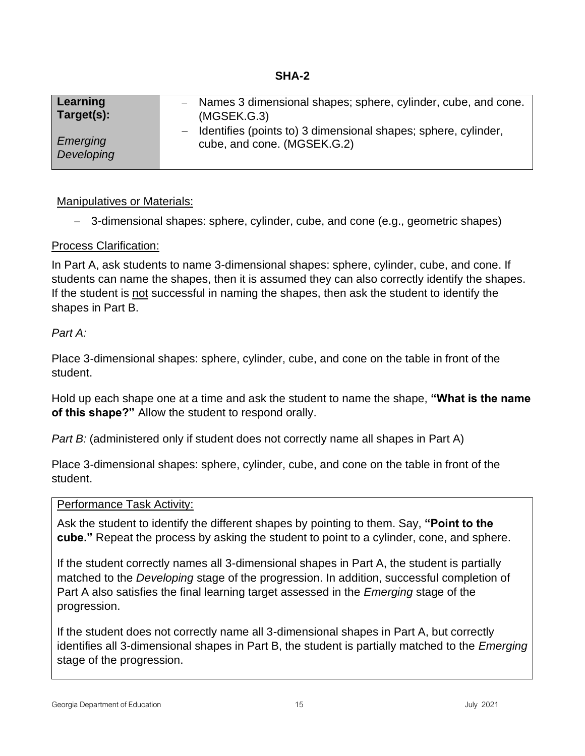# SHA-2

| **Learning Target(s):**<br><br>*Emerging*<br>*Developing* | – Names 3 dimensional shapes; sphere, cylinder, cube, and cone. (MGSEK.G.3)<br>– Identifies (points to) 3 dimensional shapes; sphere, cylinder, cube, and cone. (MGSEK.G.2) |
|---|---|

Manipulatives or Materials:

- 3-dimensional shapes: sphere, cylinder, cube, and cone (e.g., geometric shapes)

Process Clarification:

In Part A, ask students to name 3-dimensional shapes: sphere, cylinder, cube, and cone. If students can name the shapes, then it is assumed they can also correctly identify the shapes. If the student is not successful in naming the shapes, then ask the student to identify the shapes in Part B.

*Part A:*

Place 3-dimensional shapes: sphere, cylinder, cube, and cone on the table in front of the student.

Hold up each shape one at a time and ask the student to name the shape, **"What is the name of this shape?"** Allow the student to respond orally.

*Part B:* (administered only if student does not correctly name all shapes in Part A)

Place 3-dimensional shapes: sphere, cylinder, cube, and cone on the table in front of the student.

Performance Task Activity:

Ask the student to identify the different shapes by pointing to them. Say, **"Point to the cube."** Repeat the process by asking the student to point to a cylinder, cone, and sphere.

If the student correctly names all 3-dimensional shapes in Part A, the student is partially matched to the *Developing* stage of the progression. In addition, successful completion of Part A also satisfies the final learning target assessed in the *Emerging* stage of the progression.

If the student does not correctly name all 3-dimensional shapes in Part A, but correctly identifies all 3-dimensional shapes in Part B, the student is partially matched to the *Emerging* stage of the progression.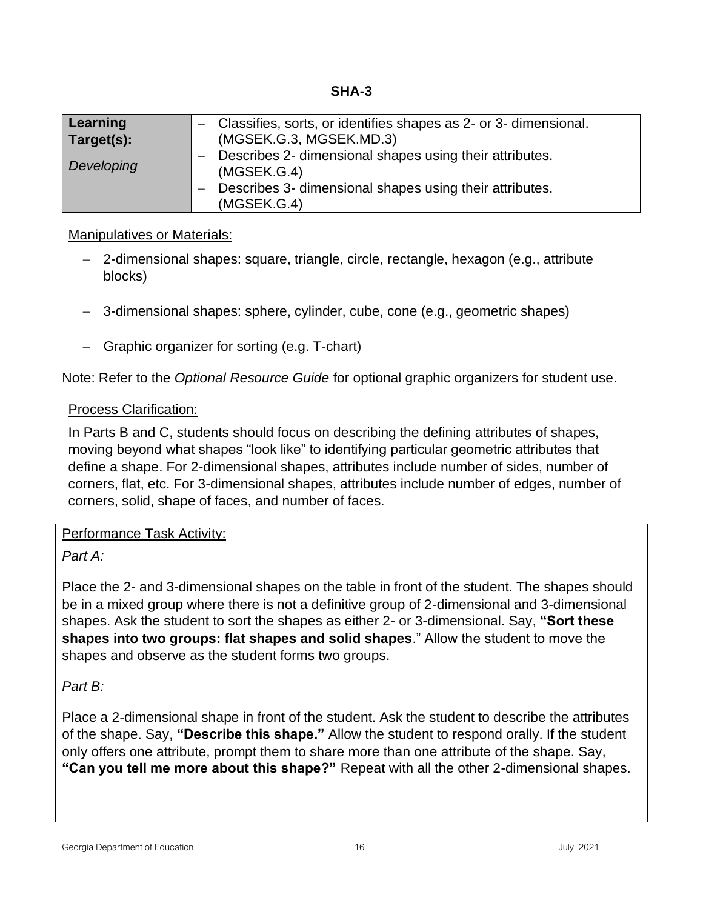## SHA-3

| **Learning Target(s):** *Developing* | – Classifies, sorts, or identifies shapes as 2- or 3- dimensional. (MGSEK.G.3, MGSEK.MD.3)<br>– Describes 2- dimensional shapes using their attributes. (MGSEK.G.4)<br>– Describes 3- dimensional shapes using their attributes. (MGSEK.G.4) |
|---|---|

Manipulatives or Materials:

- 2-dimensional shapes: square, triangle, circle, rectangle, hexagon (e.g., attribute blocks)
- 3-dimensional shapes: sphere, cylinder, cube, cone (e.g., geometric shapes)
- Graphic organizer for sorting (e.g. T-chart)

Note: Refer to the *Optional Resource Guide* for optional graphic organizers for student use.

Process Clarification:

In Parts B and C, students should focus on describing the defining attributes of shapes, moving beyond what shapes "look like" to identifying particular geometric attributes that define a shape. For 2-dimensional shapes, attributes include number of sides, number of corners, flat, etc. For 3-dimensional shapes, attributes include number of edges, number of corners, solid, shape of faces, and number of faces.

Performance Task Activity:

*Part A:*

Place the 2- and 3-dimensional shapes on the table in front of the student. The shapes should be in a mixed group where there is not a definitive group of 2-dimensional and 3-dimensional shapes. Ask the student to sort the shapes as either 2- or 3-dimensional. Say, **"Sort these shapes into two groups: flat shapes and solid shapes**." Allow the student to move the shapes and observe as the student forms two groups.

*Part B:*

Place a 2-dimensional shape in front of the student. Ask the student to describe the attributes of the shape. Say, **"Describe this shape."** Allow the student to respond orally. If the student only offers one attribute, prompt them to share more than one attribute of the shape. Say, **"Can you tell me more about this shape?"** Repeat with all the other 2-dimensional shapes.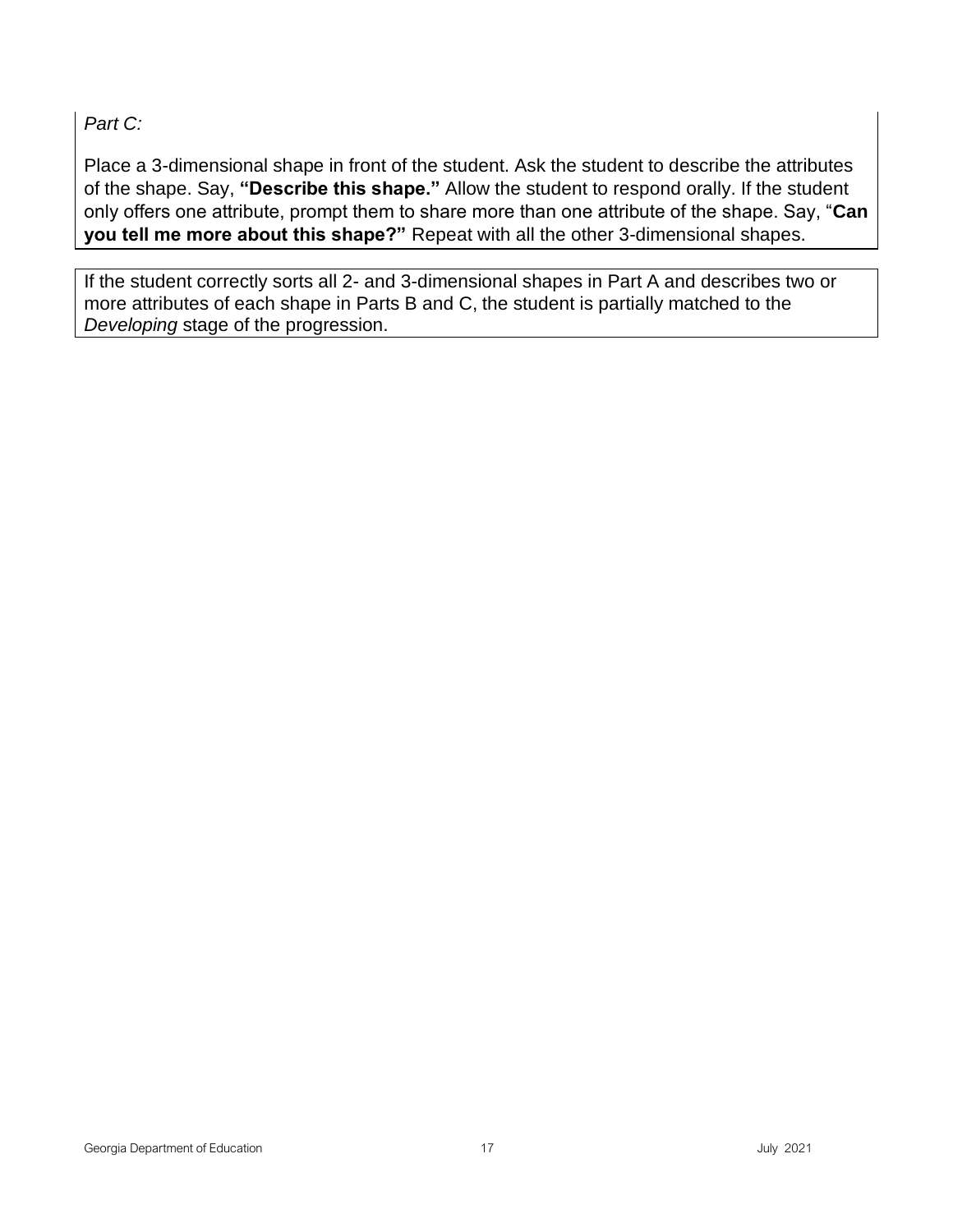*Part C:*

Place a 3-dimensional shape in front of the student. Ask the student to describe the attributes of the shape. Say, **"Describe this shape."** Allow the student to respond orally. If the student only offers one attribute, prompt them to share more than one attribute of the shape. Say, "**Can you tell me more about this shape?"** Repeat with all the other 3-dimensional shapes.

If the student correctly sorts all 2- and 3-dimensional shapes in Part A and describes two or more attributes of each shape in Parts B and C, the student is partially matched to the *Developing* stage of the progression.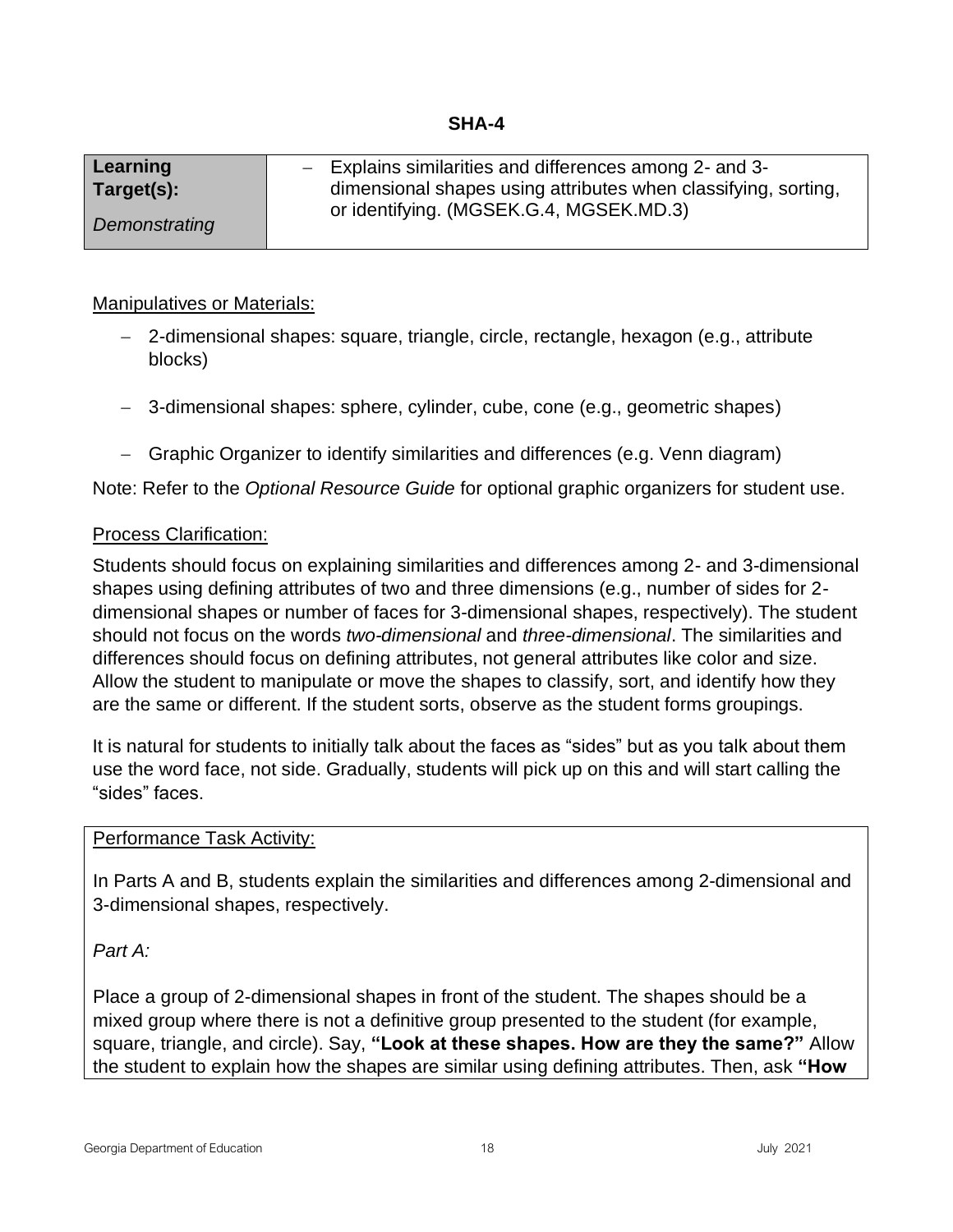# SHA-4

| **Learning Target(s):** *Demonstrating* | – Explains similarities and differences among 2- and 3-dimensional shapes using attributes when classifying, sorting, or identifying. (MGSEK.G.4, MGSEK.MD.3) |
|---|---|

Manipulatives or Materials:

- 2-dimensional shapes: square, triangle, circle, rectangle, hexagon (e.g., attribute blocks)
- 3-dimensional shapes: sphere, cylinder, cube, cone (e.g., geometric shapes)
- Graphic Organizer to identify similarities and differences (e.g. Venn diagram)

Note: Refer to the *Optional Resource Guide* for optional graphic organizers for student use.

Process Clarification:

Students should focus on explaining similarities and differences among 2- and 3-dimensional shapes using defining attributes of two and three dimensions (e.g., number of sides for 2-dimensional shapes or number of faces for 3-dimensional shapes, respectively). The student should not focus on the words *two-dimensional* and *three-dimensional*. The similarities and differences should focus on defining attributes, not general attributes like color and size. Allow the student to manipulate or move the shapes to classify, sort, and identify how they are the same or different. If the student sorts, observe as the student forms groupings.

It is natural for students to initially talk about the faces as "sides" but as you talk about them use the word face, not side. Gradually, students will pick up on this and will start calling the "sides" faces.

Performance Task Activity:

In Parts A and B, students explain the similarities and differences among 2-dimensional and 3-dimensional shapes, respectively.

*Part A:*

Place a group of 2-dimensional shapes in front of the student. The shapes should be a mixed group where there is not a definitive group presented to the student (for example, square, triangle, and circle). Say, **"Look at these shapes. How are they the same?"** Allow the student to explain how the shapes are similar using defining attributes. Then, ask **"How**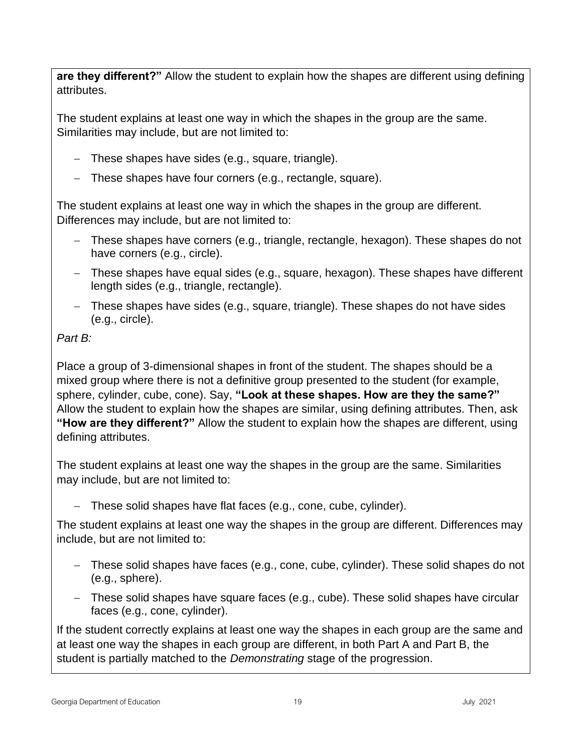**are they different?"** Allow the student to explain how the shapes are different using defining attributes.

The student explains at least one way in which the shapes in the group are the same. Similarities may include, but are not limited to:

- These shapes have sides (e.g., square, triangle).
- These shapes have four corners (e.g., rectangle, square).

The student explains at least one way in which the shapes in the group are different. Differences may include, but are not limited to:

- These shapes have corners (e.g., triangle, rectangle, hexagon). These shapes do not have corners (e.g., circle).
- These shapes have equal sides (e.g., square, hexagon). These shapes have different length sides (e.g., triangle, rectangle).
- These shapes have sides (e.g., square, triangle). These shapes do not have sides (e.g., circle).

*Part B:*

Place a group of 3-dimensional shapes in front of the student. The shapes should be a mixed group where there is not a definitive group presented to the student (for example, sphere, cylinder, cube, cone). Say, **"Look at these shapes. How are they the same?"** Allow the student to explain how the shapes are similar, using defining attributes. Then, ask **"How are they different?"** Allow the student to explain how the shapes are different, using defining attributes.

The student explains at least one way the shapes in the group are the same. Similarities may include, but are not limited to:

- These solid shapes have flat faces (e.g., cone, cube, cylinder).

The student explains at least one way the shapes in the group are different. Differences may include, but are not limited to:

- These solid shapes have faces (e.g., cone, cube, cylinder). These solid shapes do not (e.g., sphere).
- These solid shapes have square faces (e.g., cube). These solid shapes have circular faces (e.g., cone, cylinder).

If the student correctly explains at least one way the shapes in each group are the same and at least one way the shapes in each group are different, in both Part A and Part B, the student is partially matched to the *Demonstrating* stage of the progression.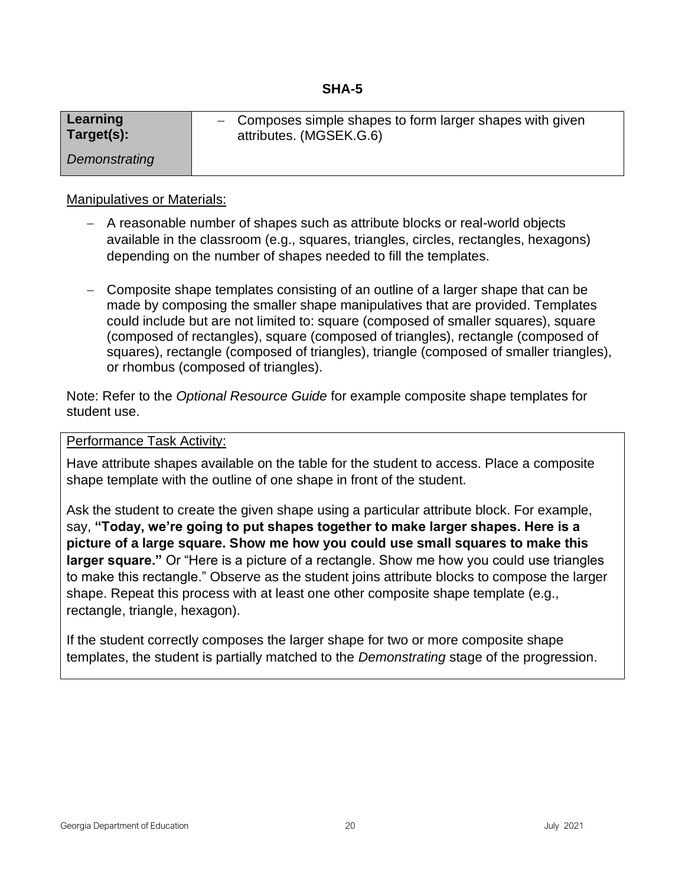## SHA-5

| Learning Target(s): *Demonstrating* | – Composes simple shapes to form larger shapes with given attributes. (MGSEK.G.6) |
| --- | --- |

Manipulatives or Materials:

- A reasonable number of shapes such as attribute blocks or real-world objects available in the classroom (e.g., squares, triangles, circles, rectangles, hexagons) depending on the number of shapes needed to fill the templates.
- Composite shape templates consisting of an outline of a larger shape that can be made by composing the smaller shape manipulatives that are provided. Templates could include but are not limited to: square (composed of smaller squares), square (composed of rectangles), square (composed of triangles), rectangle (composed of squares), rectangle (composed of triangles), triangle (composed of smaller triangles), or rhombus (composed of triangles).

Note: Refer to the *Optional Resource Guide* for example composite shape templates for student use.

Performance Task Activity:

Have attribute shapes available on the table for the student to access. Place a composite shape template with the outline of one shape in front of the student.

Ask the student to create the given shape using a particular attribute block. For example, say, **"Today, we're going to put shapes together to make larger shapes. Here is a picture of a large square. Show me how you could use small squares to make this larger square."** Or "Here is a picture of a rectangle. Show me how you could use triangles to make this rectangle." Observe as the student joins attribute blocks to compose the larger shape. Repeat this process with at least one other composite shape template (e.g., rectangle, triangle, hexagon).

If the student correctly composes the larger shape for two or more composite shape templates, the student is partially matched to the *Demonstrating* stage of the progression.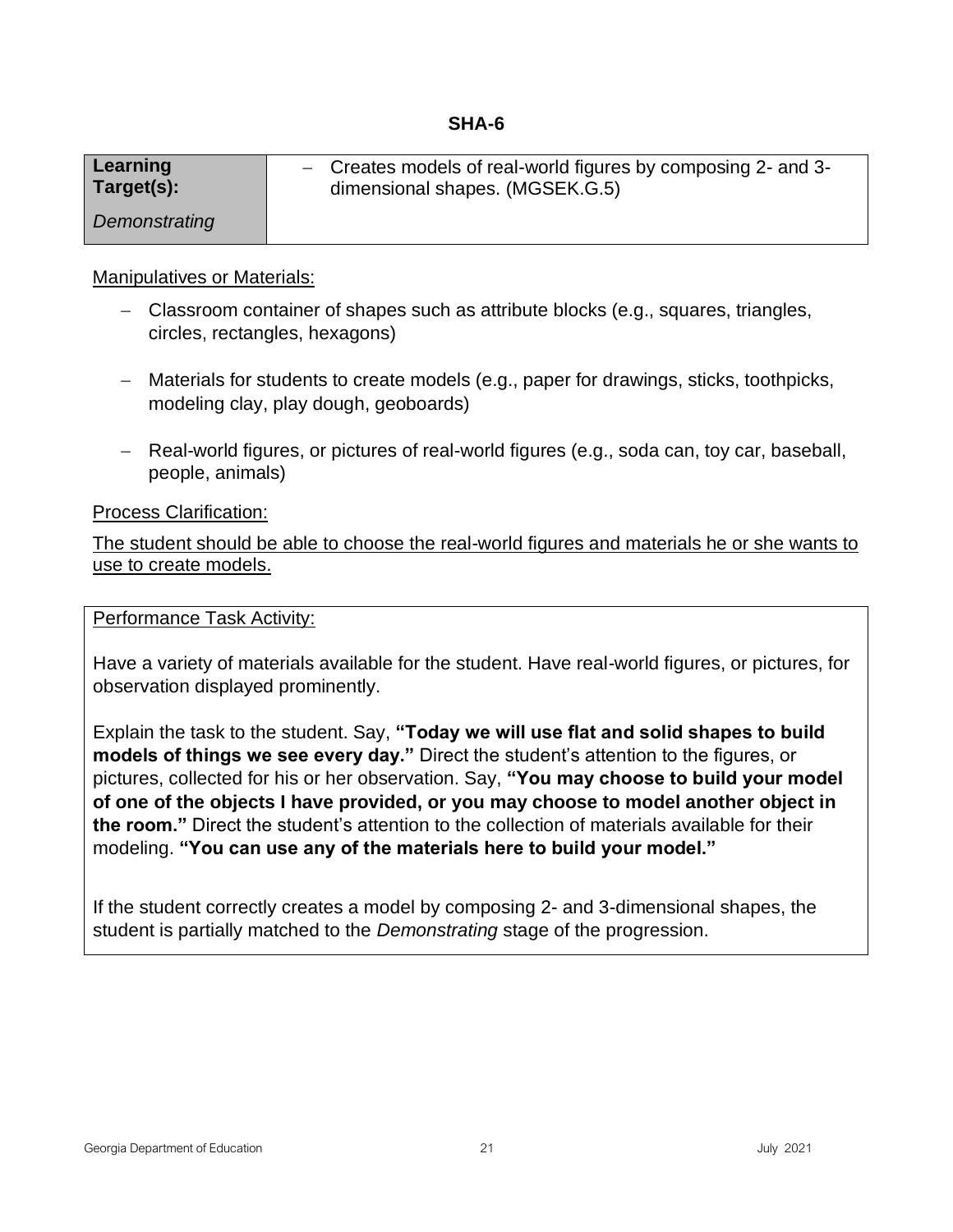# SHA-6

| Learning Target(s): *Demonstrating* | – Creates models of real-world figures by composing 2- and 3-dimensional shapes. (MGSEK.G.5) |
|---|---|

Manipulatives or Materials:

- Classroom container of shapes such as attribute blocks (e.g., squares, triangles, circles, rectangles, hexagons)
- Materials for students to create models (e.g., paper for drawings, sticks, toothpicks, modeling clay, play dough, geoboards)
- Real-world figures, or pictures of real-world figures (e.g., soda can, toy car, baseball, people, animals)

Process Clarification:

The student should be able to choose the real-world figures and materials he or she wants to use to create models.

Performance Task Activity:

Have a variety of materials available for the student. Have real-world figures, or pictures, for observation displayed prominently.

Explain the task to the student. Say, **"Today we will use flat and solid shapes to build models of things we see every day."** Direct the student's attention to the figures, or pictures, collected for his or her observation. Say, **"You may choose to build your model of one of the objects I have provided, or you may choose to model another object in the room."** Direct the student's attention to the collection of materials available for their modeling. **"You can use any of the materials here to build your model."**

If the student correctly creates a model by composing 2- and 3-dimensional shapes, the student is partially matched to the *Demonstrating* stage of the progression.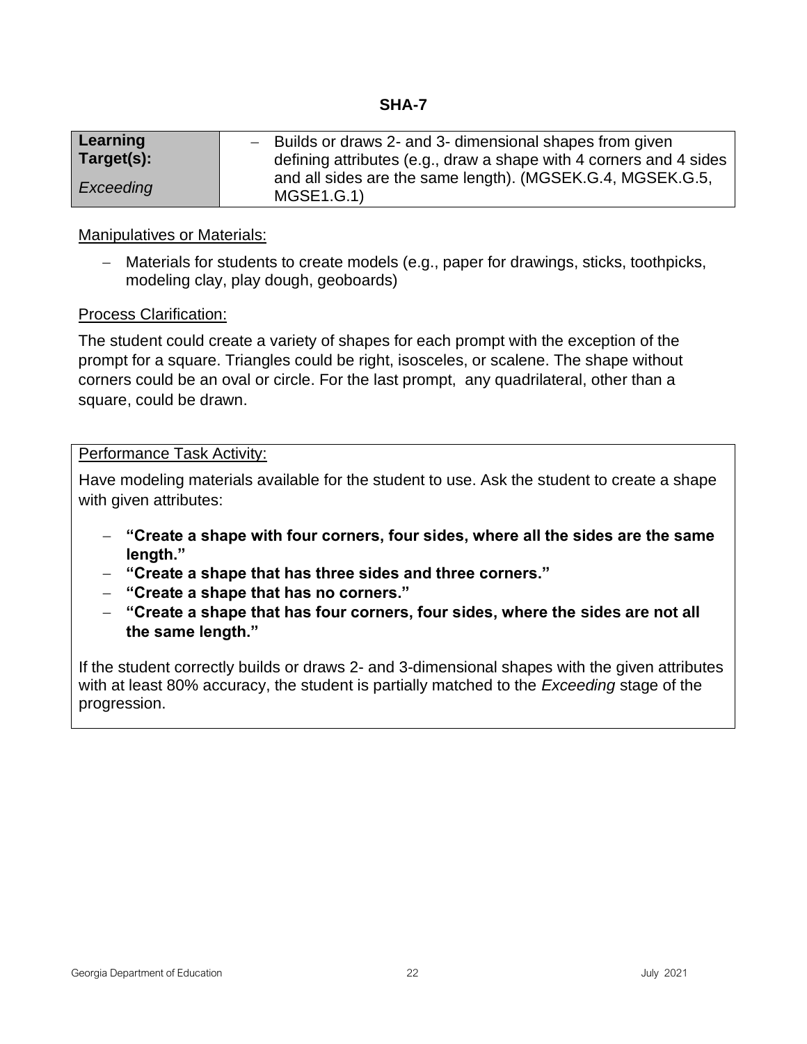## SHA-7

| **Learning Target(s):** *Exceeding* | – Builds or draws 2- and 3- dimensional shapes from given defining attributes (e.g., draw a shape with 4 corners and 4 sides and all sides are the same length). (MGSEK.G.4, MGSEK.G.5, MGSE1.G.1) |
|---|---|

Manipulatives or Materials:

- Materials for students to create models (e.g., paper for drawings, sticks, toothpicks, modeling clay, play dough, geoboards)

Process Clarification:

The student could create a variety of shapes for each prompt with the exception of the prompt for a square. Triangles could be right, isosceles, or scalene. The shape without corners could be an oval or circle. For the last prompt, any quadrilateral, other than a square, could be drawn.

Performance Task Activity:

Have modeling materials available for the student to use. Ask the student to create a shape with given attributes:

- **"Create a shape with four corners, four sides, where all the sides are the same length."**
- **"Create a shape that has three sides and three corners."**
- **"Create a shape that has no corners."**
- **"Create a shape that has four corners, four sides, where the sides are not all the same length."**

If the student correctly builds or draws 2- and 3-dimensional shapes with the given attributes with at least 80% accuracy, the student is partially matched to the *Exceeding* stage of the progression.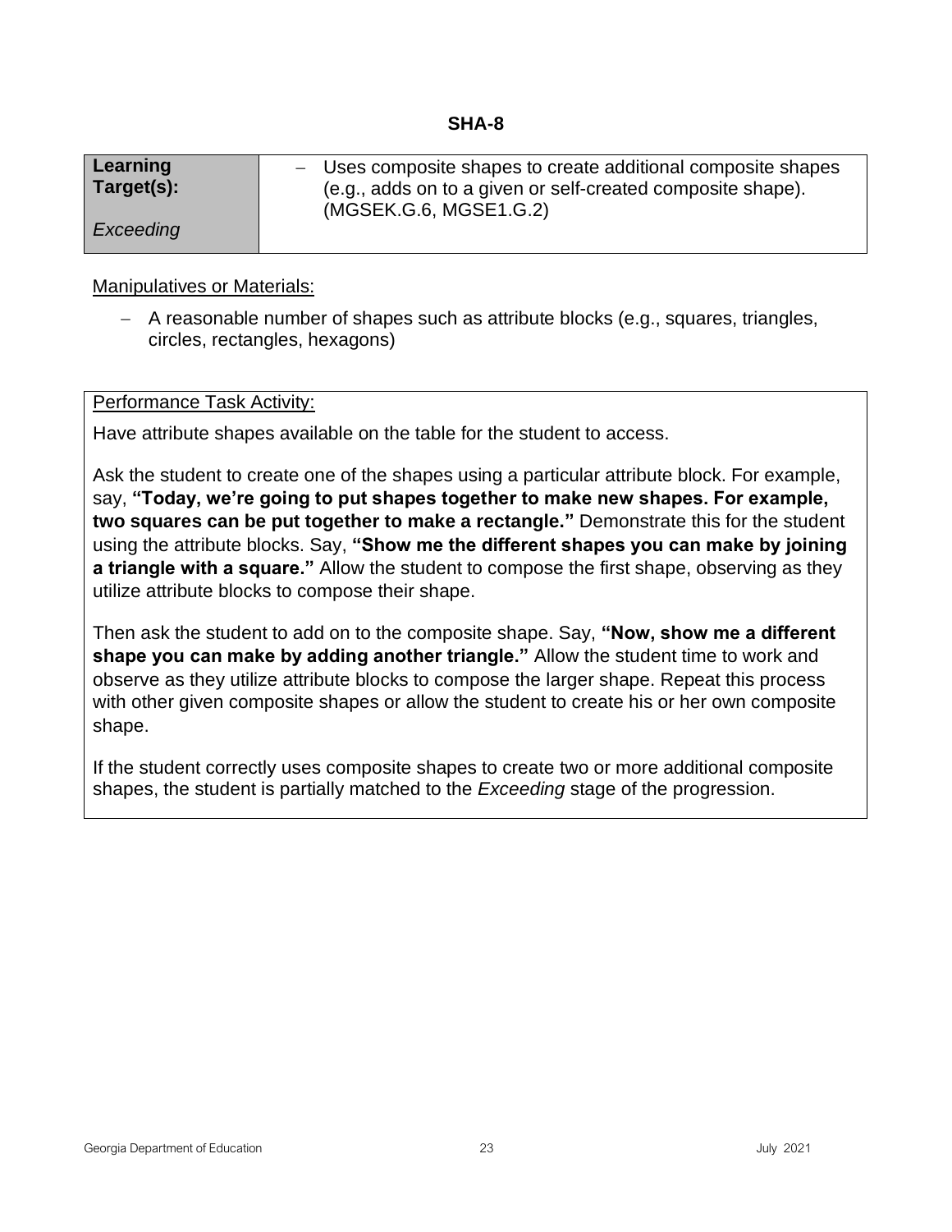## SHA-8

| Learning Target(s): *Exceeding* | – Uses composite shapes to create additional composite shapes (e.g., adds on to a given or self-created composite shape). (MGSEK.G.6, MGSE1.G.2) |
|---|---|

Manipulatives or Materials:

- A reasonable number of shapes such as attribute blocks (e.g., squares, triangles, circles, rectangles, hexagons)

Performance Task Activity:

Have attribute shapes available on the table for the student to access.

Ask the student to create one of the shapes using a particular attribute block. For example, say, **"Today, we're going to put shapes together to make new shapes. For example, two squares can be put together to make a rectangle."** Demonstrate this for the student using the attribute blocks. Say, **"Show me the different shapes you can make by joining a triangle with a square."** Allow the student to compose the first shape, observing as they utilize attribute blocks to compose their shape.

Then ask the student to add on to the composite shape. Say, **"Now, show me a different shape you can make by adding another triangle."** Allow the student time to work and observe as they utilize attribute blocks to compose the larger shape. Repeat this process with other given composite shapes or allow the student to create his or her own composite shape.

If the student correctly uses composite shapes to create two or more additional composite shapes, the student is partially matched to the *Exceeding* stage of the progression.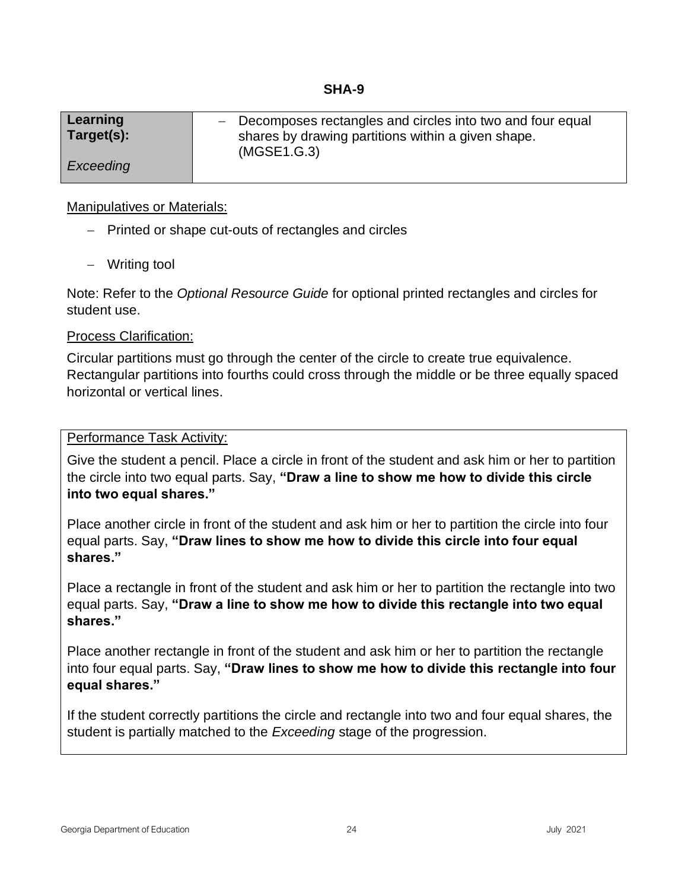## SHA-9

| **Learning Target(s):**<br><br>*Exceeding* | – Decomposes rectangles and circles into two and four equal shares by drawing partitions within a given shape. (MGSE1.G.3) |
|---|---|

Manipulatives or Materials:

- Printed or shape cut-outs of rectangles and circles
- Writing tool

Note: Refer to the *Optional Resource Guide* for optional printed rectangles and circles for student use.

Process Clarification:

Circular partitions must go through the center of the circle to create true equivalence. Rectangular partitions into fourths could cross through the middle or be three equally spaced horizontal or vertical lines.

Performance Task Activity:

Give the student a pencil. Place a circle in front of the student and ask him or her to partition the circle into two equal parts. Say, **"Draw a line to show me how to divide this circle into two equal shares."**

Place another circle in front of the student and ask him or her to partition the circle into four equal parts. Say, **"Draw lines to show me how to divide this circle into four equal shares."**

Place a rectangle in front of the student and ask him or her to partition the rectangle into two equal parts. Say, **"Draw a line to show me how to divide this rectangle into two equal shares."**

Place another rectangle in front of the student and ask him or her to partition the rectangle into four equal parts. Say, **"Draw lines to show me how to divide this rectangle into four equal shares."**

If the student correctly partitions the circle and rectangle into two and four equal shares, the student is partially matched to the *Exceeding* stage of the progression.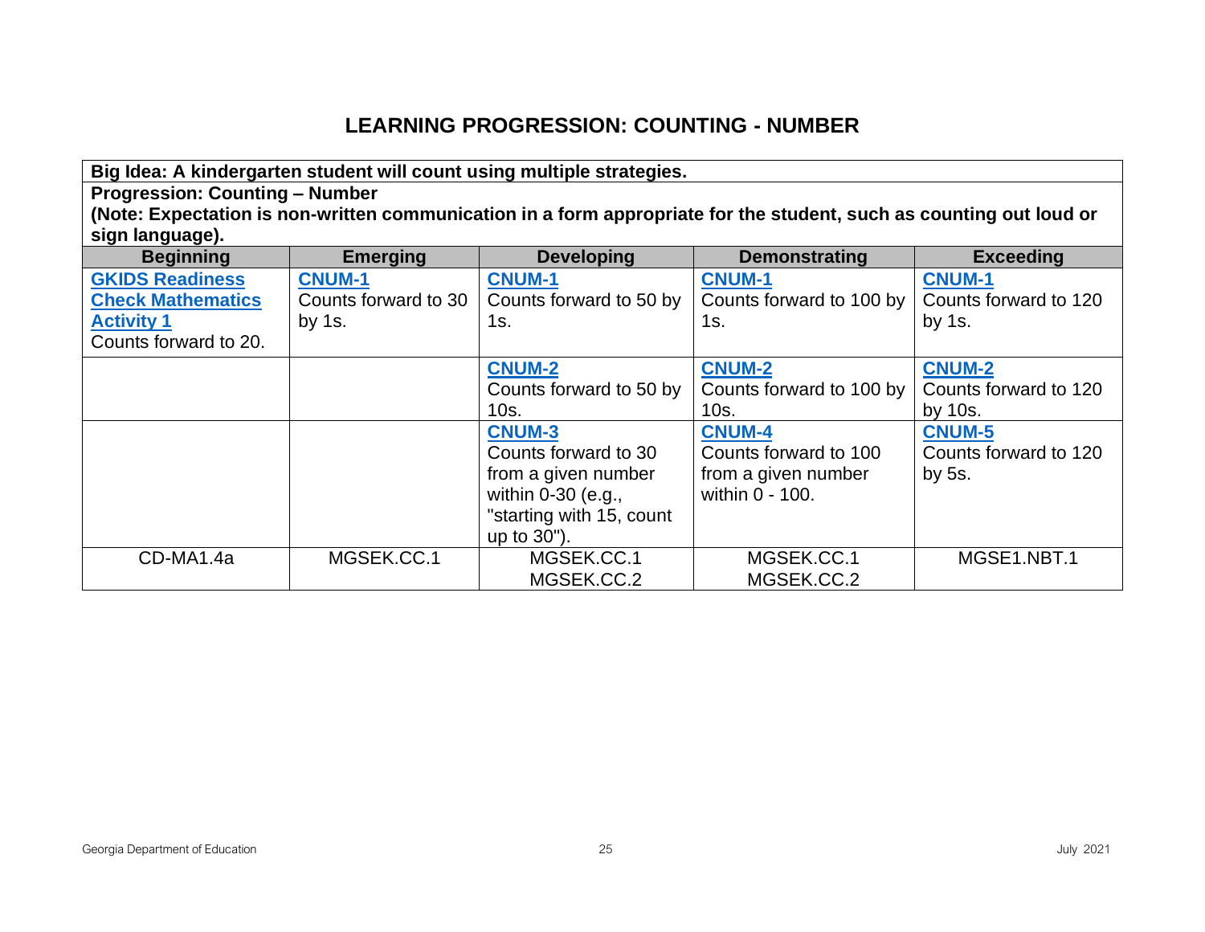# LEARNING PROGRESSION: COUNTING - NUMBER

**Big Idea: A kindergarten student will count using multiple strategies.**

**Progression: Counting – Number**
**(Note: Expectation is non-written communication in a form appropriate for the student, such as counting out loud or sign language).**

| Beginning | Emerging | Developing | Demonstrating | Exceeding |
|---|---|---|---|---|
| **GKIDS Readiness Check Mathematics Activity 1** Counts forward to 20. | **CNUM-1** Counts forward to 30 by 1s. | **CNUM-1** Counts forward to 50 by 1s. | **CNUM-1** Counts forward to 100 by 1s. | **CNUM-1** Counts forward to 120 by 1s. |
| | | **CNUM-2** Counts forward to 50 by 10s. | **CNUM-2** Counts forward to 100 by 10s. | **CNUM-2** Counts forward to 120 by 10s. |
| | | **CNUM-3** Counts forward to 30 from a given number within 0-30 (e.g., "starting with 15, count up to 30"). | **CNUM-4** Counts forward to 100 from a given number within 0 - 100. | **CNUM-5** Counts forward to 120 by 5s. |
| CD-MA1.4a | MGSEK.CC.1 | MGSEK.CC.1 MGSEK.CC.2 | MGSEK.CC.1 MGSEK.CC.2 | MGSE1.NBT.1 |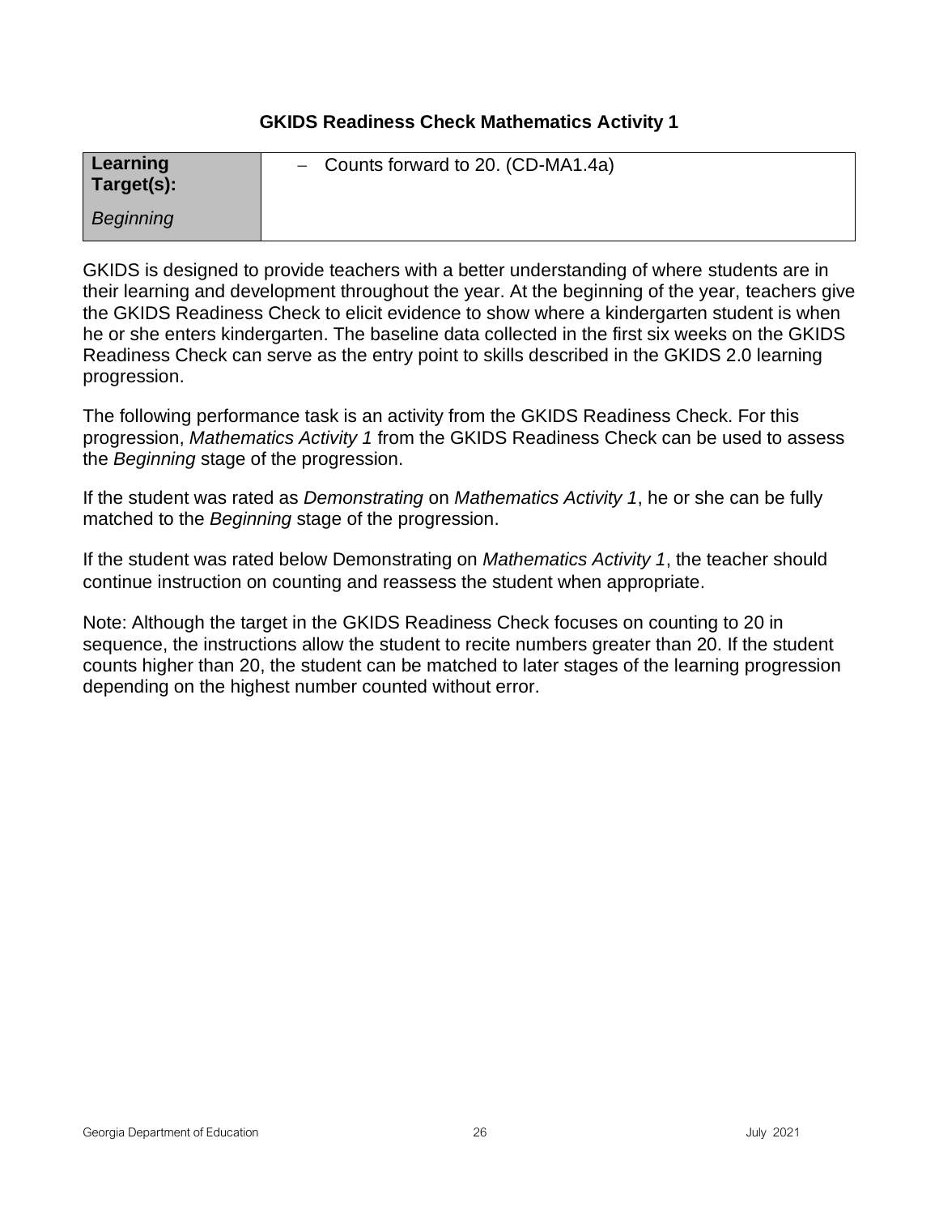### GKIDS Readiness Check Mathematics Activity 1

| **Learning Target(s):** *Beginning* | – Counts forward to 20. (CD-MA1.4a) |
|---|---|

GKIDS is designed to provide teachers with a better understanding of where students are in their learning and development throughout the year. At the beginning of the year, teachers give the GKIDS Readiness Check to elicit evidence to show where a kindergarten student is when he or she enters kindergarten. The baseline data collected in the first six weeks on the GKIDS Readiness Check can serve as the entry point to skills described in the GKIDS 2.0 learning progression.

The following performance task is an activity from the GKIDS Readiness Check. For this progression, *Mathematics Activity 1* from the GKIDS Readiness Check can be used to assess the *Beginning* stage of the progression.

If the student was rated as *Demonstrating* on *Mathematics Activity 1*, he or she can be fully matched to the *Beginning* stage of the progression.

If the student was rated below Demonstrating on *Mathematics Activity 1*, the teacher should continue instruction on counting and reassess the student when appropriate.

Note: Although the target in the GKIDS Readiness Check focuses on counting to 20 in sequence, the instructions allow the student to recite numbers greater than 20. If the student counts higher than 20, the student can be matched to later stages of the learning progression depending on the highest number counted without error.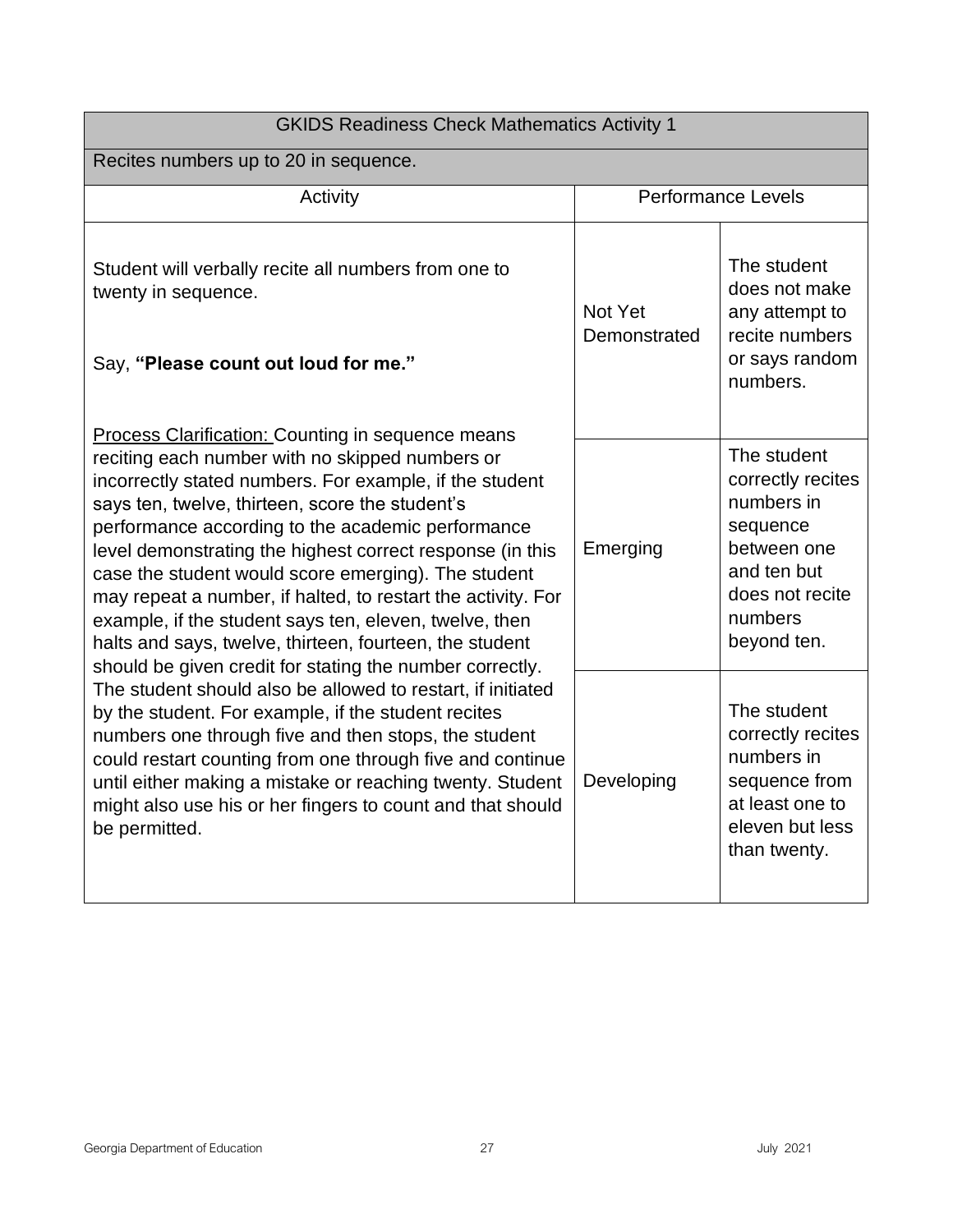| GKIDS Readiness Check Mathematics Activity 1 | | |
|---|---|---|
| Recites numbers up to 20 in sequence. | | |
| Activity | Performance Levels | |
| Student will verbally recite all numbers from one to twenty in sequence.<br><br>Say, **"Please count out loud for me."**<br><br>Process Clarification: Counting in sequence means reciting each number with no skipped numbers or incorrectly stated numbers. For example, if the student says ten, twelve, thirteen, score the student's performance according to the academic performance level demonstrating the highest correct response (in this case the student would score emerging). The student may repeat a number, if halted, to restart the activity. For example, if the student says ten, eleven, twelve, then halts and says, twelve, thirteen, fourteen, the student should be given credit for stating the number correctly. The student should also be allowed to restart, if initiated by the student. For example, if the student recites numbers one through five and then stops, the student could restart counting from one through five and continue until either making a mistake or reaching twenty. Student might also use his or her fingers to count and that should be permitted. | Not Yet Demonstrated | The student does not make any attempt to recite numbers or says random numbers. |
| | Emerging | The student correctly recites numbers in sequence between one and ten but does not recite numbers beyond ten. |
| | Developing | The student correctly recites numbers in sequence from at least one to eleven but less than twenty. |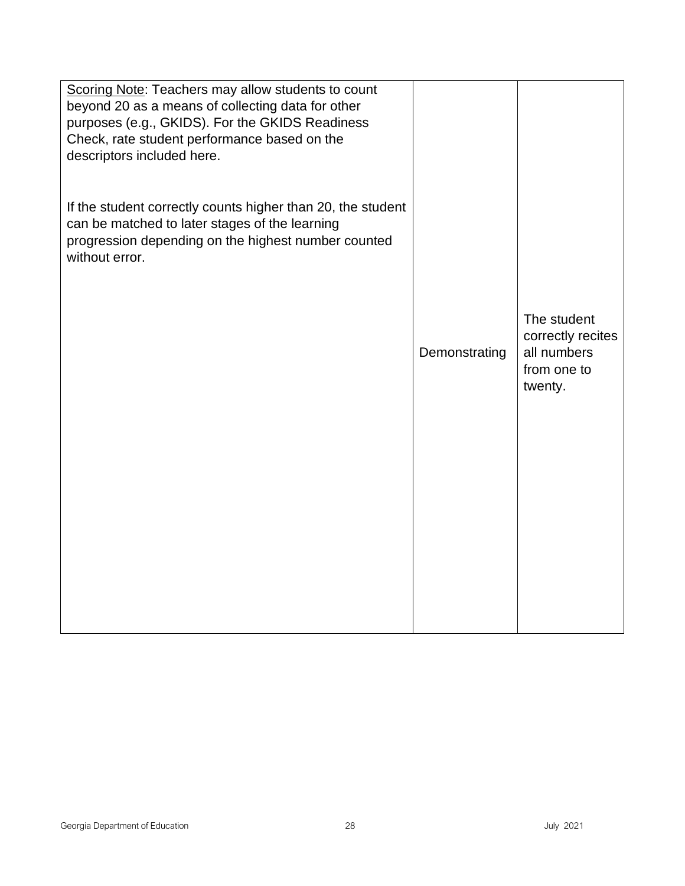| | | |
|---|---|---|
| <u>Scoring Note</u>: Teachers may allow students to count beyond 20 as a means of collecting data for other purposes (e.g., GKIDS). For the GKIDS Readiness Check, rate student performance based on the descriptors included here.<br><br>If the student correctly counts higher than 20, the student can be matched to later stages of the learning progression depending on the highest number counted without error. | Demonstrating | The student correctly recites all numbers from one to twenty. |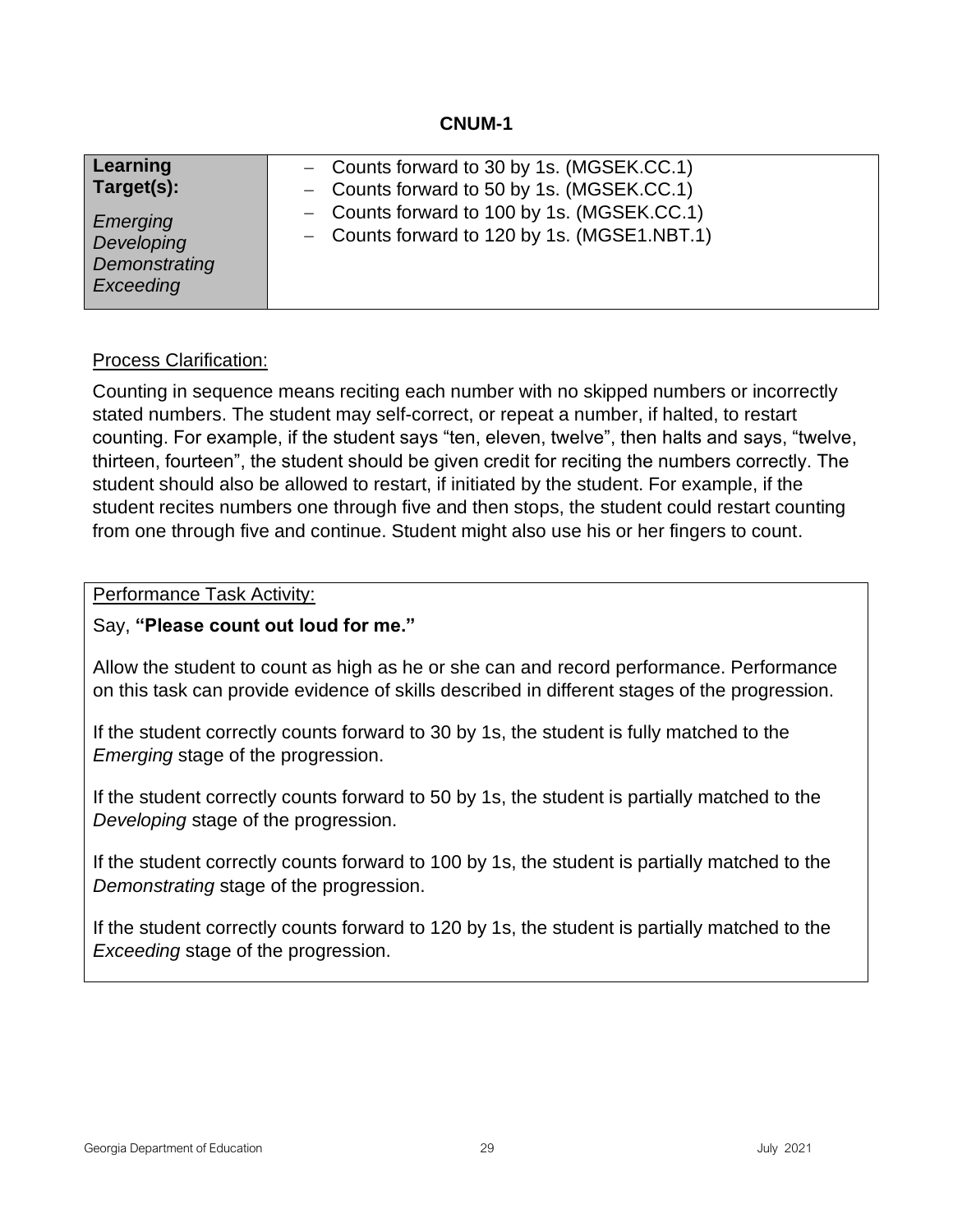**CNUM-1**

| **Learning Target(s):** *Emerging* *Developing* *Demonstrating* *Exceeding* | − Counts forward to 30 by 1s. (MGSEK.CC.1) − Counts forward to 50 by 1s. (MGSEK.CC.1) − Counts forward to 100 by 1s. (MGSEK.CC.1) − Counts forward to 120 by 1s. (MGSE1.NBT.1) |
|---|---|

Process Clarification:

Counting in sequence means reciting each number with no skipped numbers or incorrectly stated numbers. The student may self-correct, or repeat a number, if halted, to restart counting. For example, if the student says "ten, eleven, twelve", then halts and says, "twelve, thirteen, fourteen", the student should be given credit for reciting the numbers correctly. The student should also be allowed to restart, if initiated by the student. For example, if the student recites numbers one through five and then stops, the student could restart counting from one through five and continue. Student might also use his or her fingers to count.

Performance Task Activity:

Say, **"Please count out loud for me."**

Allow the student to count as high as he or she can and record performance. Performance on this task can provide evidence of skills described in different stages of the progression.

If the student correctly counts forward to 30 by 1s, the student is fully matched to the *Emerging* stage of the progression.

If the student correctly counts forward to 50 by 1s, the student is partially matched to the *Developing* stage of the progression.

If the student correctly counts forward to 100 by 1s, the student is partially matched to the *Demonstrating* stage of the progression.

If the student correctly counts forward to 120 by 1s, the student is partially matched to the *Exceeding* stage of the progression.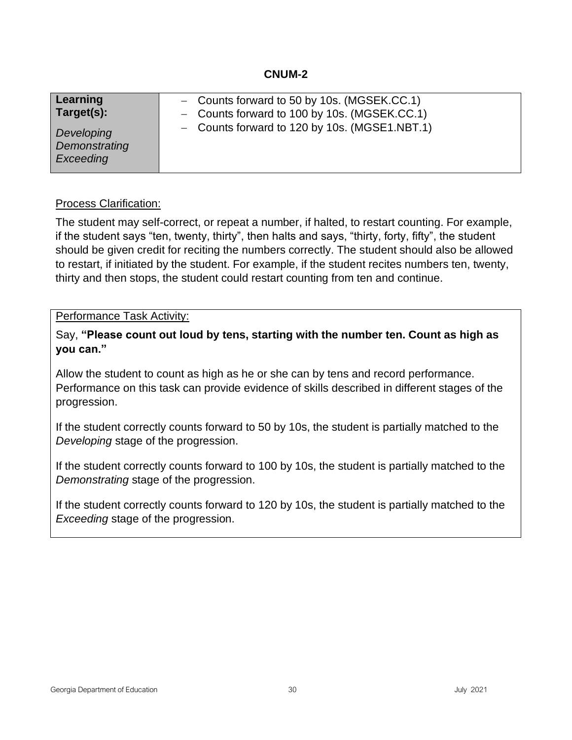## CNUM-2

| **Learning Target(s):**<br><br>*Developing*<br>*Demonstrating*<br>*Exceeding* | – Counts forward to 50 by 10s. (MGSEK.CC.1)<br>– Counts forward to 100 by 10s. (MGSEK.CC.1)<br>– Counts forward to 120 by 10s. (MGSE1.NBT.1) |
|---|---|

<u>Process Clarification:</u>

The student may self-correct, or repeat a number, if halted, to restart counting. For example, if the student says "ten, twenty, thirty", then halts and says, "thirty, forty, fifty", the student should be given credit for reciting the numbers correctly. The student should also be allowed to restart, if initiated by the student. For example, if the student recites numbers ten, twenty, thirty and then stops, the student could restart counting from ten and continue.

<u>Performance Task Activity:</u>

Say, **"Please count out loud by tens, starting with the number ten. Count as high as you can."**

Allow the student to count as high as he or she can by tens and record performance. Performance on this task can provide evidence of skills described in different stages of the progression.

If the student correctly counts forward to 50 by 10s, the student is partially matched to the *Developing* stage of the progression.

If the student correctly counts forward to 100 by 10s, the student is partially matched to the *Demonstrating* stage of the progression.

If the student correctly counts forward to 120 by 10s, the student is partially matched to the *Exceeding* stage of the progression.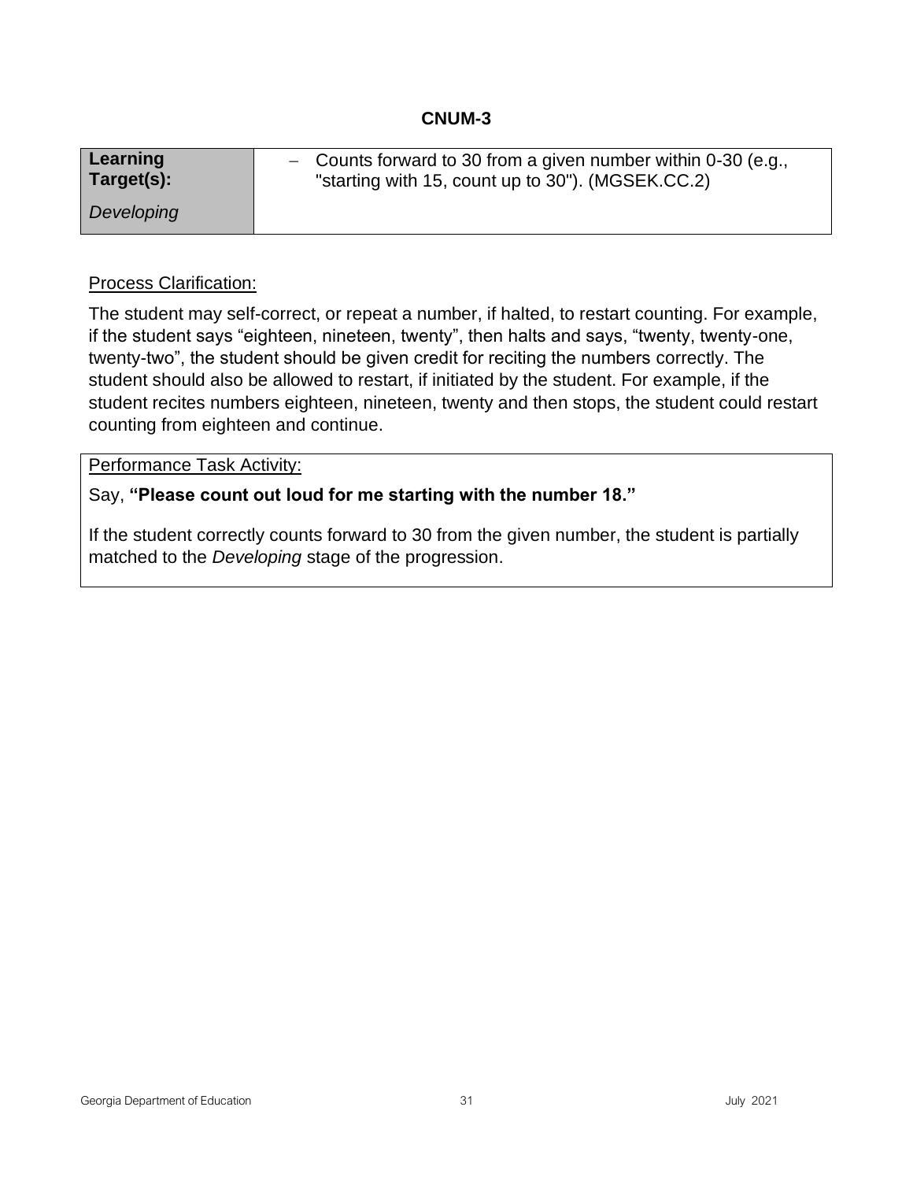## CNUM-3

| **Learning Target(s):** *Developing* | – Counts forward to 30 from a given number within 0-30 (e.g., "starting with 15, count up to 30"). (MGSEK.CC.2) |
|---|---|

Process Clarification:

The student may self-correct, or repeat a number, if halted, to restart counting. For example, if the student says "eighteen, nineteen, twenty", then halts and says, "twenty, twenty-one, twenty-two", the student should be given credit for reciting the numbers correctly. The student should also be allowed to restart, if initiated by the student. For example, if the student recites numbers eighteen, nineteen, twenty and then stops, the student could restart counting from eighteen and continue.

Performance Task Activity:

Say, **"Please count out loud for me starting with the number 18."**

If the student correctly counts forward to 30 from the given number, the student is partially matched to the *Developing* stage of the progression.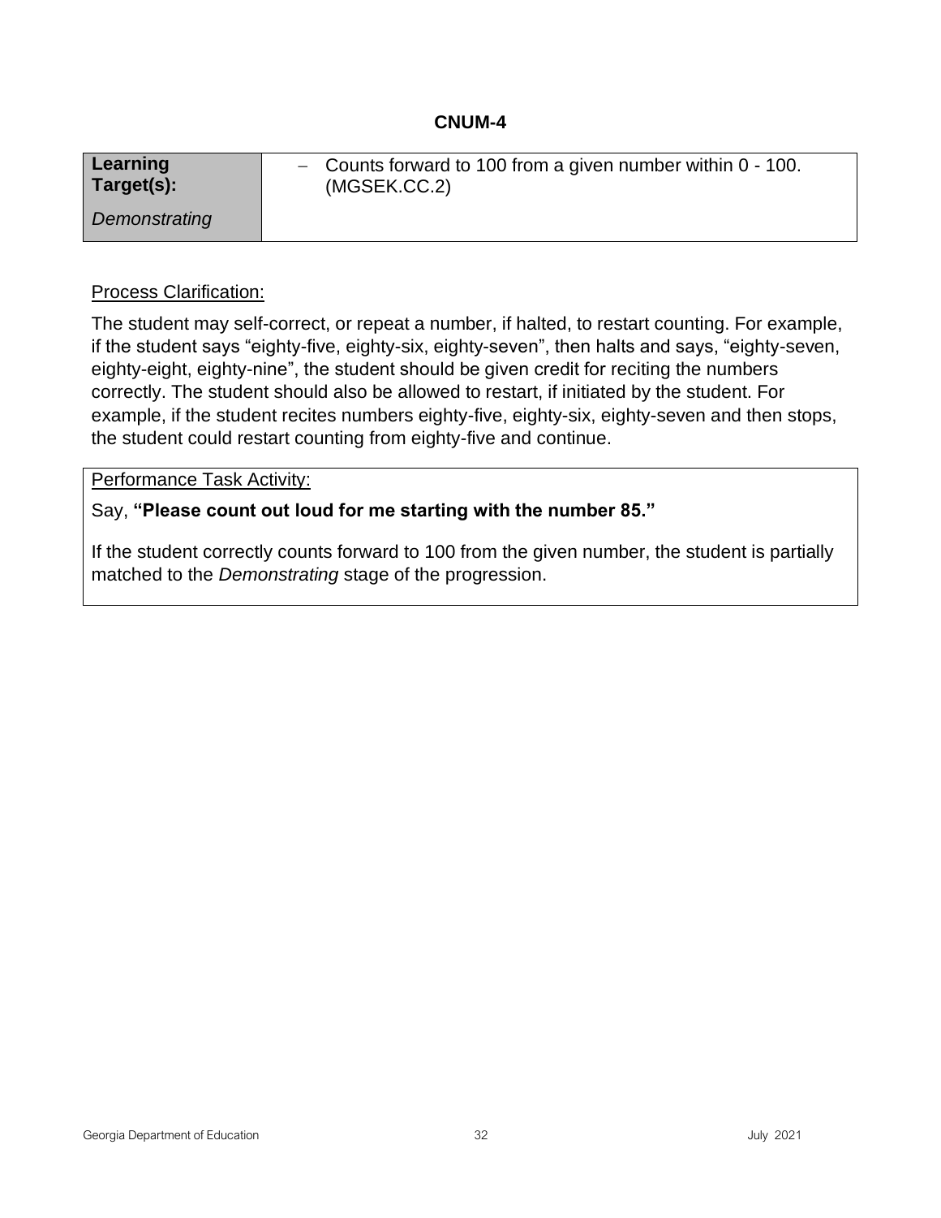# CNUM-4

| **Learning Target(s):** *Demonstrating* | – Counts forward to 100 from a given number within 0 - 100. (MGSEK.CC.2) |
|---|---|

Process Clarification:

The student may self-correct, or repeat a number, if halted, to restart counting. For example, if the student says "eighty-five, eighty-six, eighty-seven", then halts and says, "eighty-seven, eighty-eight, eighty-nine", the student should be given credit for reciting the numbers correctly. The student should also be allowed to restart, if initiated by the student. For example, if the student recites numbers eighty-five, eighty-six, eighty-seven and then stops, the student could restart counting from eighty-five and continue.

Performance Task Activity:

Say, **"Please count out loud for me starting with the number 85."**

If the student correctly counts forward to 100 from the given number, the student is partially matched to the *Demonstrating* stage of the progression.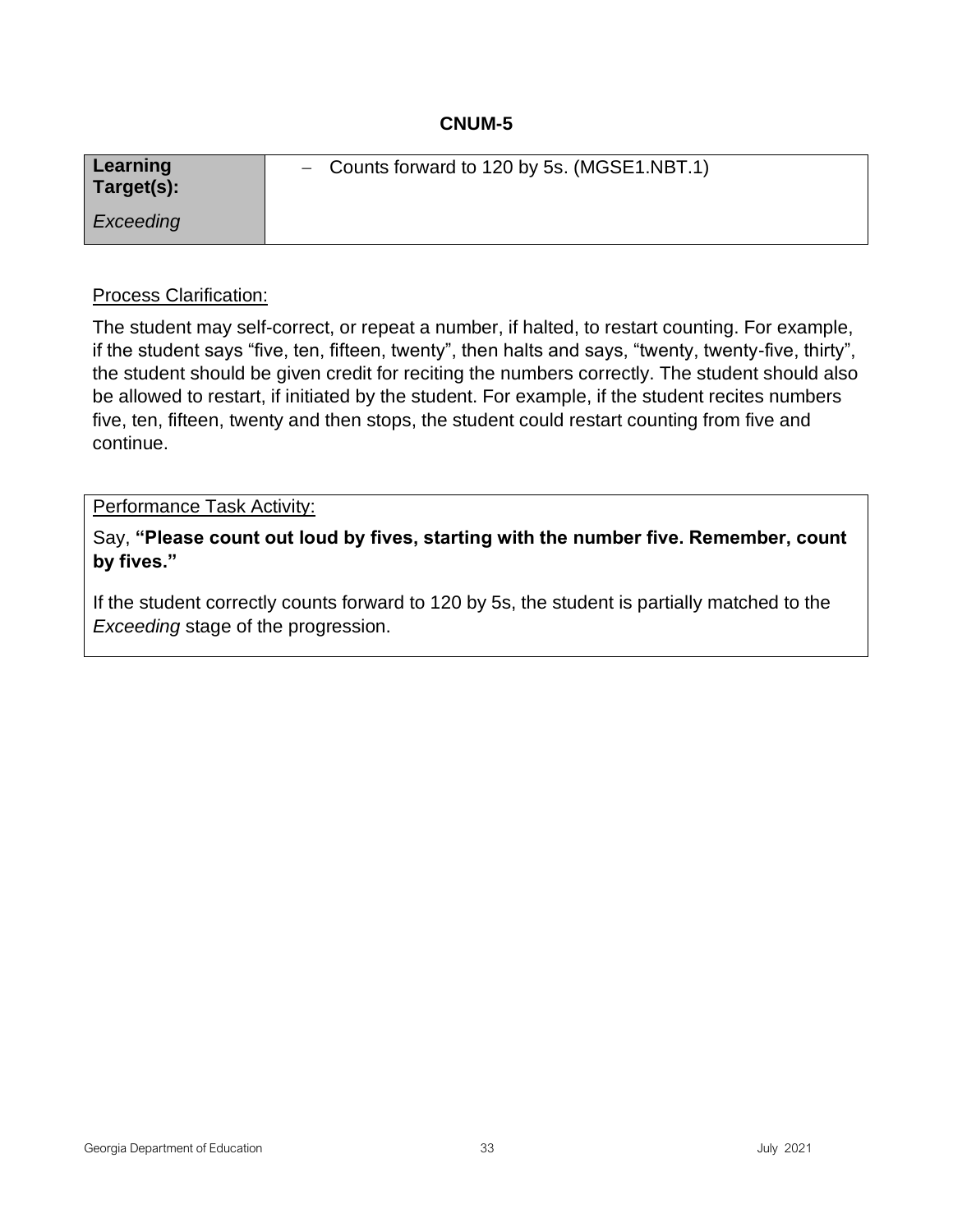## CNUM-5

| **Learning Target(s):** *Exceeding* | – Counts forward to 120 by 5s. (MGSE1.NBT.1) |
|---|---|

Process Clarification:

The student may self-correct, or repeat a number, if halted, to restart counting. For example, if the student says "five, ten, fifteen, twenty", then halts and says, "twenty, twenty-five, thirty", the student should be given credit for reciting the numbers correctly. The student should also be allowed to restart, if initiated by the student. For example, if the student recites numbers five, ten, fifteen, twenty and then stops, the student could restart counting from five and continue.

Performance Task Activity:

Say, **"Please count out loud by fives, starting with the number five. Remember, count by fives."**

If the student correctly counts forward to 120 by 5s, the student is partially matched to the *Exceeding* stage of the progression.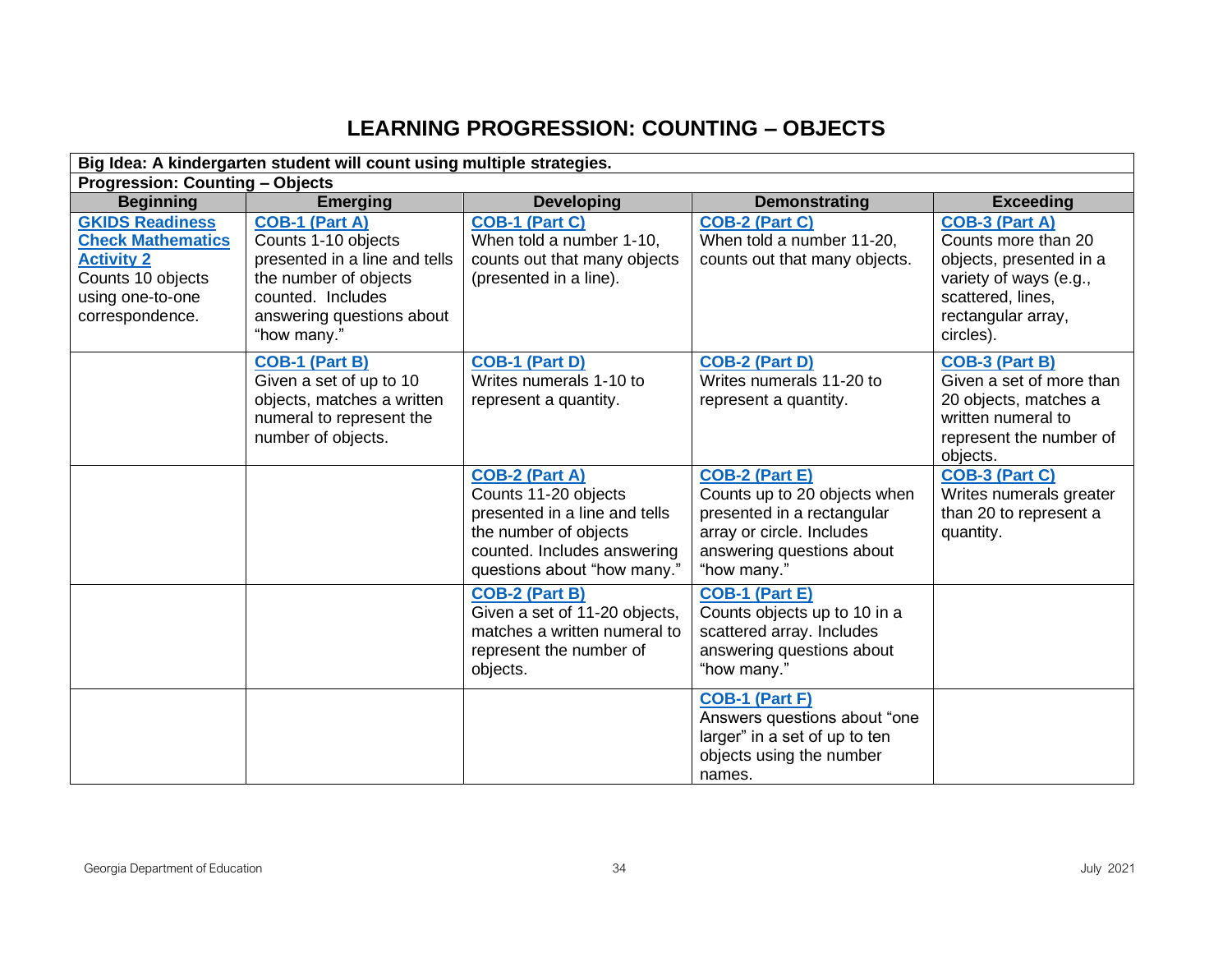# LEARNING PROGRESSION: COUNTING – OBJECTS

**Big Idea: A kindergarten student will count using multiple strategies.**

**Progression: Counting – Objects**

| Beginning | Emerging | Developing | Demonstrating | Exceeding |
|---|---|---|---|---|
| **GKIDS Readiness Check Mathematics Activity 2** Counts 10 objects using one-to-one correspondence. | **COB-1 (Part A)** Counts 1-10 objects presented in a line and tells the number of objects counted. Includes answering questions about "how many." | **COB-1 (Part C)** When told a number 1-10, counts out that many objects (presented in a line). | **COB-2 (Part C)** When told a number 11-20, counts out that many objects. | **COB-3 (Part A)** Counts more than 20 objects, presented in a variety of ways (e.g., scattered, lines, rectangular array, circles). |
| | **COB-1 (Part B)** Given a set of up to 10 objects, matches a written numeral to represent the number of objects. | **COB-1 (Part D)** Writes numerals 1-10 to represent a quantity. | **COB-2 (Part D)** Writes numerals 11-20 to represent a quantity. | **COB-3 (Part B)** Given a set of more than 20 objects, matches a written numeral to represent the number of objects. |
| | | **COB-2 (Part A)** Counts 11-20 objects presented in a line and tells the number of objects counted. Includes answering questions about "how many." | **COB-2 (Part E)** Counts up to 20 objects when presented in a rectangular array or circle. Includes answering questions about "how many." | **COB-3 (Part C)** Writes numerals greater than 20 to represent a quantity. |
| | | **COB-2 (Part B)** Given a set of 11-20 objects, matches a written numeral to represent the number of objects. | **COB-1 (Part E)** Counts objects up to 10 in a scattered array. Includes answering questions about "how many." | |
| | | | **COB-1 (Part F)** Answers questions about "one larger" in a set of up to ten objects using the number names. | |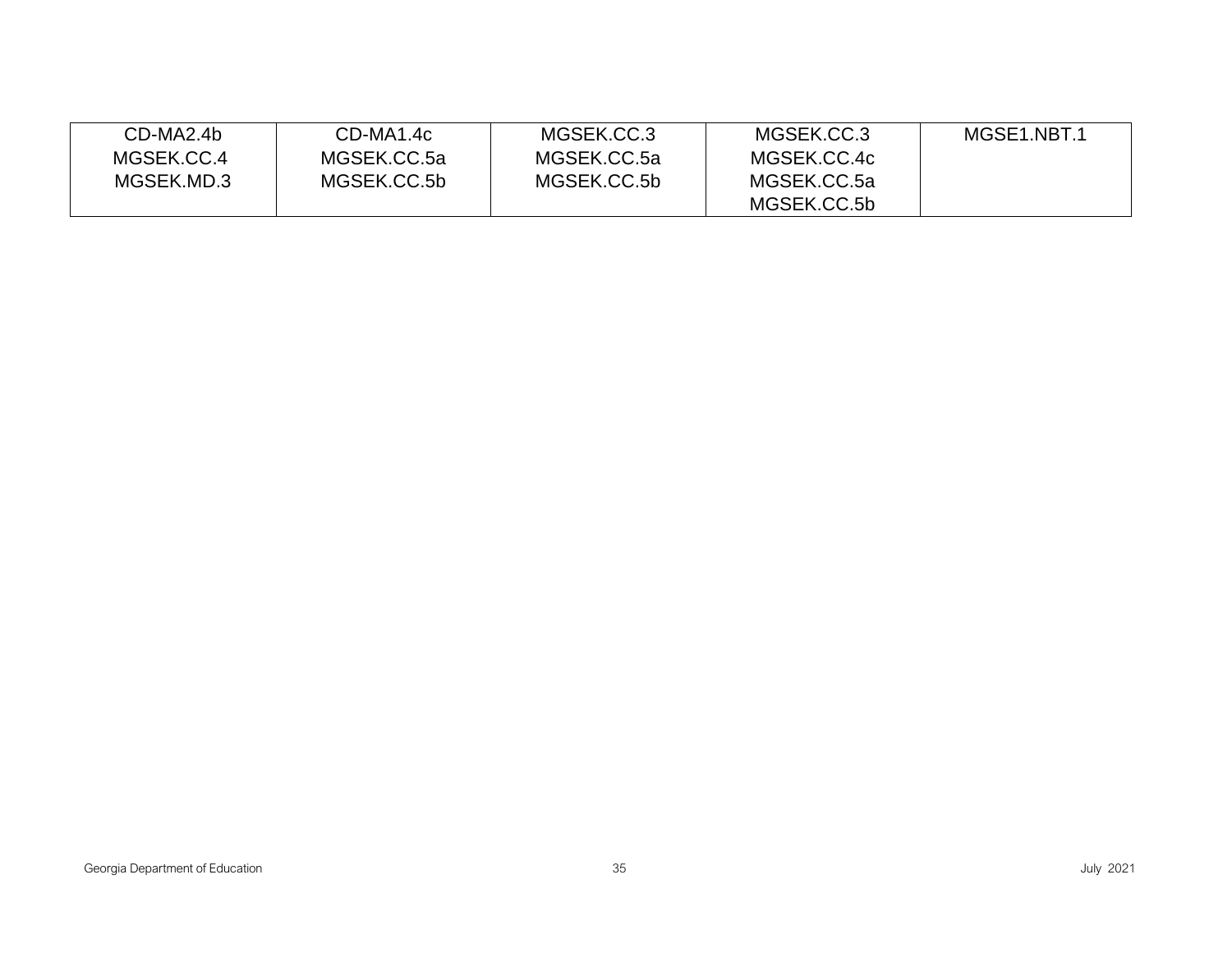| CD-MA2.4b<br>MGSEK.CC.4<br>MGSEK.MD.3 | CD-MA1.4c<br>MGSEK.CC.5a<br>MGSEK.CC.5b | MGSEK.CC.3<br>MGSEK.CC.5a<br>MGSEK.CC.5b | MGSEK.CC.3<br>MGSEK.CC.4c<br>MGSEK.CC.5a<br>MGSEK.CC.5b | MGSE1.NBT.1 |
|---|---|---|---|---|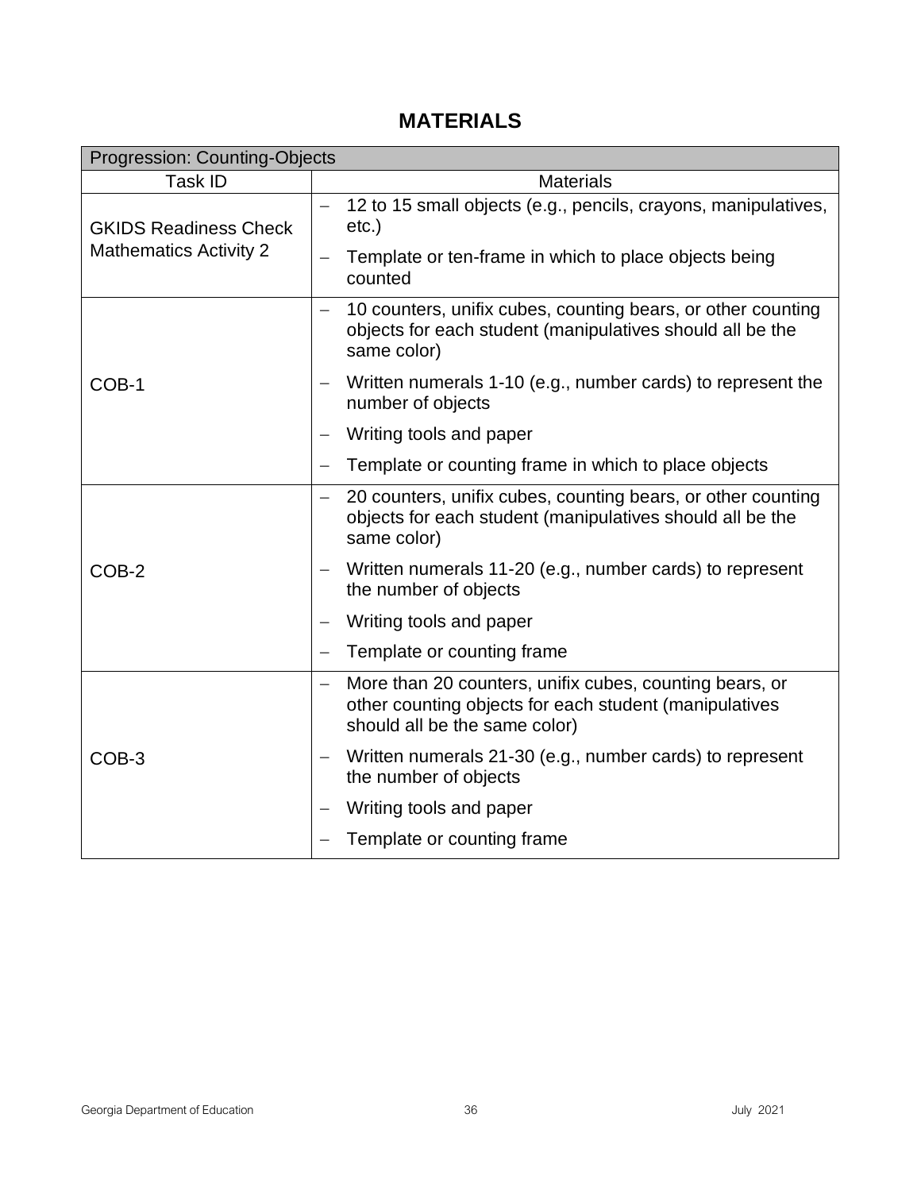# MATERIALS

| Progression: Counting-Objects | |
|---|---|
| Task ID | Materials |
| GKIDS Readiness Check Mathematics Activity 2 | – 12 to 15 small objects (e.g., pencils, crayons, manipulatives, etc.)<br>– Template or ten-frame in which to place objects being counted |
| COB-1 | – 10 counters, unifix cubes, counting bears, or other counting objects for each student (manipulatives should all be the same color)<br>– Written numerals 1-10 (e.g., number cards) to represent the number of objects<br>– Writing tools and paper<br>– Template or counting frame in which to place objects |
| COB-2 | – 20 counters, unifix cubes, counting bears, or other counting objects for each student (manipulatives should all be the same color)<br>– Written numerals 11-20 (e.g., number cards) to represent the number of objects<br>– Writing tools and paper<br>– Template or counting frame |
| COB-3 | – More than 20 counters, unifix cubes, counting bears, or other counting objects for each student (manipulatives should all be the same color)<br>– Written numerals 21-30 (e.g., number cards) to represent the number of objects<br>– Writing tools and paper<br>– Template or counting frame |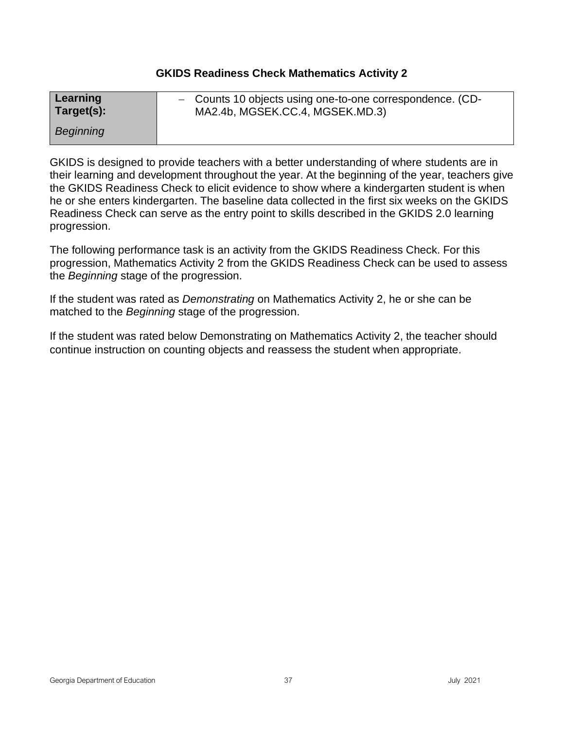### GKIDS Readiness Check Mathematics Activity 2

| **Learning Target(s):** *Beginning* | – Counts 10 objects using one-to-one correspondence. (CD-MA2.4b, MGSEK.CC.4, MGSEK.MD.3) |
|---|---|

GKIDS is designed to provide teachers with a better understanding of where students are in their learning and development throughout the year. At the beginning of the year, teachers give the GKIDS Readiness Check to elicit evidence to show where a kindergarten student is when he or she enters kindergarten. The baseline data collected in the first six weeks on the GKIDS Readiness Check can serve as the entry point to skills described in the GKIDS 2.0 learning progression.

The following performance task is an activity from the GKIDS Readiness Check. For this progression, Mathematics Activity 2 from the GKIDS Readiness Check can be used to assess the *Beginning* stage of the progression.

If the student was rated as *Demonstrating* on Mathematics Activity 2, he or she can be matched to the *Beginning* stage of the progression.

If the student was rated below Demonstrating on Mathematics Activity 2, the teacher should continue instruction on counting objects and reassess the student when appropriate.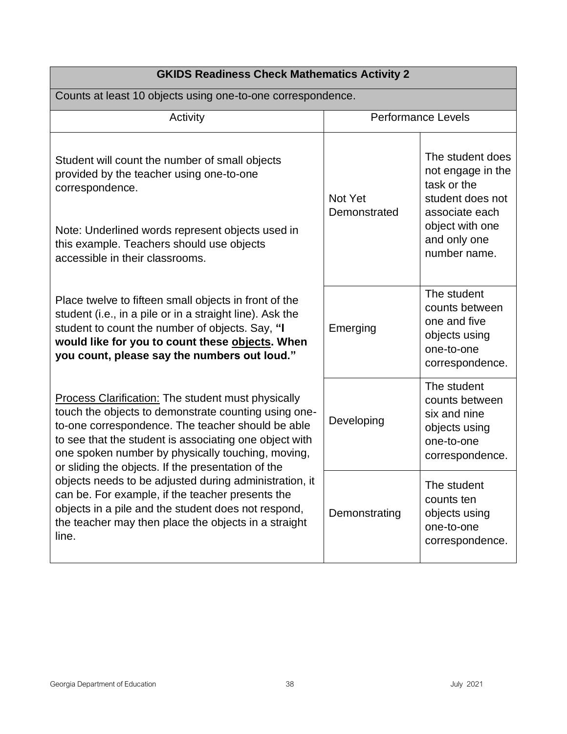| GKIDS Readiness Check Mathematics Activity 2 | | |
|---|---|---|
| Counts at least 10 objects using one-to-one correspondence. | | |
| Activity | Performance Levels | |
| Student will count the number of small objects provided by the teacher using one-to-one correspondence.<br><br>Note: Underlined words represent objects used in this example. Teachers should use objects accessible in their classrooms.<br><br>Place twelve to fifteen small objects in front of the student (i.e., in a pile or in a straight line). Ask the student to count the number of objects. Say, **"I would like for you to count these <u>objects</u>. When you count, please say the numbers out loud."**<br><br><u>Process Clarification:</u> The student must physically touch the objects to demonstrate counting using one-to-one correspondence. The teacher should be able to see that the student is associating one object with one spoken number by physically touching, moving, or sliding the objects. If the presentation of the objects needs to be adjusted during administration, it can be. For example, if the teacher presents the objects in a pile and the student does not respond, the teacher may then place the objects in a straight line. | Not Yet Demonstrated | The student does not engage in the task or the student does not associate each object with one and only one number name. |
| | Emerging | The student counts between one and five objects using one-to-one correspondence. |
| | Developing | The student counts between six and nine objects using one-to-one correspondence. |
| | Demonstrating | The student counts ten objects using one-to-one correspondence. |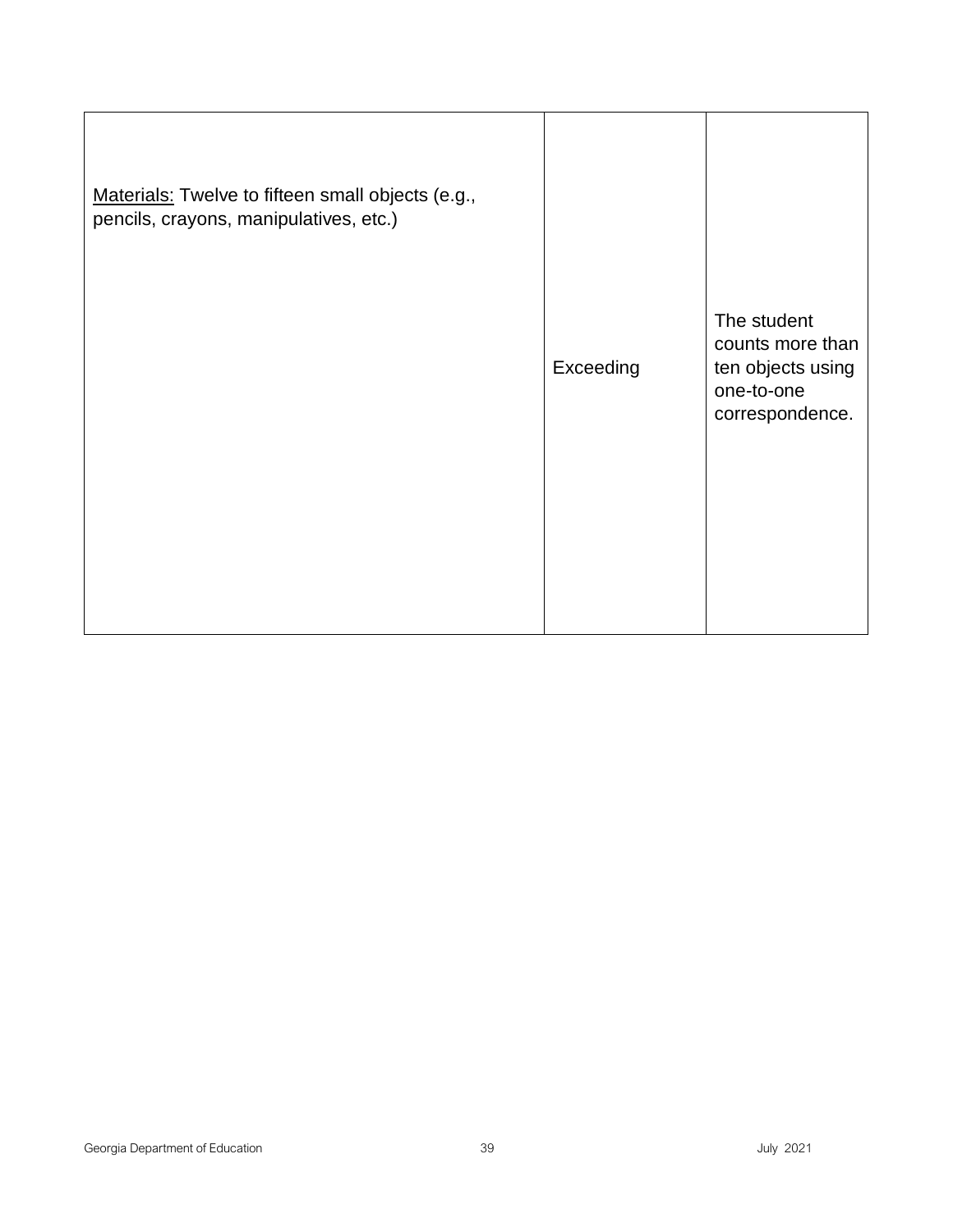| | | |
|---|---|---|
| <u>Materials:</u> Twelve to fifteen small objects (e.g., pencils, crayons, manipulatives, etc.) | Exceeding | The student counts more than ten objects using one-to-one correspondence. |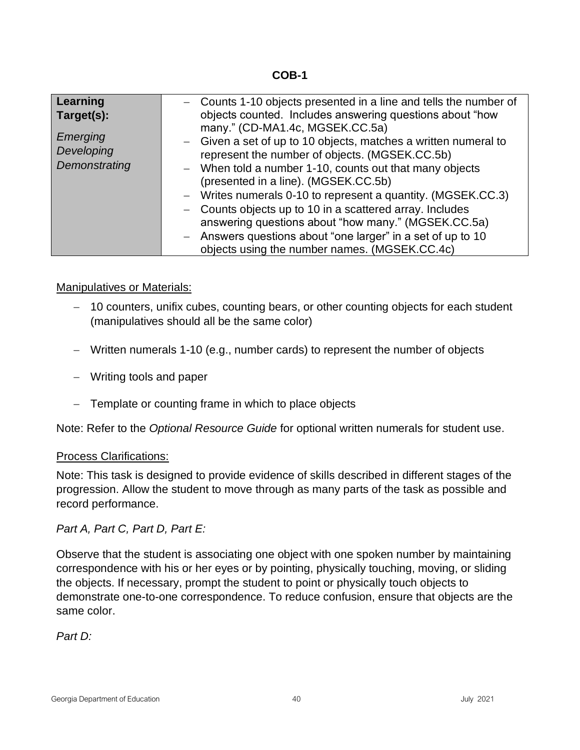## COB-1

| **Learning Target(s):**<br><br>*Emerging*<br>*Developing*<br>*Demonstrating* | – Counts 1-10 objects presented in a line and tells the number of objects counted. Includes answering questions about "how many." (CD-MA1.4c, MGSEK.CC.5a)<br>– Given a set of up to 10 objects, matches a written numeral to represent the number of objects. (MGSEK.CC.5b)<br>– When told a number 1-10, counts out that many objects (presented in a line). (MGSEK.CC.5b)<br>– Writes numerals 0-10 to represent a quantity. (MGSEK.CC.3)<br>– Counts objects up to 10 in a scattered array. Includes answering questions about "how many." (MGSEK.CC.5a)<br>– Answers questions about "one larger" in a set of up to 10 objects using the number names. (MGSEK.CC.4c) |
|---|---|

Manipulatives or Materials:

- 10 counters, unifix cubes, counting bears, or other counting objects for each student (manipulatives should all be the same color)
- Written numerals 1-10 (e.g., number cards) to represent the number of objects
- Writing tools and paper
- Template or counting frame in which to place objects

Note: Refer to the *Optional Resource Guide* for optional written numerals for student use.

Process Clarifications:

Note: This task is designed to provide evidence of skills described in different stages of the progression. Allow the student to move through as many parts of the task as possible and record performance.

*Part A, Part C, Part D, Part E:*

Observe that the student is associating one object with one spoken number by maintaining correspondence with his or her eyes or by pointing, physically touching, moving, or sliding the objects. If necessary, prompt the student to point or physically touch objects to demonstrate one-to-one correspondence. To reduce confusion, ensure that objects are the same color.

*Part D:*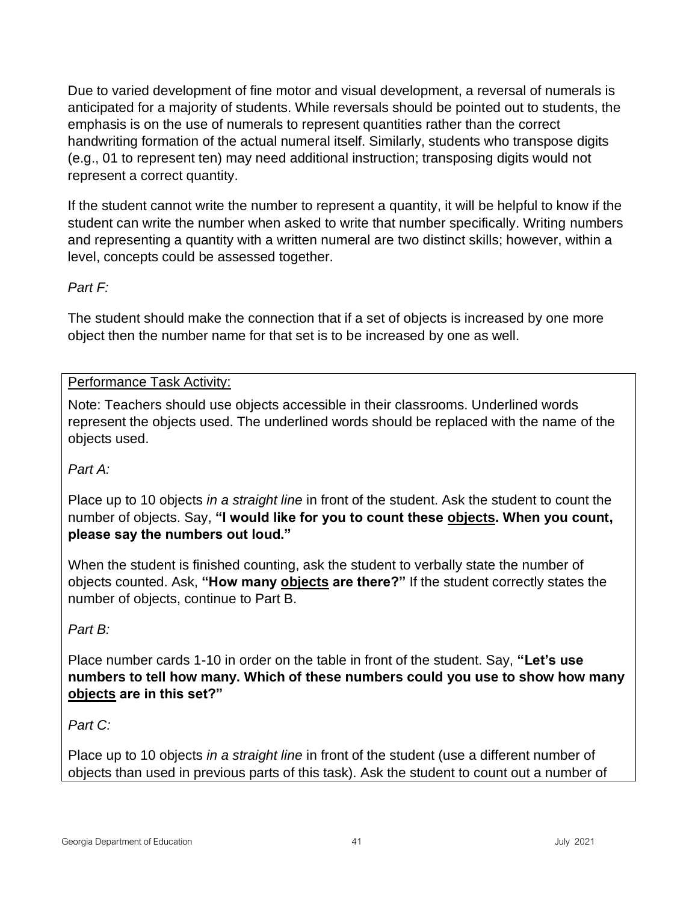Due to varied development of fine motor and visual development, a reversal of numerals is anticipated for a majority of students. While reversals should be pointed out to students, the emphasis is on the use of numerals to represent quantities rather than the correct handwriting formation of the actual numeral itself. Similarly, students who transpose digits (e.g., 01 to represent ten) may need additional instruction; transposing digits would not represent a correct quantity.

If the student cannot write the number to represent a quantity, it will be helpful to know if the student can write the number when asked to write that number specifically. Writing numbers and representing a quantity with a written numeral are two distinct skills; however, within a level, concepts could be assessed together.

*Part F:*

The student should make the connection that if a set of objects is increased by one more object then the number name for that set is to be increased by one as well.

Performance Task Activity:

Note: Teachers should use objects accessible in their classrooms. Underlined words represent the objects used. The underlined words should be replaced with the name of the objects used.

*Part A:*

Place up to 10 objects *in a straight line* in front of the student. Ask the student to count the number of objects. Say, **"I would like for you to count these objects. When you count, please say the numbers out loud."**

When the student is finished counting, ask the student to verbally state the number of objects counted. Ask, **"How many objects are there?"** If the student correctly states the number of objects, continue to Part B.

*Part B:*

Place number cards 1-10 in order on the table in front of the student. Say, **"Let's use numbers to tell how many. Which of these numbers could you use to show how many objects are in this set?"**

*Part C:*

Place up to 10 objects *in a straight line* in front of the student (use a different number of objects than used in previous parts of this task). Ask the student to count out a number of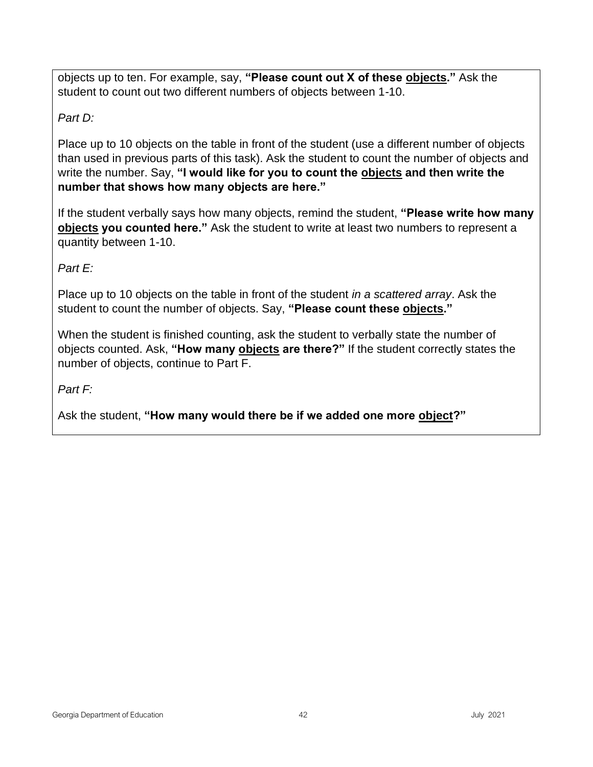objects up to ten. For example, say, **"Please count out X of these <u>objects</u>."** Ask the student to count out two different numbers of objects between 1-10.

*Part D:*

Place up to 10 objects on the table in front of the student (use a different number of objects than used in previous parts of this task). Ask the student to count the number of objects and write the number. Say, **"I would like for you to count the <u>objects</u> and then write the number that shows how many objects are here."**

If the student verbally says how many objects, remind the student, **"Please write how many <u>objects</u> you counted here."** Ask the student to write at least two numbers to represent a quantity between 1-10.

*Part E:*

Place up to 10 objects on the table in front of the student *in a scattered array*. Ask the student to count the number of objects. Say, **"Please count these <u>objects</u>."**

When the student is finished counting, ask the student to verbally state the number of objects counted. Ask, **"How many <u>objects</u> are there?"** If the student correctly states the number of objects, continue to Part F.

*Part F:*

Ask the student, **"How many would there be if we added one more <u>object</u>?"**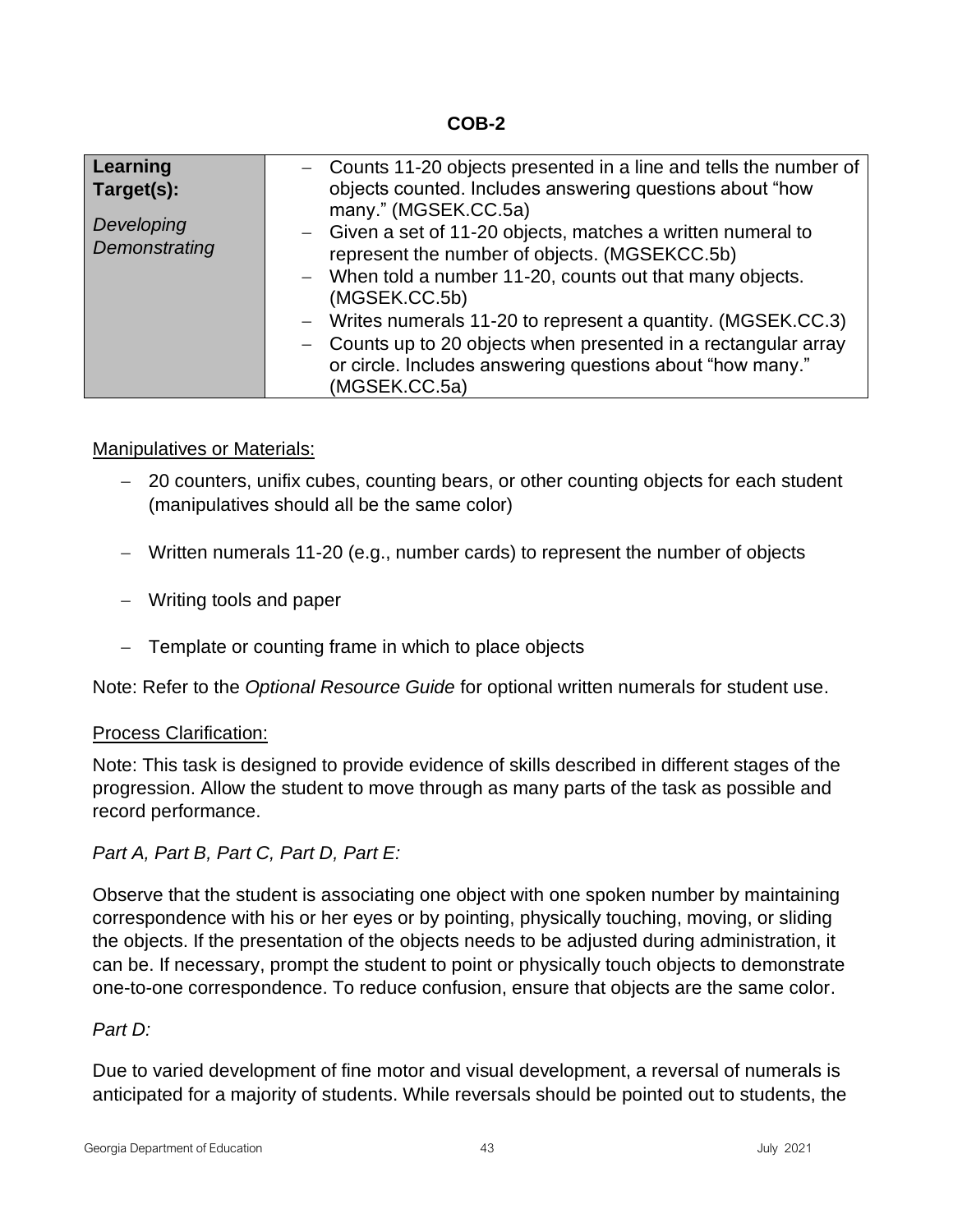## COB-2

| **Learning Target(s):**<br><br>*Developing*<br>*Demonstrating* | – Counts 11-20 objects presented in a line and tells the number of objects counted. Includes answering questions about "how many." (MGSEK.CC.5a)<br>– Given a set of 11-20 objects, matches a written numeral to represent the number of objects. (MGSEKCC.5b)<br>– When told a number 11-20, counts out that many objects. (MGSEK.CC.5b)<br>– Writes numerals 11-20 to represent a quantity. (MGSEK.CC.3)<br>– Counts up to 20 objects when presented in a rectangular array or circle. Includes answering questions about "how many." (MGSEK.CC.5a) |
|---|---|

Manipulatives or Materials:

- 20 counters, unifix cubes, counting bears, or other counting objects for each student (manipulatives should all be the same color)
- Written numerals 11-20 (e.g., number cards) to represent the number of objects
- Writing tools and paper
- Template or counting frame in which to place objects

Note: Refer to the *Optional Resource Guide* for optional written numerals for student use.

Process Clarification:

Note: This task is designed to provide evidence of skills described in different stages of the progression. Allow the student to move through as many parts of the task as possible and record performance.

*Part A, Part B, Part C, Part D, Part E:*

Observe that the student is associating one object with one spoken number by maintaining correspondence with his or her eyes or by pointing, physically touching, moving, or sliding the objects. If the presentation of the objects needs to be adjusted during administration, it can be. If necessary, prompt the student to point or physically touch objects to demonstrate one-to-one correspondence. To reduce confusion, ensure that objects are the same color.

*Part D:*

Due to varied development of fine motor and visual development, a reversal of numerals is anticipated for a majority of students. While reversals should be pointed out to students, the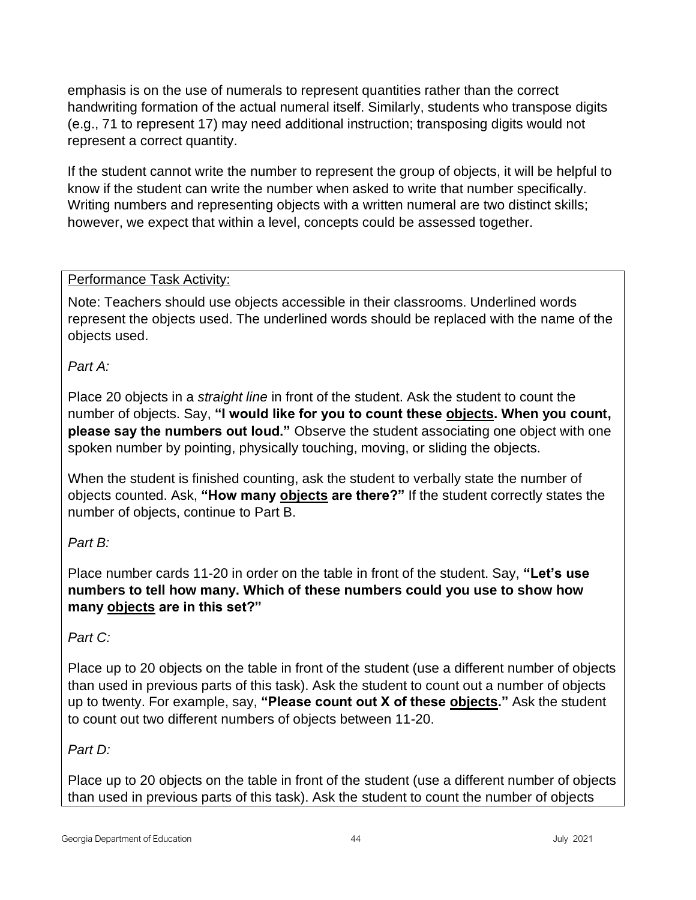emphasis is on the use of numerals to represent quantities rather than the correct handwriting formation of the actual numeral itself. Similarly, students who transpose digits (e.g., 71 to represent 17) may need additional instruction; transposing digits would not represent a correct quantity.

If the student cannot write the number to represent the group of objects, it will be helpful to know if the student can write the number when asked to write that number specifically. Writing numbers and representing objects with a written numeral are two distinct skills; however, we expect that within a level, concepts could be assessed together.

<u>Performance Task Activity:</u>

Note: Teachers should use objects accessible in their classrooms. Underlined words represent the objects used. The underlined words should be replaced with the name of the objects used.

*Part A:*

Place 20 objects in a *straight line* in front of the student. Ask the student to count the number of objects. Say, **"I would like for you to count these <u>objects</u>. When you count, please say the numbers out loud."** Observe the student associating one object with one spoken number by pointing, physically touching, moving, or sliding the objects.

When the student is finished counting, ask the student to verbally state the number of objects counted. Ask, **"How many <u>objects</u> are there?"** If the student correctly states the number of objects, continue to Part B.

*Part B:*

Place number cards 11-20 in order on the table in front of the student. Say, **"Let's use numbers to tell how many. Which of these numbers could you use to show how many <u>objects</u> are in this set?"**

*Part C:*

Place up to 20 objects on the table in front of the student (use a different number of objects than used in previous parts of this task). Ask the student to count out a number of objects up to twenty. For example, say, **"Please count out X of these <u>objects</u>."** Ask the student to count out two different numbers of objects between 11-20.

*Part D:*

Place up to 20 objects on the table in front of the student (use a different number of objects than used in previous parts of this task). Ask the student to count the number of objects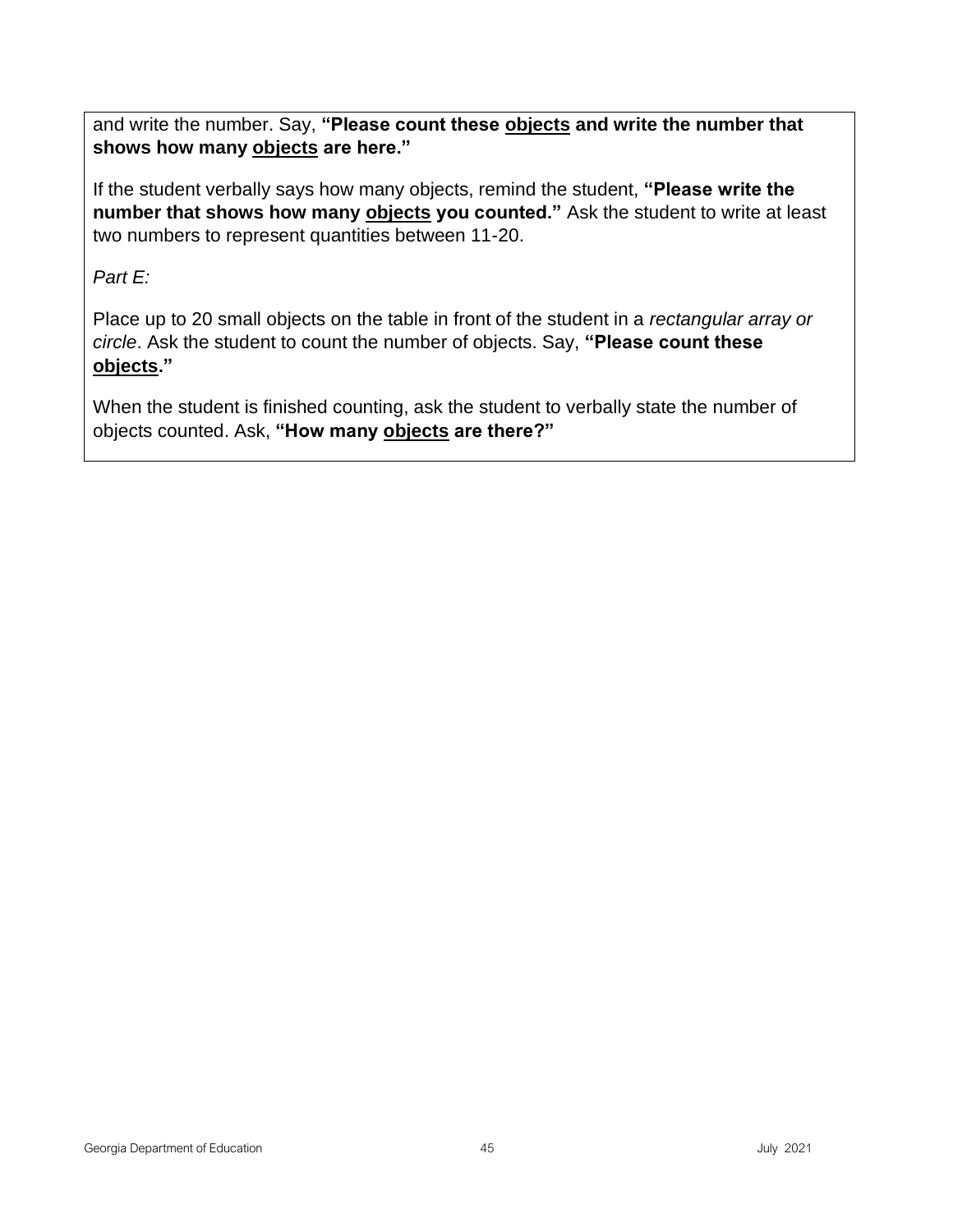and write the number. Say, **"Please count these <u>objects</u> and write the number that shows how many <u>objects</u> are here."**

If the student verbally says how many objects, remind the student, **"Please write the number that shows how many <u>objects</u> you counted."** Ask the student to write at least two numbers to represent quantities between 11-20.

*Part E:*

Place up to 20 small objects on the table in front of the student in a *rectangular array or circle*. Ask the student to count the number of objects. Say, **"Please count these <u>objects</u>."**

When the student is finished counting, ask the student to verbally state the number of objects counted. Ask, **"How many <u>objects</u> are there?"**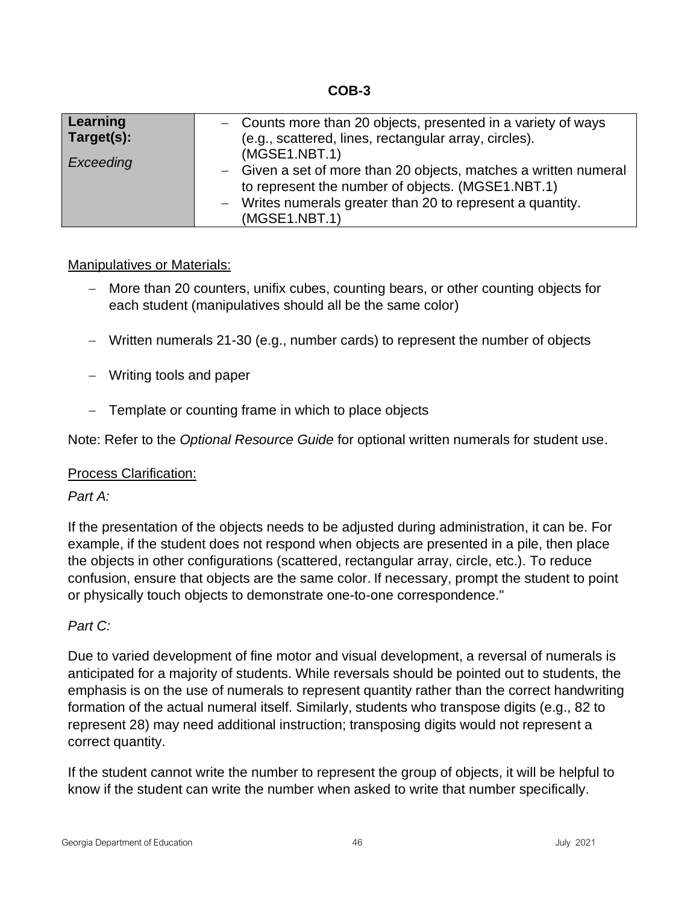**COB-3**

| **Learning Target(s):** *Exceeding* | – Counts more than 20 objects, presented in a variety of ways (e.g., scattered, lines, rectangular array, circles). (MGSE1.NBT.1)<br>– Given a set of more than 20 objects, matches a written numeral to represent the number of objects. (MGSE1.NBT.1)<br>– Writes numerals greater than 20 to represent a quantity. (MGSE1.NBT.1) |
|---|---|

<u>Manipulatives or Materials:</u>

- More than 20 counters, unifix cubes, counting bears, or other counting objects for each student (manipulatives should all be the same color)
- Written numerals 21-30 (e.g., number cards) to represent the number of objects
- Writing tools and paper
- Template or counting frame in which to place objects

Note: Refer to the *Optional Resource Guide* for optional written numerals for student use.

<u>Process Clarification:</u>

*Part A:*

If the presentation of the objects needs to be adjusted during administration, it can be. For example, if the student does not respond when objects are presented in a pile, then place the objects in other configurations (scattered, rectangular array, circle, etc.). To reduce confusion, ensure that objects are the same color. If necessary, prompt the student to point or physically touch objects to demonstrate one-to-one correspondence."

*Part C:*

Due to varied development of fine motor and visual development, a reversal of numerals is anticipated for a majority of students. While reversals should be pointed out to students, the emphasis is on the use of numerals to represent quantity rather than the correct handwriting formation of the actual numeral itself. Similarly, students who transpose digits (e.g., 82 to represent 28) may need additional instruction; transposing digits would not represent a correct quantity.

If the student cannot write the number to represent the group of objects, it will be helpful to know if the student can write the number when asked to write that number specifically.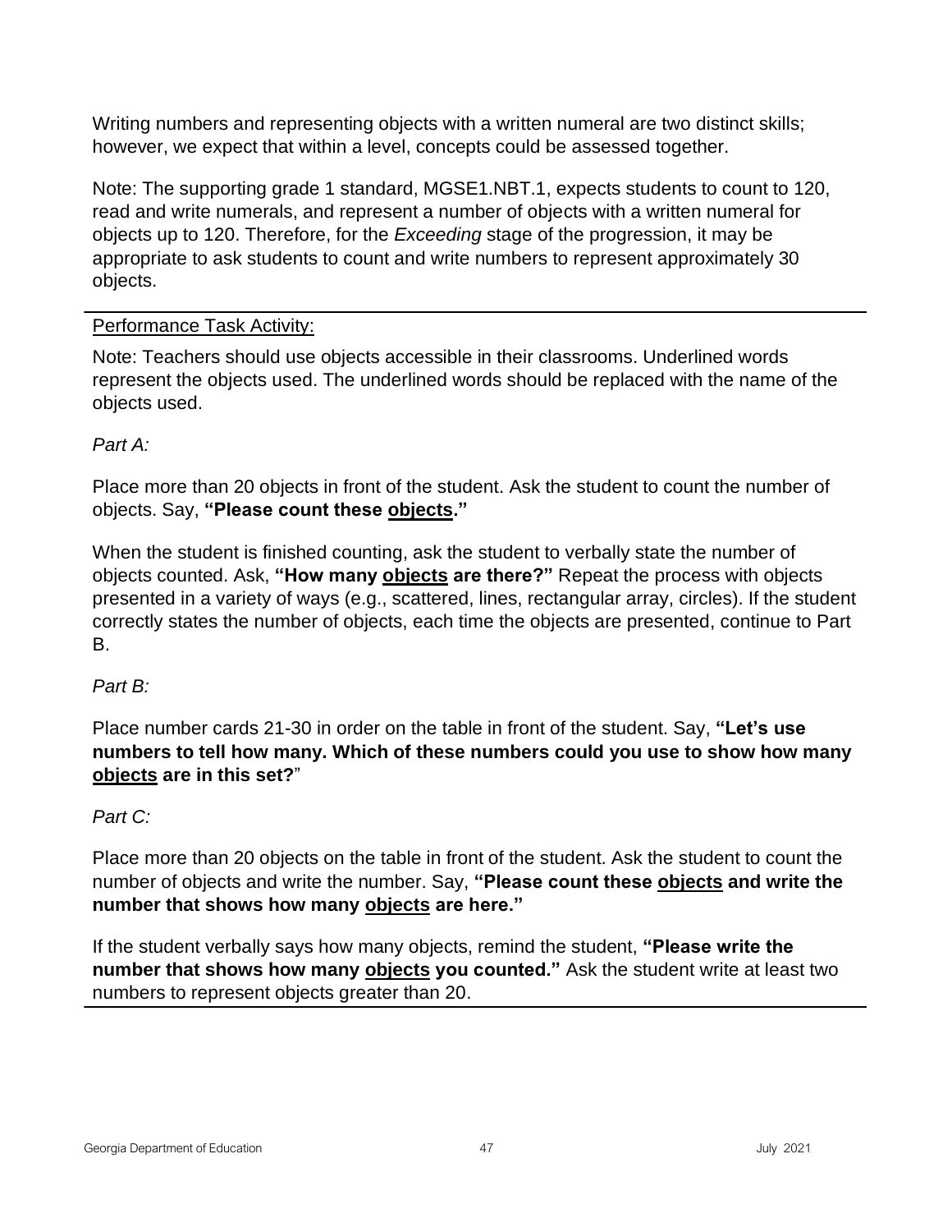Writing numbers and representing objects with a written numeral are two distinct skills; however, we expect that within a level, concepts could be assessed together.

Note: The supporting grade 1 standard, MGSE1.NBT.1, expects students to count to 120, read and write numerals, and represent a number of objects with a written numeral for objects up to 120. Therefore, for the *Exceeding* stage of the progression, it may be appropriate to ask students to count and write numbers to represent approximately 30 objects.

---

Performance Task Activity:

Note: Teachers should use objects accessible in their classrooms. Underlined words represent the objects used. The underlined words should be replaced with the name of the objects used.

*Part A:*

Place more than 20 objects in front of the student. Ask the student to count the number of objects. Say, **"Please count these objects."**

When the student is finished counting, ask the student to verbally state the number of objects counted. Ask, **"How many objects are there?"** Repeat the process with objects presented in a variety of ways (e.g., scattered, lines, rectangular array, circles). If the student correctly states the number of objects, each time the objects are presented, continue to Part B.

*Part B:*

Place number cards 21-30 in order on the table in front of the student. Say, **"Let's use numbers to tell how many. Which of these numbers could you use to show how many objects are in this set?"**

*Part C:*

Place more than 20 objects on the table in front of the student. Ask the student to count the number of objects and write the number. Say, **"Please count these objects and write the number that shows how many objects are here."**

If the student verbally says how many objects, remind the student, **"Please write the number that shows how many objects you counted."** Ask the student write at least two numbers to represent objects greater than 20.

---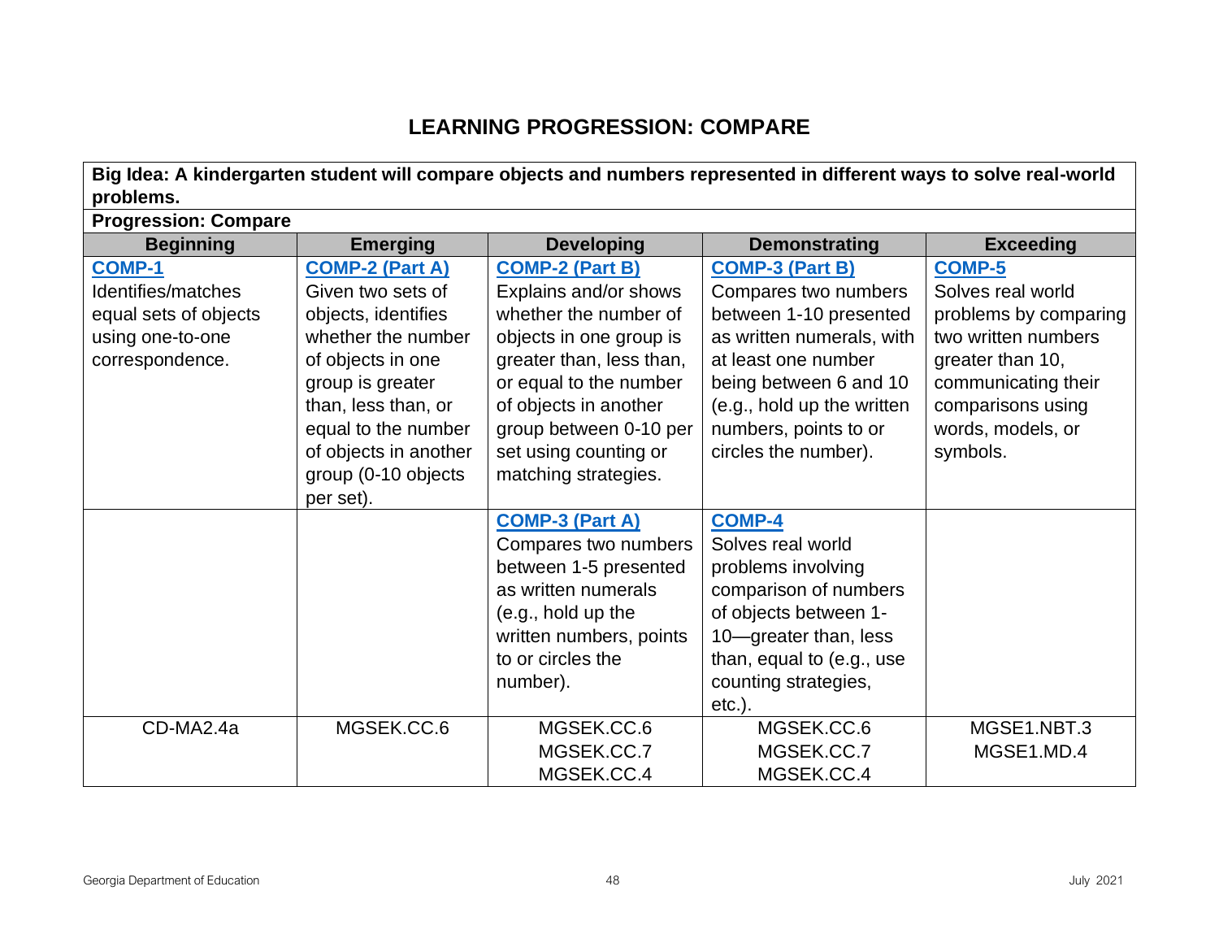## LEARNING PROGRESSION: COMPARE

**Big Idea: A kindergarten student will compare objects and numbers represented in different ways to solve real-world problems.**

**Progression: Compare**

| Beginning | Emerging | Developing | Demonstrating | Exceeding |
|---|---|---|---|---|
| **COMP-1** Identifies/matches equal sets of objects using one-to-one correspondence. | **COMP-2 (Part A)** Given two sets of objects, identifies whether the number of objects in one group is greater than, less than, or equal to the number of objects in another group (0-10 objects per set). | **COMP-2 (Part B)** Explains and/or shows whether the number of objects in one group is greater than, less than, or equal to the number of objects in another group between 0-10 per set using counting or matching strategies. | **COMP-3 (Part B)** Compares two numbers between 1-10 presented as written numerals, with at least one number being between 6 and 10 (e.g., hold up the written numbers, points to or circles the number). | **COMP-5** Solves real world problems by comparing two written numbers greater than 10, communicating their comparisons using words, models, or symbols. |
| | | **COMP-3 (Part A)** Compares two numbers between 1-5 presented as written numerals (e.g., hold up the written numbers, points to or circles the number). | **COMP-4** Solves real world problems involving comparison of numbers of objects between 1-10—greater than, less than, equal to (e.g., use counting strategies, etc.). | |
| CD-MA2.4a | MGSEK.CC.6 | MGSEK.CC.6<br>MGSEK.CC.7<br>MGSEK.CC.4 | MGSEK.CC.6<br>MGSEK.CC.7<br>MGSEK.CC.4 | MGSE1.NBT.3<br>MGSE1.MD.4 |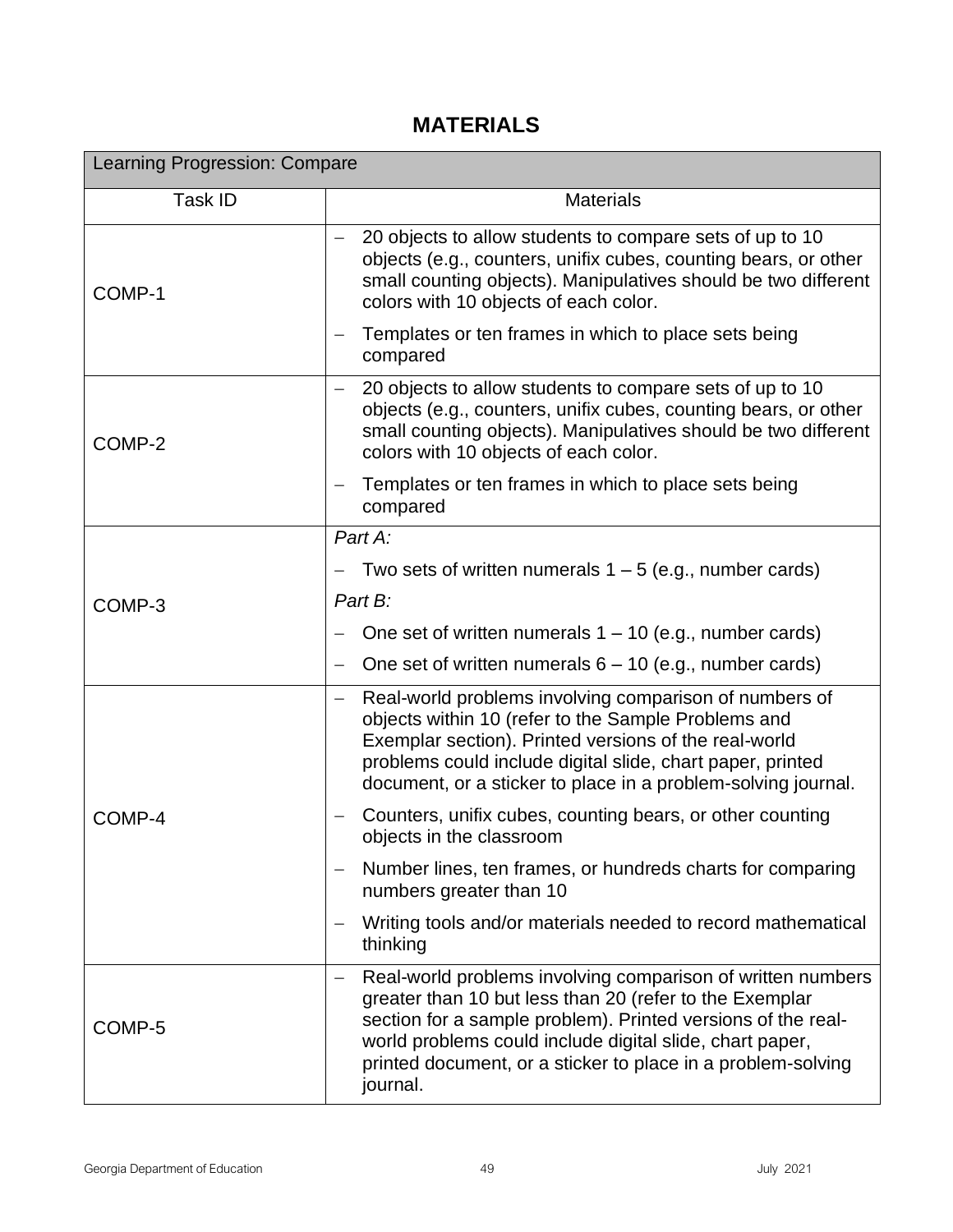## MATERIALS

| Learning Progression: Compare | |
|---|---|
| Task ID | Materials |
| COMP-1 | – 20 objects to allow students to compare sets of up to 10 objects (e.g., counters, unifix cubes, counting bears, or other small counting objects). Manipulatives should be two different colors with 10 objects of each color.<br>– Templates or ten frames in which to place sets being compared |
| COMP-2 | – 20 objects to allow students to compare sets of up to 10 objects (e.g., counters, unifix cubes, counting bears, or other small counting objects). Manipulatives should be two different colors with 10 objects of each color.<br>– Templates or ten frames in which to place sets being compared |
| COMP-3 | *Part A:*<br>– Two sets of written numerals 1 – 5 (e.g., number cards)<br>*Part B:*<br>– One set of written numerals 1 – 10 (e.g., number cards)<br>– One set of written numerals 6 – 10 (e.g., number cards) |
| COMP-4 | – Real-world problems involving comparison of numbers of objects within 10 (refer to the Sample Problems and Exemplar section). Printed versions of the real-world problems could include digital slide, chart paper, printed document, or a sticker to place in a problem-solving journal.<br>– Counters, unifix cubes, counting bears, or other counting objects in the classroom<br>– Number lines, ten frames, or hundreds charts for comparing numbers greater than 10<br>– Writing tools and/or materials needed to record mathematical thinking |
| COMP-5 | – Real-world problems involving comparison of written numbers greater than 10 but less than 20 (refer to the Exemplar section for a sample problem). Printed versions of the real-world problems could include digital slide, chart paper, printed document, or a sticker to place in a problem-solving journal. |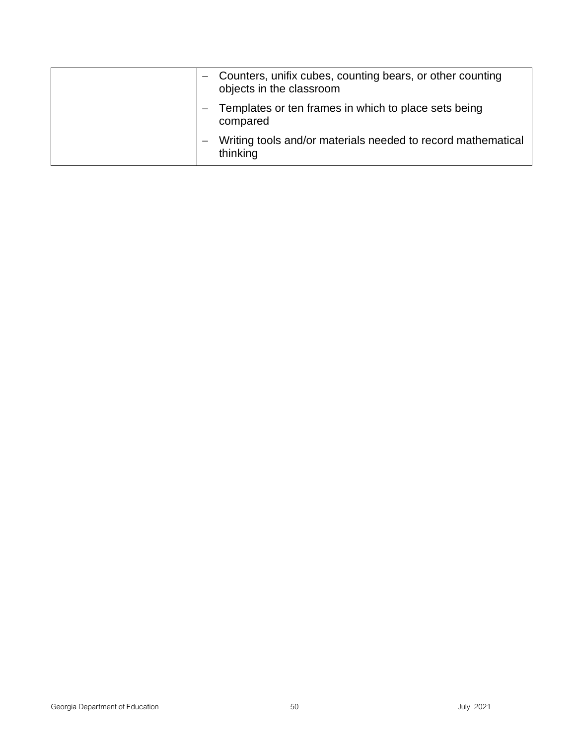| | |
|---|---|
| | – Counters, unifix cubes, counting bears, or other counting objects in the classroom<br>– Templates or ten frames in which to place sets being compared<br>– Writing tools and/or materials needed to record mathematical thinking |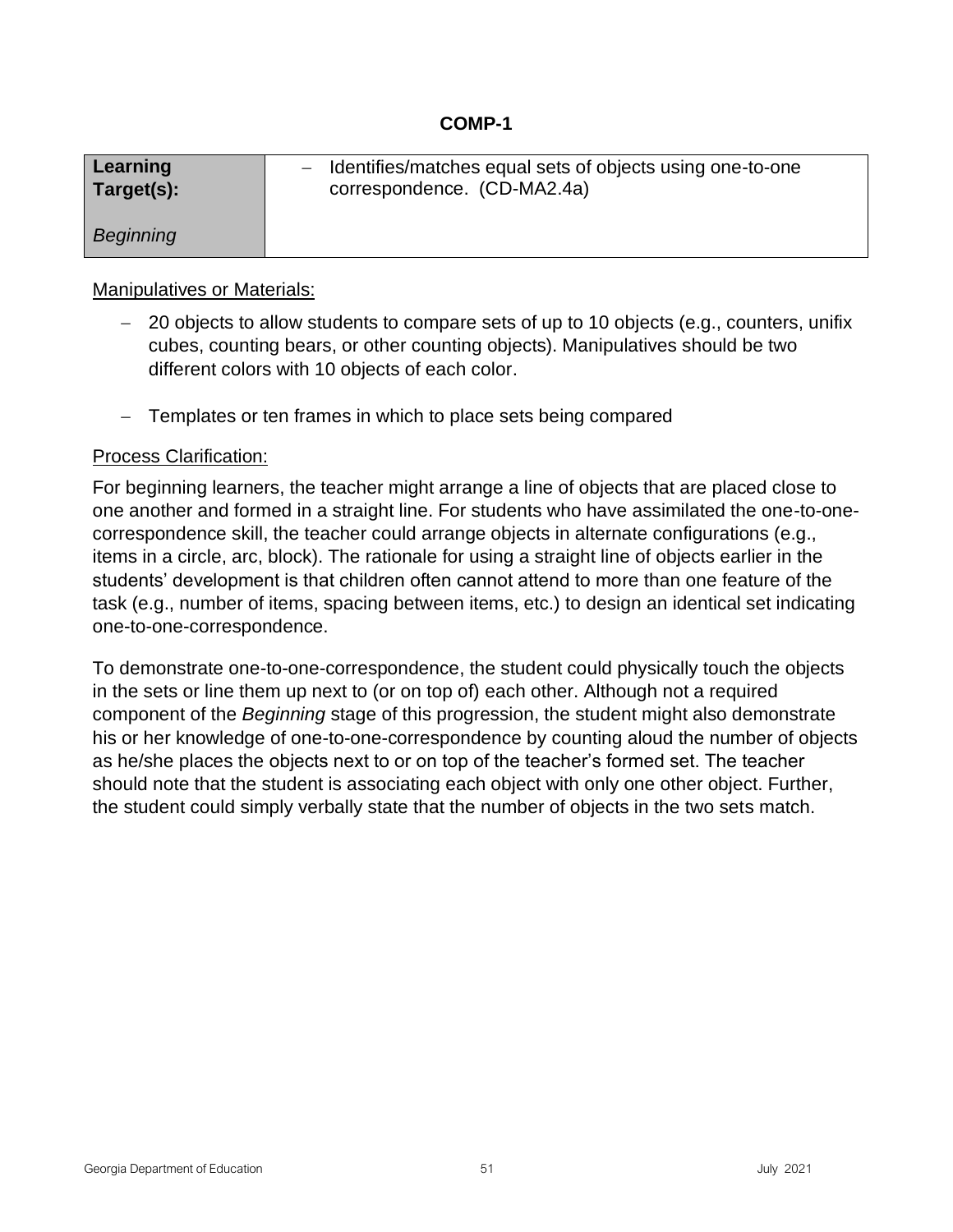**COMP-1**

| **Learning Target(s):**<br><br>*Beginning* | – Identifies/matches equal sets of objects using one-to-one correspondence. (CD-MA2.4a) |
|---|---|

Manipulatives or Materials:

- 20 objects to allow students to compare sets of up to 10 objects (e.g., counters, unifix cubes, counting bears, or other counting objects). Manipulatives should be two different colors with 10 objects of each color.
- Templates or ten frames in which to place sets being compared

Process Clarification:

For beginning learners, the teacher might arrange a line of objects that are placed close to one another and formed in a straight line. For students who have assimilated the one-to-one-correspondence skill, the teacher could arrange objects in alternate configurations (e.g., items in a circle, arc, block). The rationale for using a straight line of objects earlier in the students' development is that children often cannot attend to more than one feature of the task (e.g., number of items, spacing between items, etc.) to design an identical set indicating one-to-one-correspondence.

To demonstrate one-to-one-correspondence, the student could physically touch the objects in the sets or line them up next to (or on top of) each other. Although not a required component of the *Beginning* stage of this progression, the student might also demonstrate his or her knowledge of one-to-one-correspondence by counting aloud the number of objects as he/she places the objects next to or on top of the teacher's formed set. The teacher should note that the student is associating each object with only one other object. Further, the student could simply verbally state that the number of objects in the two sets match.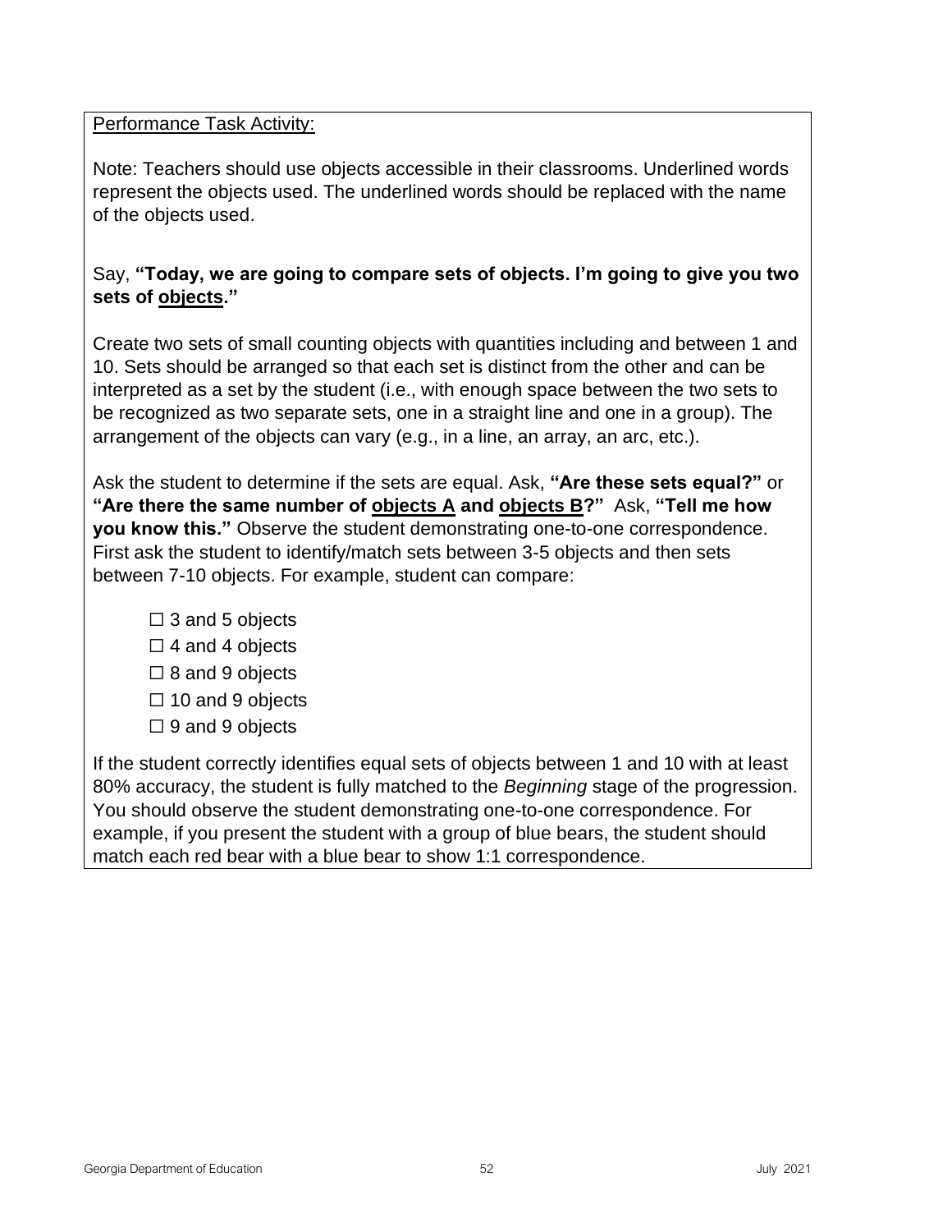<u>Performance Task Activity:</u>

Note: Teachers should use objects accessible in their classrooms. Underlined words represent the objects used. The underlined words should be replaced with the name of the objects used.

Say, **"Today, we are going to compare sets of objects. I'm going to give you two sets of <u>objects</u>."**

Create two sets of small counting objects with quantities including and between 1 and 10. Sets should be arranged so that each set is distinct from the other and can be interpreted as a set by the student (i.e., with enough space between the two sets to be recognized as two separate sets, one in a straight line and one in a group). The arrangement of the objects can vary (e.g., in a line, an array, an arc, etc.).

Ask the student to determine if the sets are equal. Ask, **"Are these sets equal?"** or **"Are there the same number of <u>objects A</u> and <u>objects B</u>?"** Ask, **"Tell me how you know this."** Observe the student demonstrating one-to-one correspondence. First ask the student to identify/match sets between 3-5 objects and then sets between 7-10 objects. For example, student can compare:

- ☐ 3 and 5 objects
- ☐ 4 and 4 objects
- ☐ 8 and 9 objects
- ☐ 10 and 9 objects
- ☐ 9 and 9 objects

If the student correctly identifies equal sets of objects between 1 and 10 with at least 80% accuracy, the student is fully matched to the *Beginning* stage of the progression. You should observe the student demonstrating one-to-one correspondence. For example, if you present the student with a group of blue bears, the student should match each red bear with a blue bear to show 1:1 correspondence.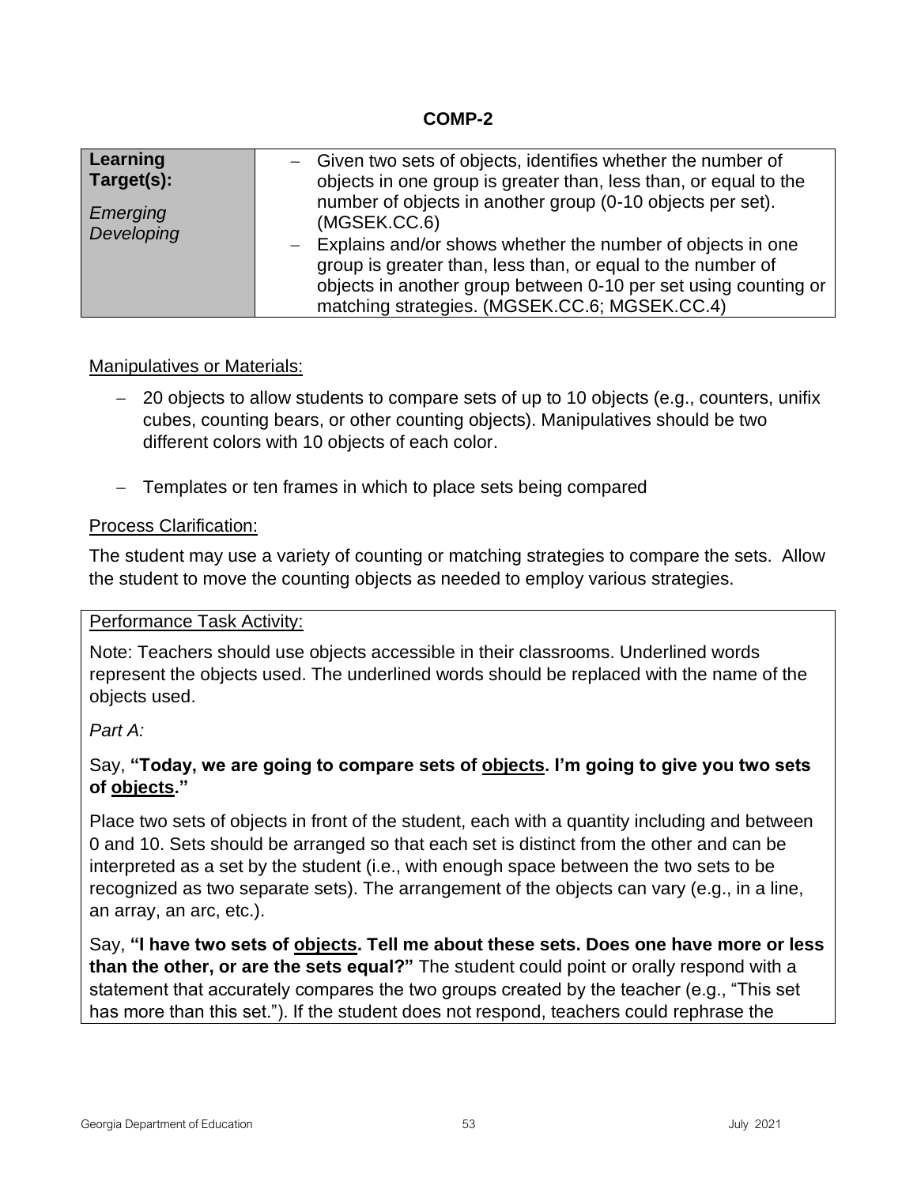## COMP-2

| Learning Target(s): *Emerging Developing* | – Given two sets of objects, identifies whether the number of objects in one group is greater than, less than, or equal to the number of objects in another group (0-10 objects per set). (MGSEK.CC.6) – Explains and/or shows whether the number of objects in one group is greater than, less than, or equal to the number of objects in another group between 0-10 per set using counting or matching strategies. (MGSEK.CC.6; MGSEK.CC.4) |
|---|---|

Manipulatives or Materials:

- 20 objects to allow students to compare sets of up to 10 objects (e.g., counters, unifix cubes, counting bears, or other counting objects). Manipulatives should be two different colors with 10 objects of each color.
- Templates or ten frames in which to place sets being compared

Process Clarification:

The student may use a variety of counting or matching strategies to compare the sets. Allow the student to move the counting objects as needed to employ various strategies.

Performance Task Activity:

Note: Teachers should use objects accessible in their classrooms. Underlined words represent the objects used. The underlined words should be replaced with the name of the objects used.

*Part A:*

Say, **"Today, we are going to compare sets of <u>objects</u>. I'm going to give you two sets of <u>objects</u>."**

Place two sets of objects in front of the student, each with a quantity including and between 0 and 10. Sets should be arranged so that each set is distinct from the other and can be interpreted as a set by the student (i.e., with enough space between the two sets to be recognized as two separate sets). The arrangement of the objects can vary (e.g., in a line, an array, an arc, etc.).

Say, **"I have two sets of <u>objects</u>. Tell me about these sets. Does one have more or less than the other, or are the sets equal?"** The student could point or orally respond with a statement that accurately compares the two groups created by the teacher (e.g., "This set has more than this set."). If the student does not respond, teachers could rephrase the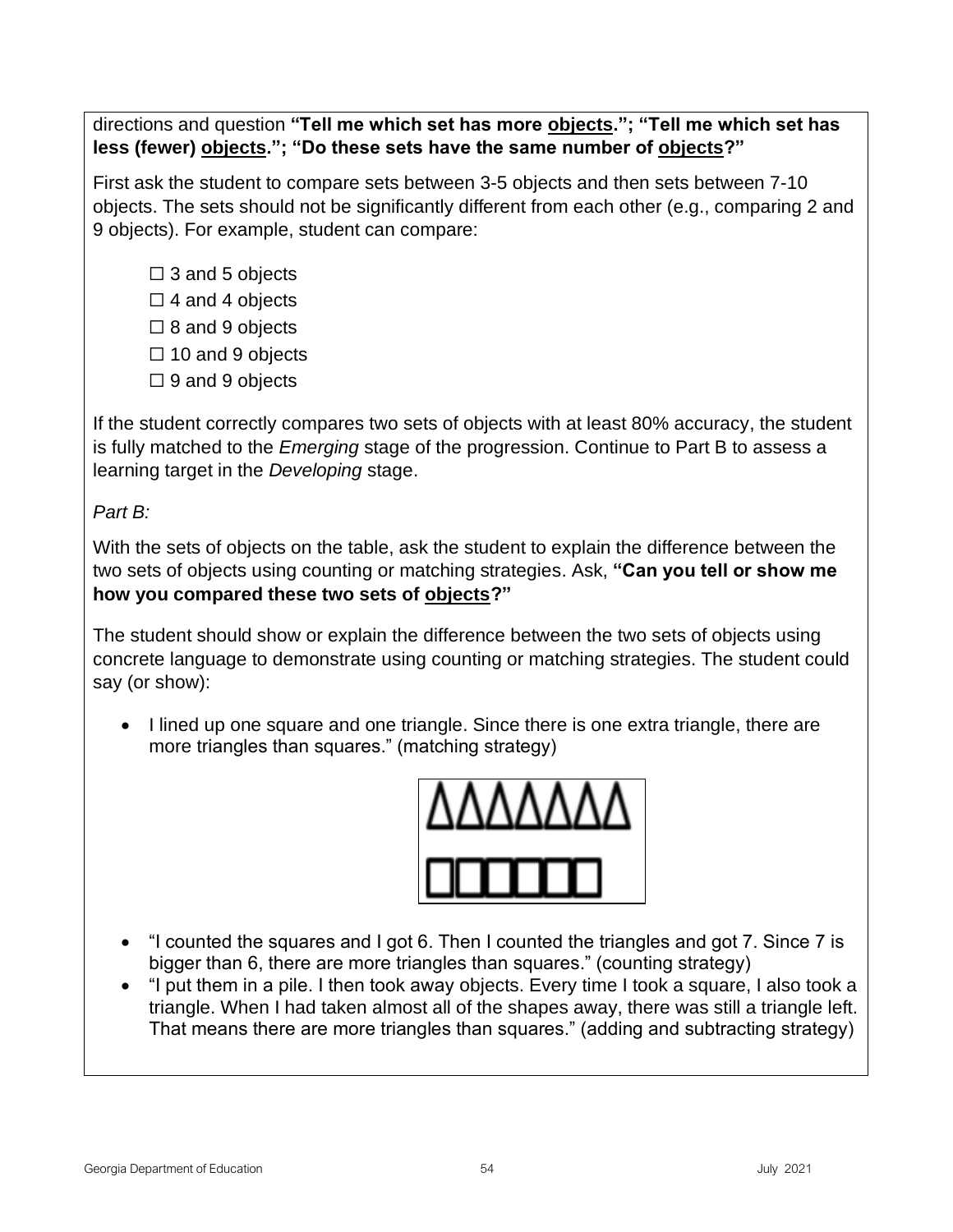directions and question **"Tell me which set has more objects."; "Tell me which set has less (fewer) objects."; "Do these sets have the same number of objects?"**

First ask the student to compare sets between 3-5 objects and then sets between 7-10 objects. The sets should not be significantly different from each other (e.g., comparing 2 and 9 objects). For example, student can compare:

- ☐ 3 and 5 objects
- ☐ 4 and 4 objects
- ☐ 8 and 9 objects
- ☐ 10 and 9 objects
- ☐ 9 and 9 objects

If the student correctly compares two sets of objects with at least 80% accuracy, the student is fully matched to the *Emerging* stage of the progression. Continue to Part B to assess a learning target in the *Developing* stage.

*Part B:*

With the sets of objects on the table, ask the student to explain the difference between the two sets of objects using counting or matching strategies. Ask, **"Can you tell or show me how you compared these two sets of objects?"**

The student should show or explain the difference between the two sets of objects using concrete language to demonstrate using counting or matching strategies. The student could say (or show):

- I lined up one square and one triangle. Since there is one extra triangle, there are more triangles than squares." (matching strategy)

ΔΔΔΔΔΔΔ
□□□□□□

- "I counted the squares and I got 6. Then I counted the triangles and got 7. Since 7 is bigger than 6, there are more triangles than squares." (counting strategy)
- "I put them in a pile. I then took away objects. Every time I took a square, I also took a triangle. When I had taken almost all of the shapes away, there was still a triangle left. That means there are more triangles than squares." (adding and subtracting strategy)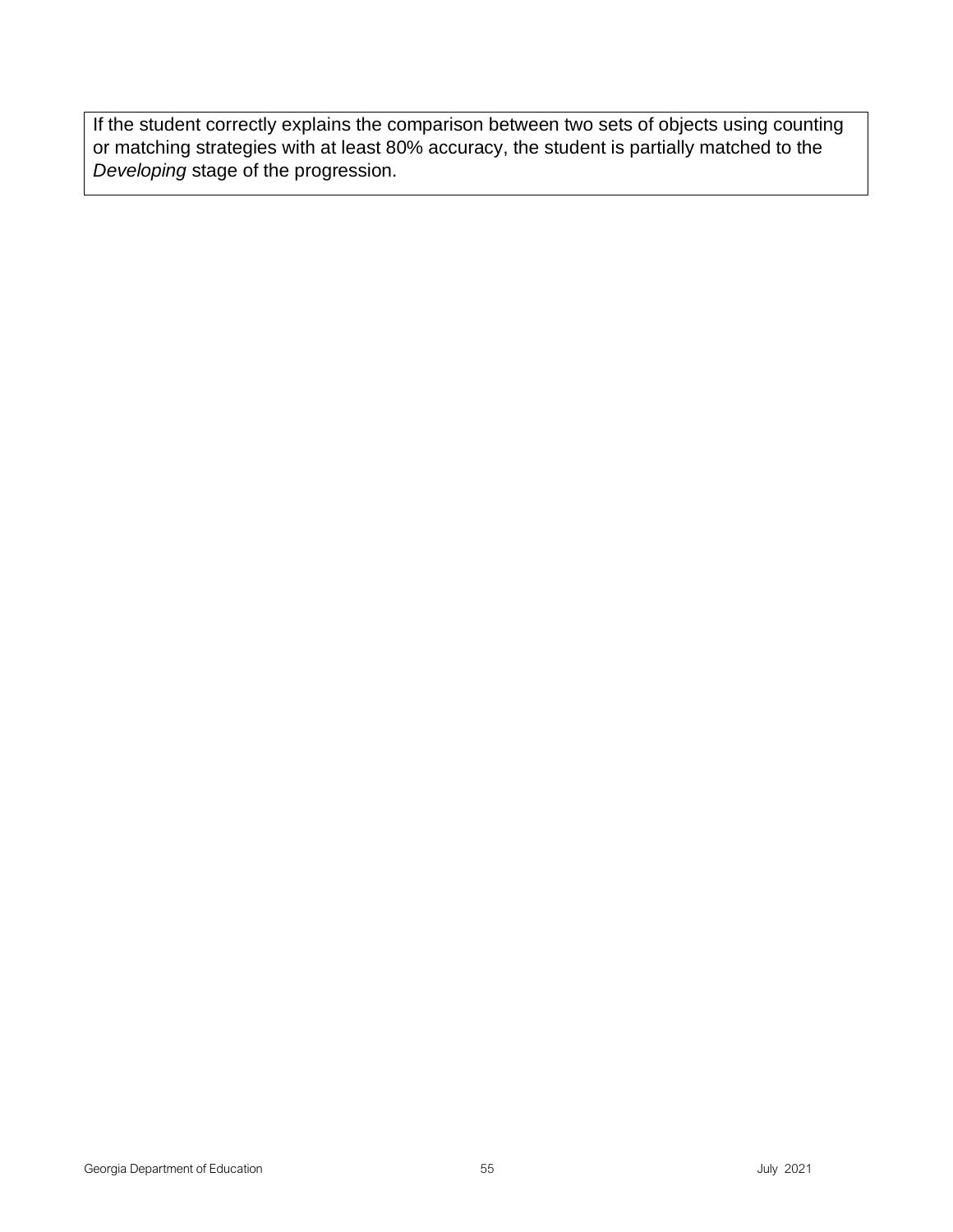If the student correctly explains the comparison between two sets of objects using counting or matching strategies with at least 80% accuracy, the student is partially matched to the *Developing* stage of the progression.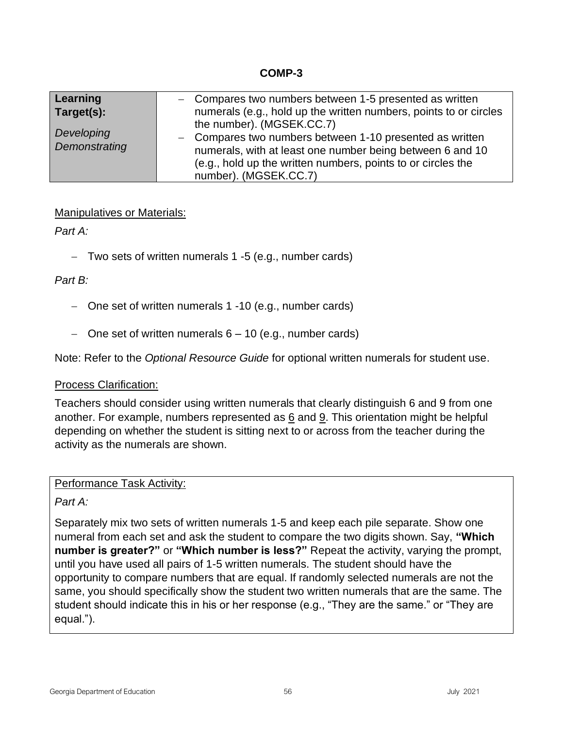**COMP-3**

| **Learning Target(s):** *Developing Demonstrating* | – Compares two numbers between 1-5 presented as written numerals (e.g., hold up the written numbers, points to or circles the number). (MGSEK.CC.7) – Compares two numbers between 1-10 presented as written numerals, with at least one number being between 6 and 10 (e.g., hold up the written numbers, points to or circles the number). (MGSEK.CC.7) |
|---|---|

Manipulatives or Materials:

*Part A:*

- Two sets of written numerals 1 -5 (e.g., number cards)

*Part B:*

- One set of written numerals 1 -10 (e.g., number cards)
- One set of written numerals 6 – 10 (e.g., number cards)

Note: Refer to the *Optional Resource Guide* for optional written numerals for student use.

Process Clarification:

Teachers should consider using written numerals that clearly distinguish 6 and 9 from one another. For example, numbers represented as 6 and 9. This orientation might be helpful depending on whether the student is sitting next to or across from the teacher during the activity as the numerals are shown.

Performance Task Activity:

*Part A:*

Separately mix two sets of written numerals 1-5 and keep each pile separate. Show one numeral from each set and ask the student to compare the two digits shown. Say, **"Which number is greater?"** or **"Which number is less?"** Repeat the activity, varying the prompt, until you have used all pairs of 1-5 written numerals. The student should have the opportunity to compare numbers that are equal. If randomly selected numerals are not the same, you should specifically show the student two written numerals that are the same. The student should indicate this in his or her response (e.g., "They are the same." or "They are equal.").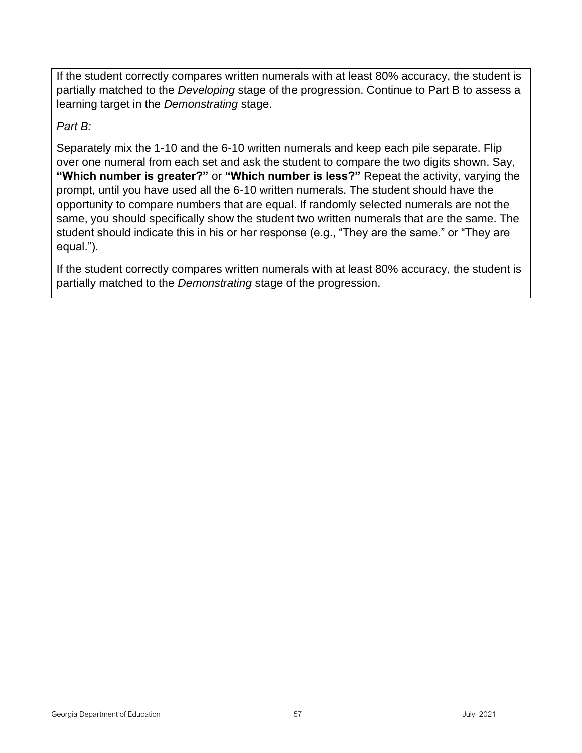If the student correctly compares written numerals with at least 80% accuracy, the student is partially matched to the *Developing* stage of the progression. Continue to Part B to assess a learning target in the *Demonstrating* stage.

*Part B:*

Separately mix the 1-10 and the 6-10 written numerals and keep each pile separate. Flip over one numeral from each set and ask the student to compare the two digits shown. Say, **"Which number is greater?"** or **"Which number is less?"** Repeat the activity, varying the prompt, until you have used all the 6-10 written numerals. The student should have the opportunity to compare numbers that are equal. If randomly selected numerals are not the same, you should specifically show the student two written numerals that are the same. The student should indicate this in his or her response (e.g., "They are the same." or "They are equal.").

If the student correctly compares written numerals with at least 80% accuracy, the student is partially matched to the *Demonstrating* stage of the progression.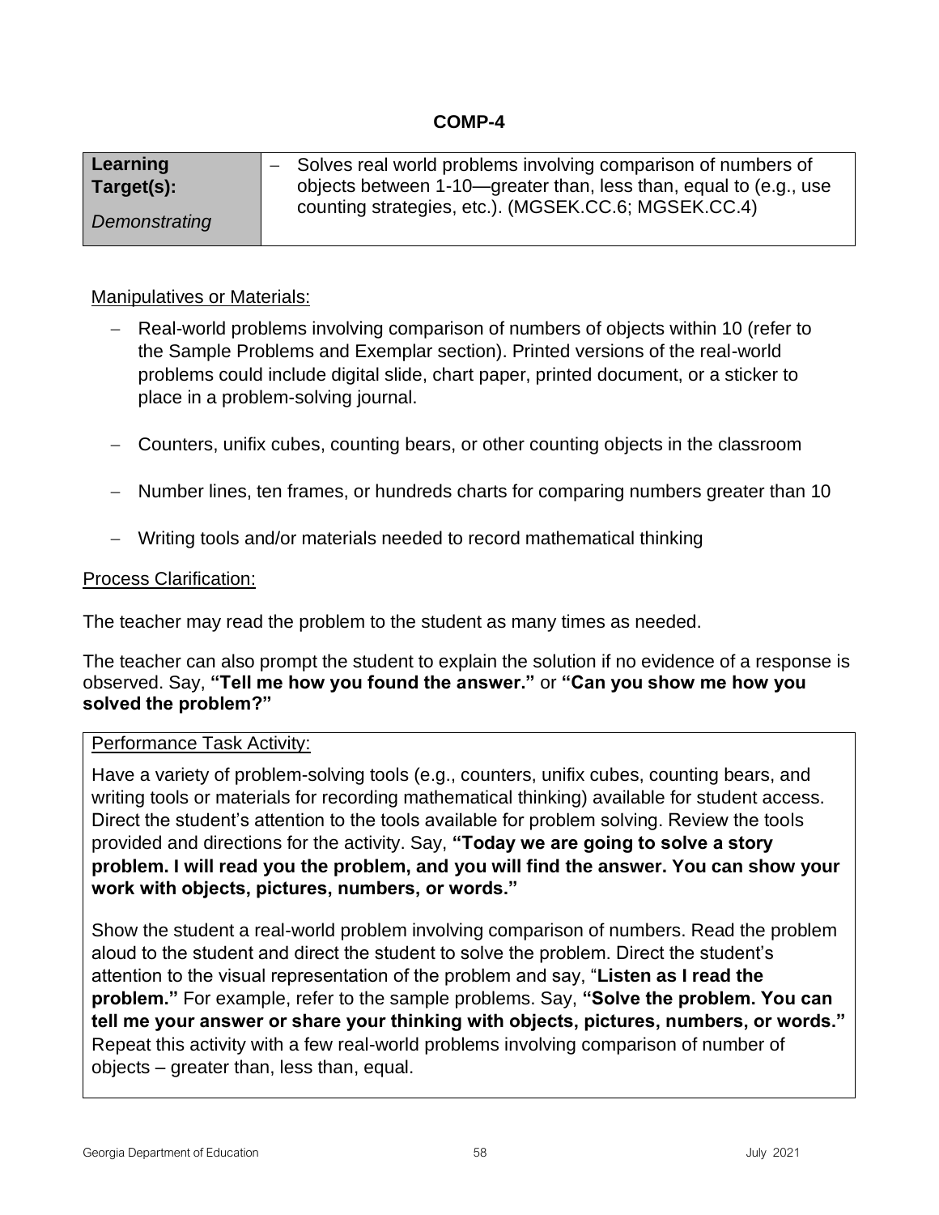# COMP-4

| **Learning Target(s):** *Demonstrating* | – Solves real world problems involving comparison of numbers of objects between 1-10—greater than, less than, equal to (e.g., use counting strategies, etc.). (MGSEK.CC.6; MGSEK.CC.4) |
|---|---|

Manipulatives or Materials:

- Real-world problems involving comparison of numbers of objects within 10 (refer to the Sample Problems and Exemplar section). Printed versions of the real-world problems could include digital slide, chart paper, printed document, or a sticker to place in a problem-solving journal.
- Counters, unifix cubes, counting bears, or other counting objects in the classroom
- Number lines, ten frames, or hundreds charts for comparing numbers greater than 10
- Writing tools and/or materials needed to record mathematical thinking

Process Clarification:

The teacher may read the problem to the student as many times as needed.

The teacher can also prompt the student to explain the solution if no evidence of a response is observed. Say, **"Tell me how you found the answer."** or **"Can you show me how you solved the problem?"**

Performance Task Activity:

Have a variety of problem-solving tools (e.g., counters, unifix cubes, counting bears, and writing tools or materials for recording mathematical thinking) available for student access. Direct the student's attention to the tools available for problem solving. Review the tools provided and directions for the activity. Say, **"Today we are going to solve a story problem. I will read you the problem, and you will find the answer. You can show your work with objects, pictures, numbers, or words."**

Show the student a real-world problem involving comparison of numbers. Read the problem aloud to the student and direct the student to solve the problem. Direct the student's attention to the visual representation of the problem and say, "**Listen as I read the problem."** For example, refer to the sample problems. Say, **"Solve the problem. You can tell me your answer or share your thinking with objects, pictures, numbers, or words."** Repeat this activity with a few real-world problems involving comparison of number of objects – greater than, less than, equal.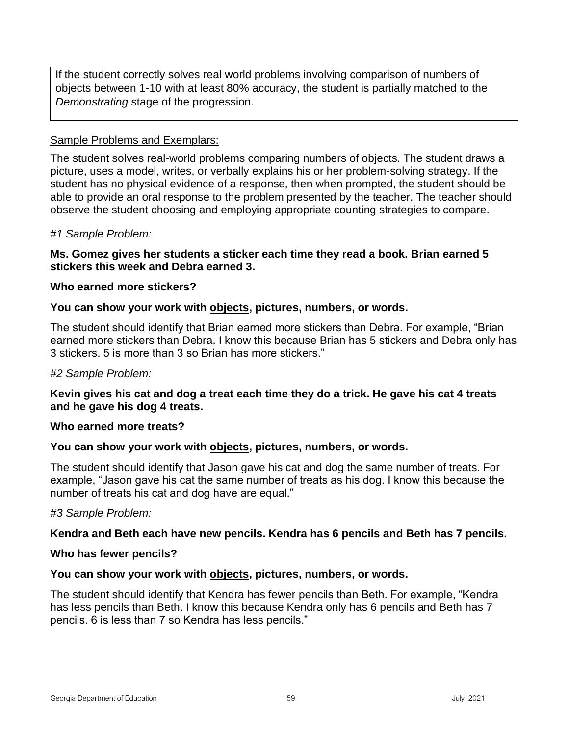If the student correctly solves real world problems involving comparison of numbers of objects between 1-10 with at least 80% accuracy, the student is partially matched to the *Demonstrating* stage of the progression.

<u>Sample Problems and Exemplars:</u>

The student solves real-world problems comparing numbers of objects. The student draws a picture, uses a model, writes, or verbally explains his or her problem-solving strategy. If the student has no physical evidence of a response, then when prompted, the student should be able to provide an oral response to the problem presented by the teacher. The teacher should observe the student choosing and employing appropriate counting strategies to compare.

*#1 Sample Problem:*

**Ms. Gomez gives her students a sticker each time they read a book. Brian earned 5 stickers this week and Debra earned 3.**

**Who earned more stickers?**

**You can show your work with <u>objects</u>, pictures, numbers, or words.**

The student should identify that Brian earned more stickers than Debra. For example, "Brian earned more stickers than Debra. I know this because Brian has 5 stickers and Debra only has 3 stickers. 5 is more than 3 so Brian has more stickers."

*#2 Sample Problem:*

**Kevin gives his cat and dog a treat each time they do a trick. He gave his cat 4 treats and he gave his dog 4 treats.**

**Who earned more treats?**

**You can show your work with <u>objects</u>, pictures, numbers, or words.**

The student should identify that Jason gave his cat and dog the same number of treats. For example, "Jason gave his cat the same number of treats as his dog. I know this because the number of treats his cat and dog have are equal."

*#3 Sample Problem:*

**Kendra and Beth each have new pencils. Kendra has 6 pencils and Beth has 7 pencils.**

**Who has fewer pencils?**

**You can show your work with <u>objects</u>, pictures, numbers, or words.**

The student should identify that Kendra has fewer pencils than Beth. For example, "Kendra has less pencils than Beth. I know this because Kendra only has 6 pencils and Beth has 7 pencils. 6 is less than 7 so Kendra has less pencils."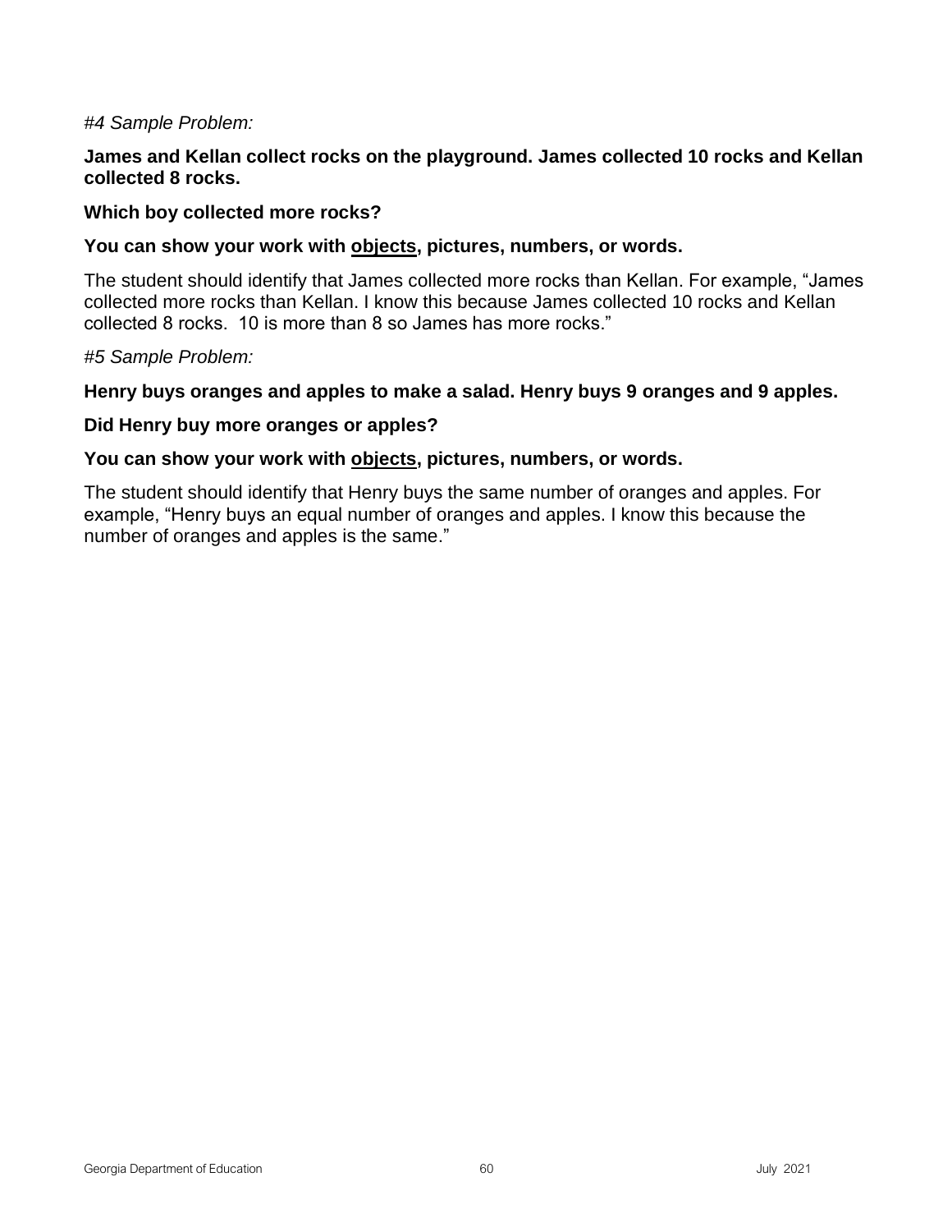*#4 Sample Problem:*

**James and Kellan collect rocks on the playground. James collected 10 rocks and Kellan collected 8 rocks.**

**Which boy collected more rocks?**

**You can show your work with <u>objects</u>, pictures, numbers, or words.**

The student should identify that James collected more rocks than Kellan. For example, "James collected more rocks than Kellan. I know this because James collected 10 rocks and Kellan collected 8 rocks. 10 is more than 8 so James has more rocks."

*#5 Sample Problem:*

**Henry buys oranges and apples to make a salad. Henry buys 9 oranges and 9 apples.**

**Did Henry buy more oranges or apples?**

**You can show your work with <u>objects</u>, pictures, numbers, or words.**

The student should identify that Henry buys the same number of oranges and apples. For example, "Henry buys an equal number of oranges and apples. I know this because the number of oranges and apples is the same."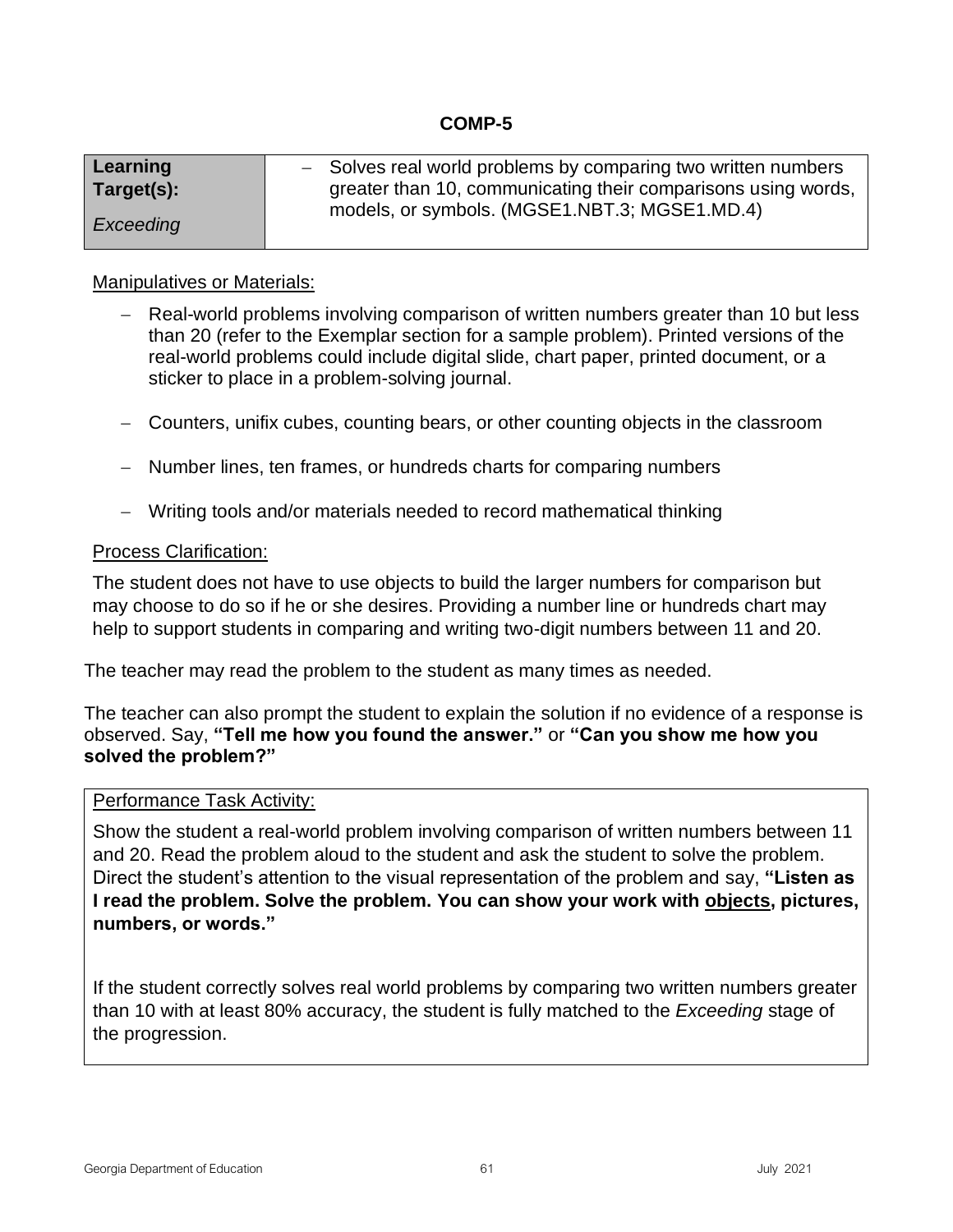## COMP-5

| **Learning Target(s):** *Exceeding* | – Solves real world problems by comparing two written numbers greater than 10, communicating their comparisons using words, models, or symbols. (MGSE1.NBT.3; MGSE1.MD.4) |
|---|---|

Manipulatives or Materials:

- Real-world problems involving comparison of written numbers greater than 10 but less than 20 (refer to the Exemplar section for a sample problem). Printed versions of the real-world problems could include digital slide, chart paper, printed document, or a sticker to place in a problem-solving journal.
- Counters, unifix cubes, counting bears, or other counting objects in the classroom
- Number lines, ten frames, or hundreds charts for comparing numbers
- Writing tools and/or materials needed to record mathematical thinking

Process Clarification:

The student does not have to use objects to build the larger numbers for comparison but may choose to do so if he or she desires. Providing a number line or hundreds chart may help to support students in comparing and writing two-digit numbers between 11 and 20.

The teacher may read the problem to the student as many times as needed.

The teacher can also prompt the student to explain the solution if no evidence of a response is observed. Say, **"Tell me how you found the answer."** or **"Can you show me how you solved the problem?"**

Performance Task Activity:

Show the student a real-world problem involving comparison of written numbers between 11 and 20. Read the problem aloud to the student and ask the student to solve the problem. Direct the student's attention to the visual representation of the problem and say, **"Listen as I read the problem. Solve the problem. You can show your work with objects, pictures, numbers, or words."**

If the student correctly solves real world problems by comparing two written numbers greater than 10 with at least 80% accuracy, the student is fully matched to the *Exceeding* stage of the progression.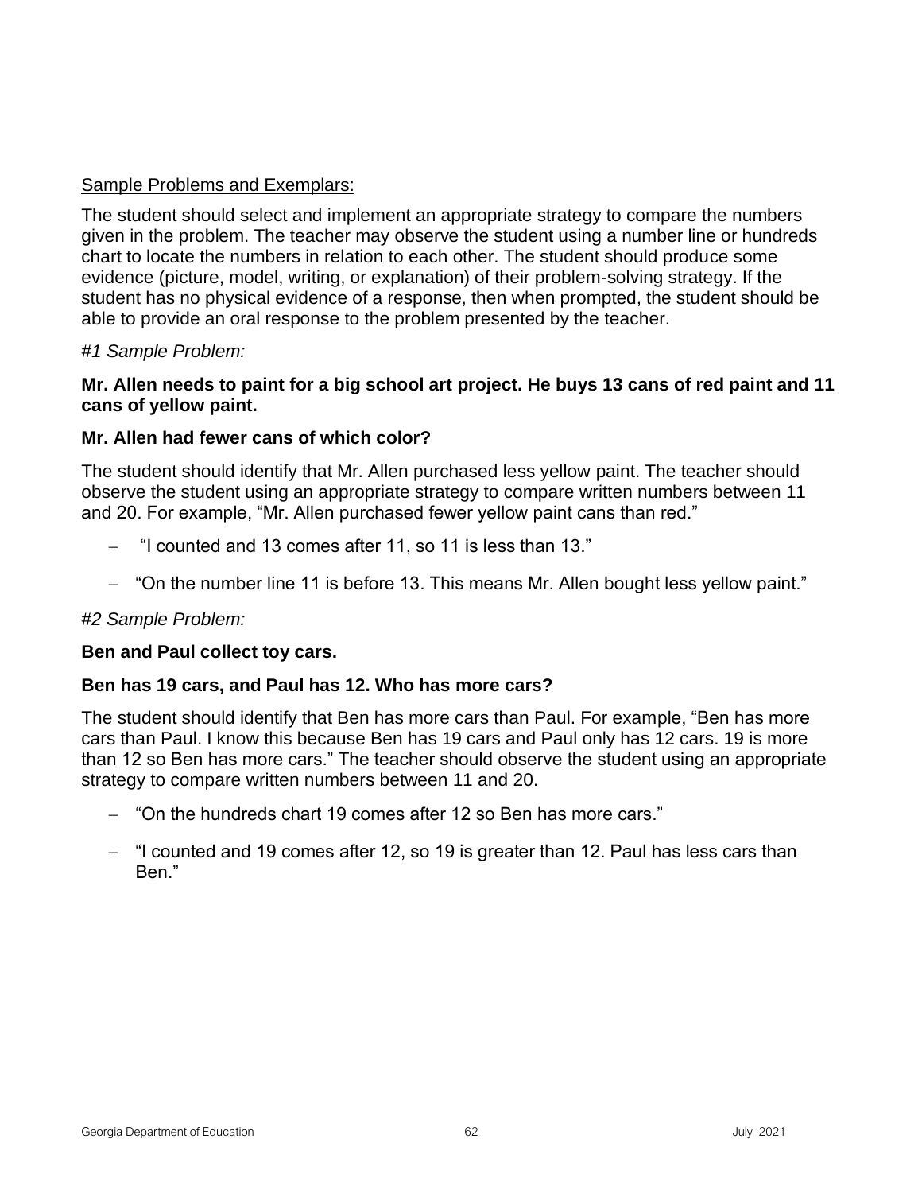<u>Sample Problems and Exemplars:</u>

The student should select and implement an appropriate strategy to compare the numbers given in the problem. The teacher may observe the student using a number line or hundreds chart to locate the numbers in relation to each other. The student should produce some evidence (picture, model, writing, or explanation) of their problem-solving strategy. If the student has no physical evidence of a response, then when prompted, the student should be able to provide an oral response to the problem presented by the teacher.

*#1 Sample Problem:*

**Mr. Allen needs to paint for a big school art project. He buys 13 cans of red paint and 11 cans of yellow paint.**

**Mr. Allen had fewer cans of which color?**

The student should identify that Mr. Allen purchased less yellow paint. The teacher should observe the student using an appropriate strategy to compare written numbers between 11 and 20. For example, "Mr. Allen purchased fewer yellow paint cans than red."

- "I counted and 13 comes after 11, so 11 is less than 13."
- "On the number line 11 is before 13. This means Mr. Allen bought less yellow paint."

*#2 Sample Problem:*

**Ben and Paul collect toy cars.**

**Ben has 19 cars, and Paul has 12. Who has more cars?**

The student should identify that Ben has more cars than Paul. For example, "Ben has more cars than Paul. I know this because Ben has 19 cars and Paul only has 12 cars. 19 is more than 12 so Ben has more cars." The teacher should observe the student using an appropriate strategy to compare written numbers between 11 and 20.

- "On the hundreds chart 19 comes after 12 so Ben has more cars."
- "I counted and 19 comes after 12, so 19 is greater than 12. Paul has less cars than Ben."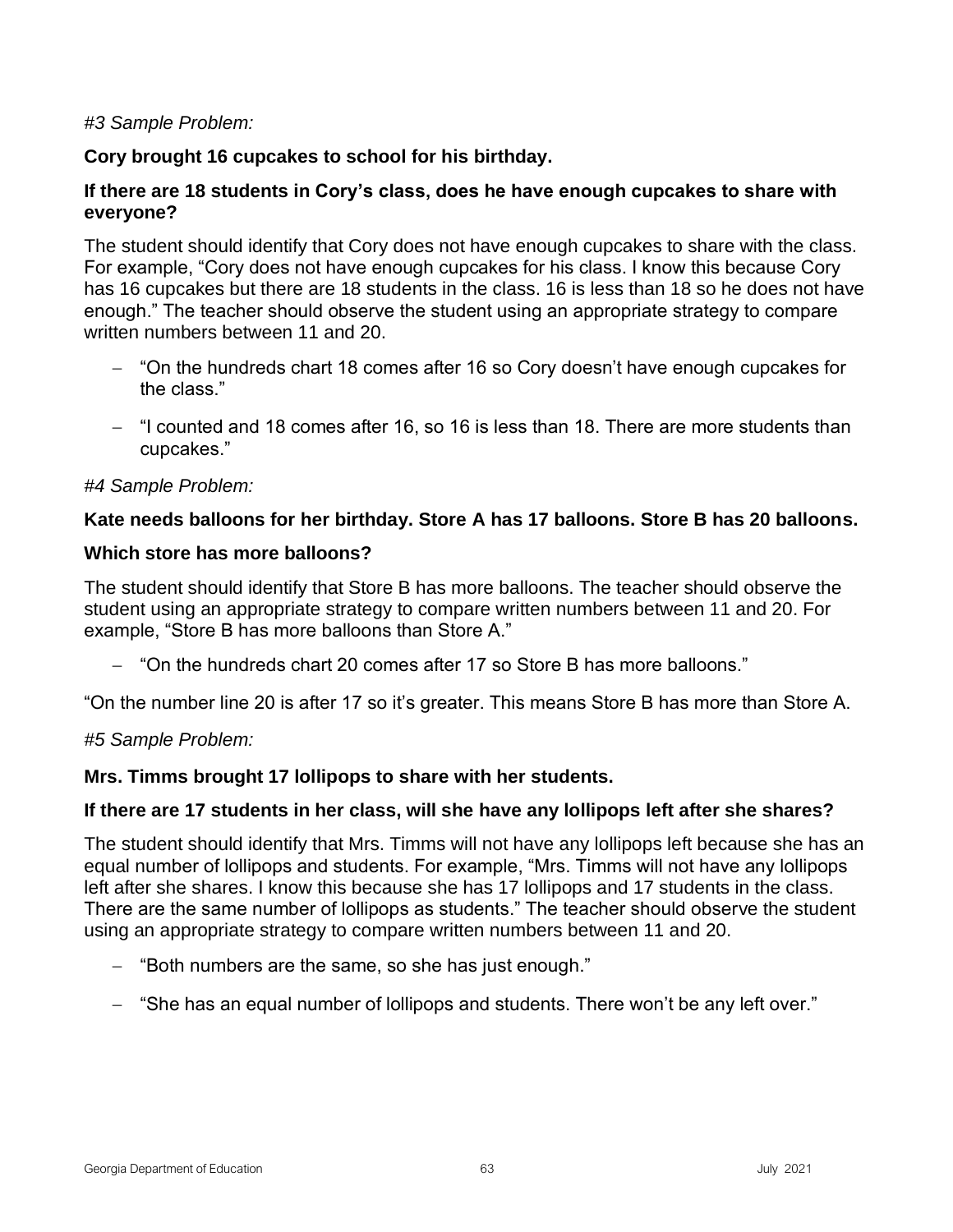*#3 Sample Problem:*

**Cory brought 16 cupcakes to school for his birthday.**

**If there are 18 students in Cory's class, does he have enough cupcakes to share with everyone?**

The student should identify that Cory does not have enough cupcakes to share with the class. For example, "Cory does not have enough cupcakes for his class. I know this because Cory has 16 cupcakes but there are 18 students in the class. 16 is less than 18 so he does not have enough." The teacher should observe the student using an appropriate strategy to compare written numbers between 11 and 20.

- "On the hundreds chart 18 comes after 16 so Cory doesn't have enough cupcakes for the class."
- "I counted and 18 comes after 16, so 16 is less than 18. There are more students than cupcakes."

*#4 Sample Problem:*

**Kate needs balloons for her birthday. Store A has 17 balloons. Store B has 20 balloons.**

**Which store has more balloons?**

The student should identify that Store B has more balloons. The teacher should observe the student using an appropriate strategy to compare written numbers between 11 and 20. For example, "Store B has more balloons than Store A."

- "On the hundreds chart 20 comes after 17 so Store B has more balloons."

"On the number line 20 is after 17 so it's greater. This means Store B has more than Store A.

*#5 Sample Problem:*

**Mrs. Timms brought 17 lollipops to share with her students.**

**If there are 17 students in her class, will she have any lollipops left after she shares?**

The student should identify that Mrs. Timms will not have any lollipops left because she has an equal number of lollipops and students. For example, "Mrs. Timms will not have any lollipops left after she shares. I know this because she has 17 lollipops and 17 students in the class. There are the same number of lollipops as students." The teacher should observe the student using an appropriate strategy to compare written numbers between 11 and 20.

- "Both numbers are the same, so she has just enough."
- "She has an equal number of lollipops and students. There won't be any left over."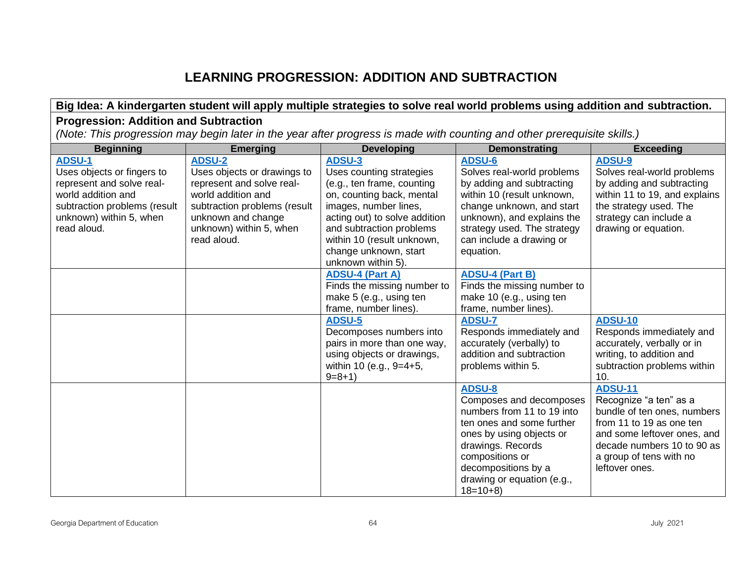# LEARNING PROGRESSION: ADDITION AND SUBTRACTION

**Big Idea: A kindergarten student will apply multiple strategies to solve real world problems using addition and subtraction.**

**Progression: Addition and Subtraction**

*(Note: This progression may begin later in the year after progress is made with counting and other prerequisite skills.)*

| Beginning | Emerging | Developing | Demonstrating | Exceeding |
|---|---|---|---|---|
| **ADSU-1** Uses objects or fingers to represent and solve real-world addition and subtraction problems (result unknown) within 5, when read aloud. | **ADSU-2** Uses objects or drawings to represent and solve real-world addition and subtraction problems (result unknown and change unknown) within 5, when read aloud. | **ADSU-3** Uses counting strategies (e.g., ten frame, counting on, counting back, mental images, number lines, acting out) to solve addition and subtraction problems within 10 (result unknown, change unknown, start unknown within 5). | **ADSU-6** Solves real-world problems by adding and subtracting within 10 (result unknown, change unknown, and start unknown), and explains the strategy used. The strategy can include a drawing or equation. | **ADSU-9** Solves real-world problems by adding and subtracting within 11 to 19, and explains the strategy used. The strategy can include a drawing or equation. |
| | | **ADSU-4 (Part A)** Finds the missing number to make 5 (e.g., using ten frame, number lines). | **ADSU-4 (Part B)** Finds the missing number to make 10 (e.g., using ten frame, number lines). | |
| | | **ADSU-5** Decomposes numbers into pairs in more than one way, using objects or drawings, within 10 (e.g., 9=4+5, 9=8+1) | **ADSU-7** Responds immediately and accurately (verbally) to addition and subtraction problems within 5. | **ADSU-10** Responds immediately and accurately, verbally or in writing, to addition and subtraction problems within 10. |
| | | | **ADSU-8** Composes and decomposes numbers from 11 to 19 into ten ones and some further ones by using objects or drawings. Records compositions or decompositions by a drawing or equation (e.g., 18=10+8) | **ADSU-11** Recognize "a ten" as a bundle of ten ones, numbers from 11 to 19 as one ten and some leftover ones, and decade numbers 10 to 90 as a group of tens with no leftover ones. |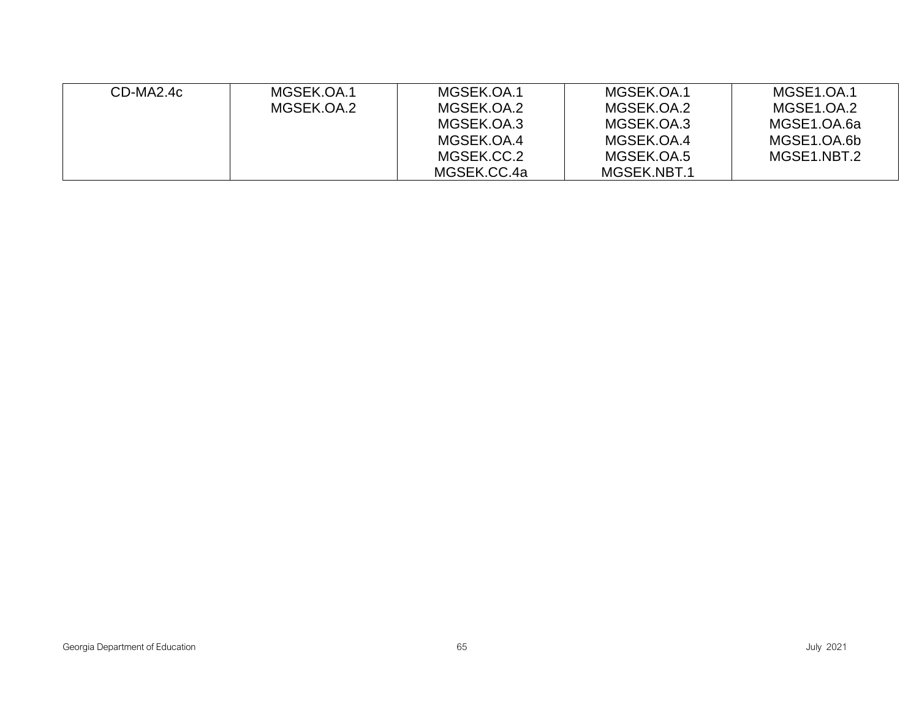| | | | | |
|---|---|---|---|---|
| CD-MA2.4c | MGSEK.OA.1<br>MGSEK.OA.2 | MGSEK.OA.1<br>MGSEK.OA.2<br>MGSEK.OA.3<br>MGSEK.OA.4<br>MGSEK.CC.2<br>MGSEK.CC.4a | MGSEK.OA.1<br>MGSEK.OA.2<br>MGSEK.OA.3<br>MGSEK.OA.4<br>MGSEK.OA.5<br>MGSEK.NBT.1 | MGSE1.OA.1<br>MGSE1.OA.2<br>MGSE1.OA.6a<br>MGSE1.OA.6b<br>MGSE1.NBT.2 |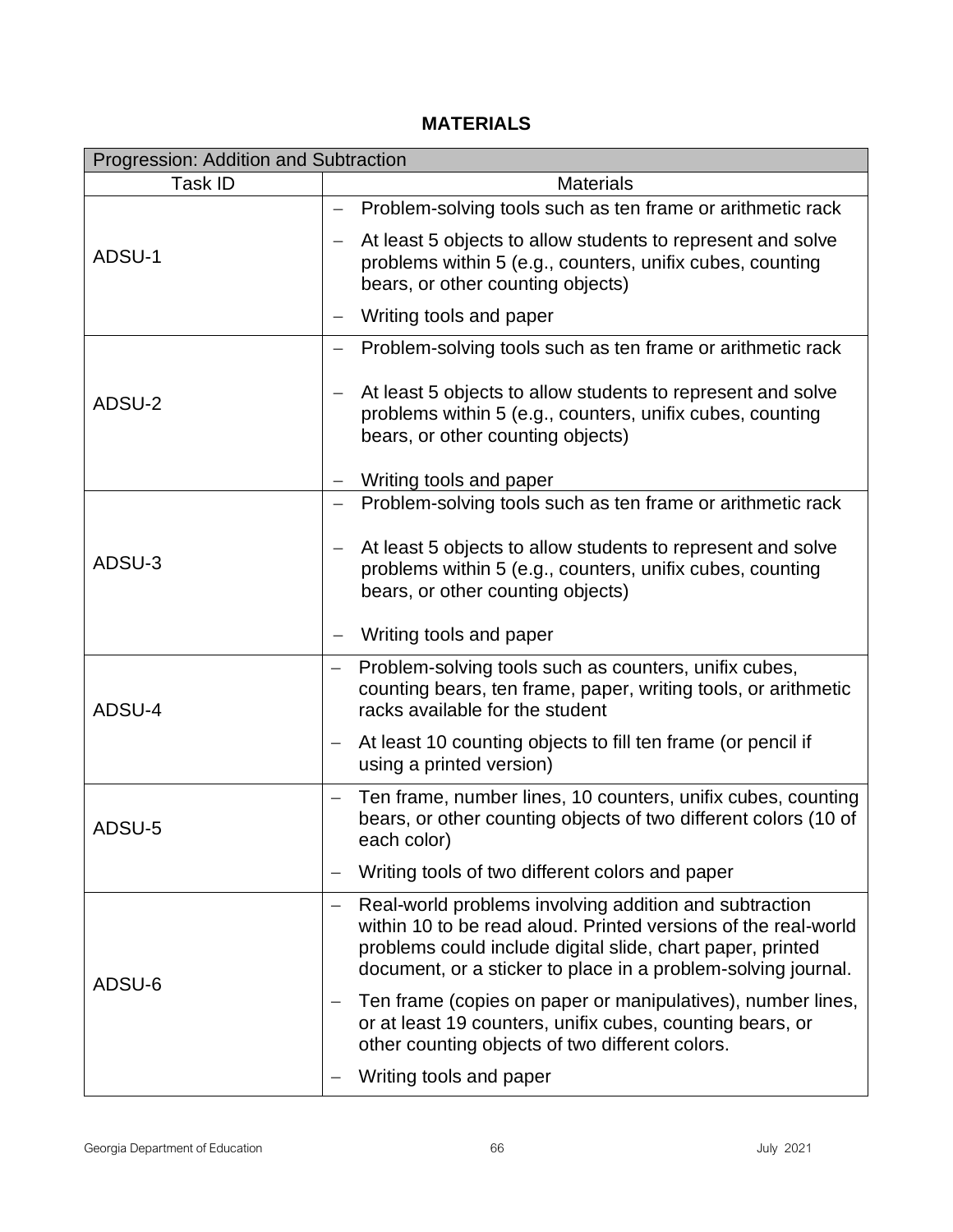## MATERIALS

| Progression: Addition and Subtraction | |
|---|---|
| Task ID | Materials |
| ADSU-1 | – Problem-solving tools such as ten frame or arithmetic rack<br>– At least 5 objects to allow students to represent and solve problems within 5 (e.g., counters, unifix cubes, counting bears, or other counting objects)<br>– Writing tools and paper |
| ADSU-2 | – Problem-solving tools such as ten frame or arithmetic rack<br>– At least 5 objects to allow students to represent and solve problems within 5 (e.g., counters, unifix cubes, counting bears, or other counting objects)<br>– Writing tools and paper |
| ADSU-3 | – Problem-solving tools such as ten frame or arithmetic rack<br>– At least 5 objects to allow students to represent and solve problems within 5 (e.g., counters, unifix cubes, counting bears, or other counting objects)<br>– Writing tools and paper |
| ADSU-4 | – Problem-solving tools such as counters, unifix cubes, counting bears, ten frame, paper, writing tools, or arithmetic racks available for the student<br>– At least 10 counting objects to fill ten frame (or pencil if using a printed version) |
| ADSU-5 | – Ten frame, number lines, 10 counters, unifix cubes, counting bears, or other counting objects of two different colors (10 of each color)<br>– Writing tools of two different colors and paper |
| ADSU-6 | – Real-world problems involving addition and subtraction within 10 to be read aloud. Printed versions of the real-world problems could include digital slide, chart paper, printed document, or a sticker to place in a problem-solving journal.<br>– Ten frame (copies on paper or manipulatives), number lines, or at least 19 counters, unifix cubes, counting bears, or other counting objects of two different colors.<br>– Writing tools and paper |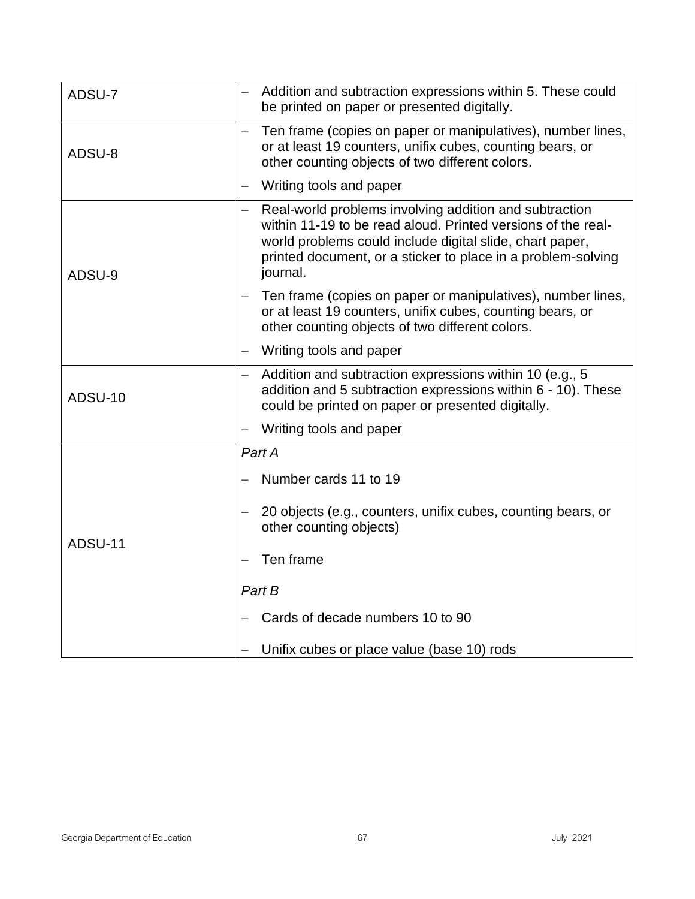| | |
|---|---|
| ADSU-7 | – Addition and subtraction expressions within 5. These could be printed on paper or presented digitally. |
| ADSU-8 | – Ten frame (copies on paper or manipulatives), number lines, or at least 19 counters, unifix cubes, counting bears, or other counting objects of two different colors.<br>– Writing tools and paper |
| ADSU-9 | – Real-world problems involving addition and subtraction within 11-19 to be read aloud. Printed versions of the real-world problems could include digital slide, chart paper, printed document, or a sticker to place in a problem-solving journal.<br>– Ten frame (copies on paper or manipulatives), number lines, or at least 19 counters, unifix cubes, counting bears, or other counting objects of two different colors.<br>– Writing tools and paper |
| ADSU-10 | – Addition and subtraction expressions within 10 (e.g., 5 addition and 5 subtraction expressions within 6 - 10). These could be printed on paper or presented digitally.<br>– Writing tools and paper |
| ADSU-11 | *Part A*<br>– Number cards 11 to 19<br>– 20 objects (e.g., counters, unifix cubes, counting bears, or other counting objects)<br>– Ten frame<br>*Part B*<br>– Cards of decade numbers 10 to 90<br>– Unifix cubes or place value (base 10) rods |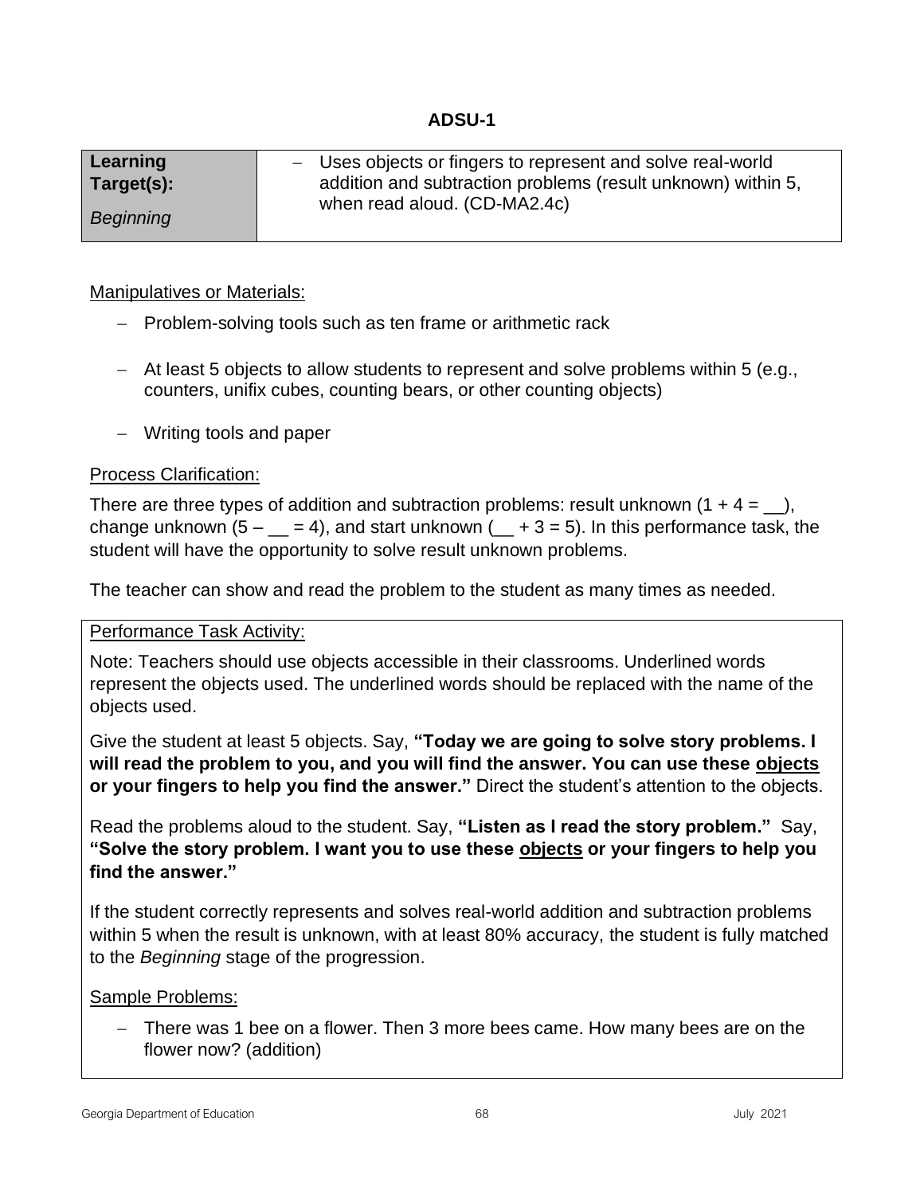## ADSU-1

| **Learning Target(s):** *Beginning* | – Uses objects or fingers to represent and solve real-world addition and subtraction problems (result unknown) within 5, when read aloud. (CD-MA2.4c) |
|---|---|

Manipulatives or Materials:

- Problem-solving tools such as ten frame or arithmetic rack
- At least 5 objects to allow students to represent and solve problems within 5 (e.g., counters, unifix cubes, counting bears, or other counting objects)
- Writing tools and paper

Process Clarification:

There are three types of addition and subtraction problems: result unknown ($1 + 4 =$ __), change unknown ($5 -$ __ $= 4$), and start unknown (__ $+ 3 = 5$). In this performance task, the student will have the opportunity to solve result unknown problems.

The teacher can show and read the problem to the student as many times as needed.

Performance Task Activity:

Note: Teachers should use objects accessible in their classrooms. Underlined words represent the objects used. The underlined words should be replaced with the name of the objects used.

Give the student at least 5 objects. Say, **"Today we are going to solve story problems. I will read the problem to you, and you will find the answer. You can use these <u>objects</u> or your fingers to help you find the answer."** Direct the student's attention to the objects.

Read the problems aloud to the student. Say, **"Listen as I read the story problem."** Say, **"Solve the story problem. I want you to use these <u>objects</u> or your fingers to help you find the answer."**

If the student correctly represents and solves real-world addition and subtraction problems within 5 when the result is unknown, with at least 80% accuracy, the student is fully matched to the *Beginning* stage of the progression.

Sample Problems:

- There was 1 bee on a flower. Then 3 more bees came. How many bees are on the flower now? (addition)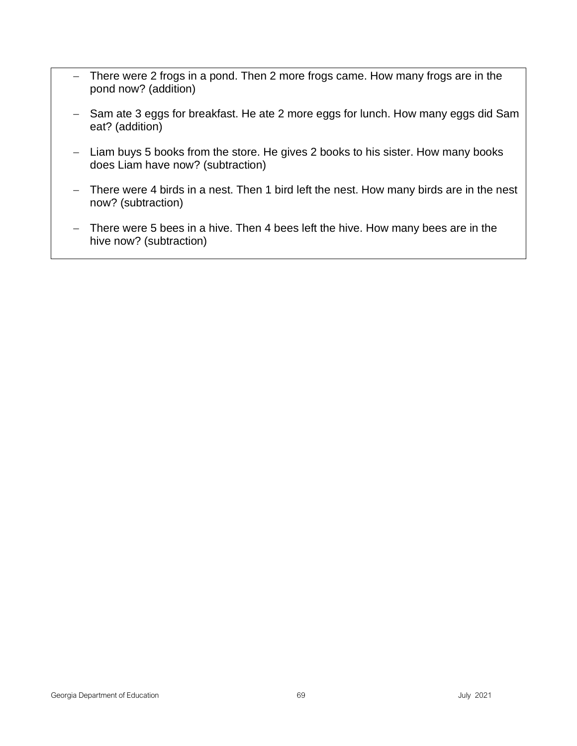- There were 2 frogs in a pond. Then 2 more frogs came. How many frogs are in the pond now? (addition)
- Sam ate 3 eggs for breakfast. He ate 2 more eggs for lunch. How many eggs did Sam eat? (addition)
- Liam buys 5 books from the store. He gives 2 books to his sister. How many books does Liam have now? (subtraction)
- There were 4 birds in a nest. Then 1 bird left the nest. How many birds are in the nest now? (subtraction)
- There were 5 bees in a hive. Then 4 bees left the hive. How many bees are in the hive now? (subtraction)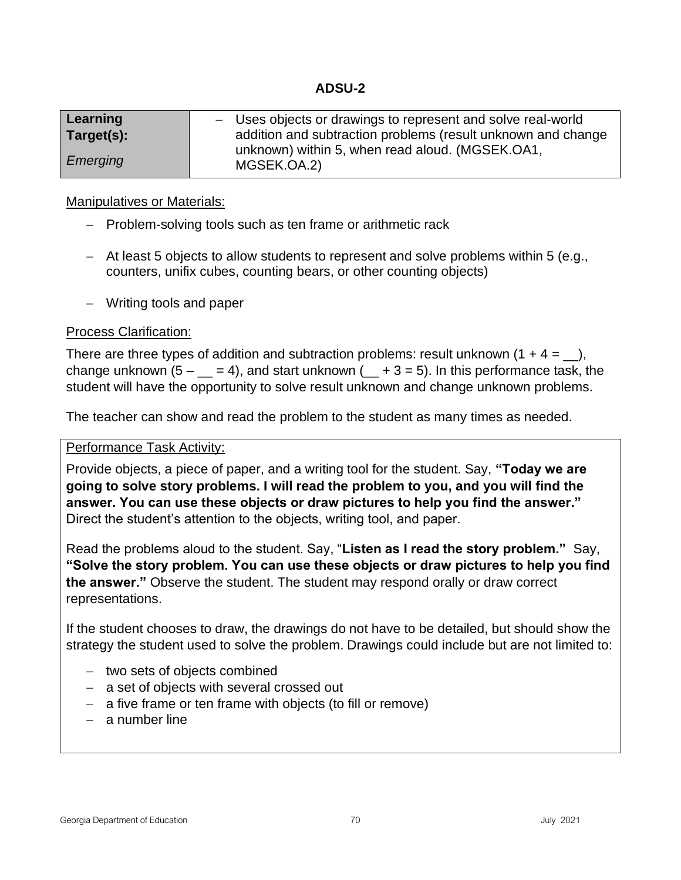## ADSU-2

| Learning Target(s): *Emerging* | – Uses objects or drawings to represent and solve real-world addition and subtraction problems (result unknown and change unknown) within 5, when read aloud. (MGSEK.OA1, MGSEK.OA.2) |
|---|---|

Manipulatives or Materials:

- Problem-solving tools such as ten frame or arithmetic rack
- At least 5 objects to allow students to represent and solve problems within 5 (e.g., counters, unifix cubes, counting bears, or other counting objects)
- Writing tools and paper

Process Clarification:

There are three types of addition and subtraction problems: result unknown ($1 + 4 = \_\_$), change unknown ($5 - \_\_ = 4$), and start unknown ($\_\_ + 3 = 5$). In this performance task, the student will have the opportunity to solve result unknown and change unknown problems.

The teacher can show and read the problem to the student as many times as needed.

Performance Task Activity:

Provide objects, a piece of paper, and a writing tool for the student. Say, **"Today we are going to solve story problems. I will read the problem to you, and you will find the answer. You can use these objects or draw pictures to help you find the answer."** Direct the student's attention to the objects, writing tool, and paper.

Read the problems aloud to the student. Say, "**Listen as I read the story problem."** Say, **"Solve the story problem. You can use these objects or draw pictures to help you find the answer."** Observe the student. The student may respond orally or draw correct representations.

If the student chooses to draw, the drawings do not have to be detailed, but should show the strategy the student used to solve the problem. Drawings could include but are not limited to:

- two sets of objects combined
- a set of objects with several crossed out
- a five frame or ten frame with objects (to fill or remove)
- a number line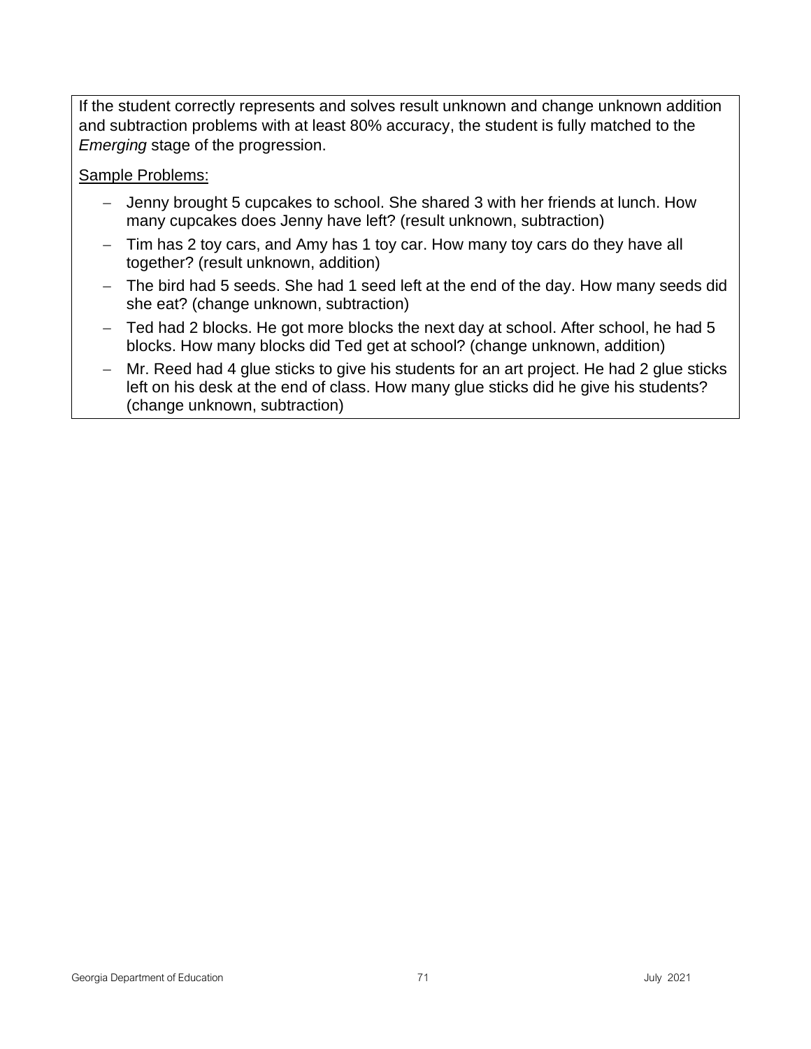If the student correctly represents and solves result unknown and change unknown addition and subtraction problems with at least 80% accuracy, the student is fully matched to the *Emerging* stage of the progression.

<u>Sample Problems:</u>

- Jenny brought 5 cupcakes to school. She shared 3 with her friends at lunch. How many cupcakes does Jenny have left? (result unknown, subtraction)
- Tim has 2 toy cars, and Amy has 1 toy car. How many toy cars do they have all together? (result unknown, addition)
- The bird had 5 seeds. She had 1 seed left at the end of the day. How many seeds did she eat? (change unknown, subtraction)
- Ted had 2 blocks. He got more blocks the next day at school. After school, he had 5 blocks. How many blocks did Ted get at school? (change unknown, addition)
- Mr. Reed had 4 glue sticks to give his students for an art project. He had 2 glue sticks left on his desk at the end of class. How many glue sticks did he give his students? (change unknown, subtraction)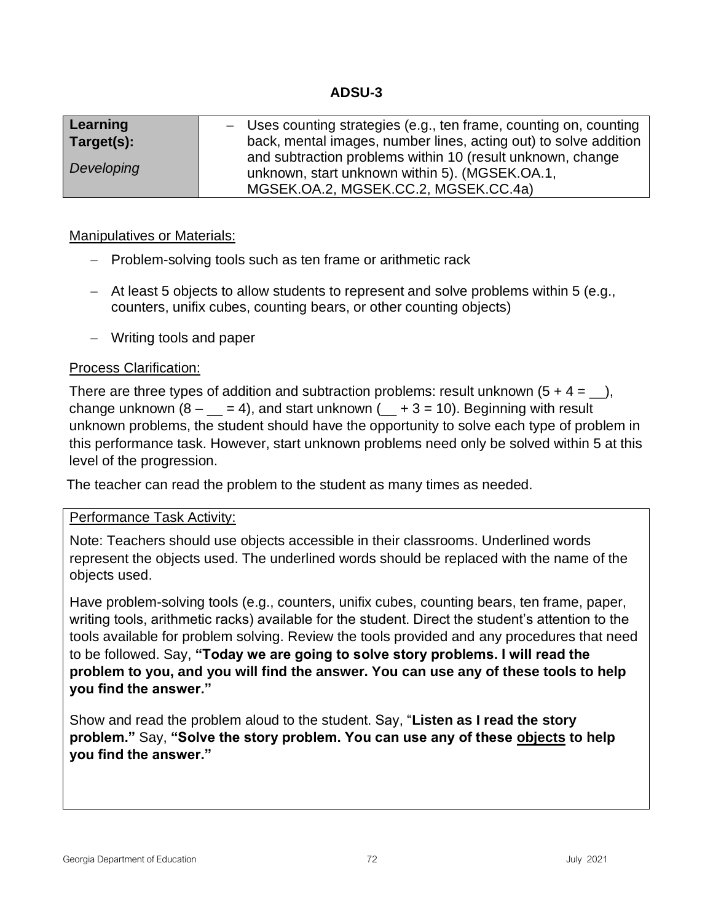## ADSU-3

| **Learning Target(s):** *Developing* | – Uses counting strategies (e.g., ten frame, counting on, counting back, mental images, number lines, acting out) to solve addition and subtraction problems within 10 (result unknown, change unknown, start unknown within 5). (MGSEK.OA.1, MGSEK.OA.2, MGSEK.CC.2, MGSEK.CC.4a) |
|---|---|

Manipulatives or Materials:

- Problem-solving tools such as ten frame or arithmetic rack
- At least 5 objects to allow students to represent and solve problems within 5 (e.g., counters, unifix cubes, counting bears, or other counting objects)
- Writing tools and paper

Process Clarification:

There are three types of addition and subtraction problems: result unknown ($5 + 4 =$ __), change unknown ($8 -$ __ $= 4$), and start unknown (__ $+ 3 = 10$). Beginning with result unknown problems, the student should have the opportunity to solve each type of problem in this performance task. However, start unknown problems need only be solved within 5 at this level of the progression.

The teacher can read the problem to the student as many times as needed.

Performance Task Activity:

Note: Teachers should use objects accessible in their classrooms. Underlined words represent the objects used. The underlined words should be replaced with the name of the objects used.

Have problem-solving tools (e.g., counters, unifix cubes, counting bears, ten frame, paper, writing tools, arithmetic racks) available for the student. Direct the student's attention to the tools available for problem solving. Review the tools provided and any procedures that need to be followed. Say, **"Today we are going to solve story problems. I will read the problem to you, and you will find the answer. You can use any of these tools to help you find the answer."**

Show and read the problem aloud to the student. Say, "**Listen as I read the story problem."** Say, **"Solve the story problem. You can use any of these <u>objects</u> to help you find the answer."**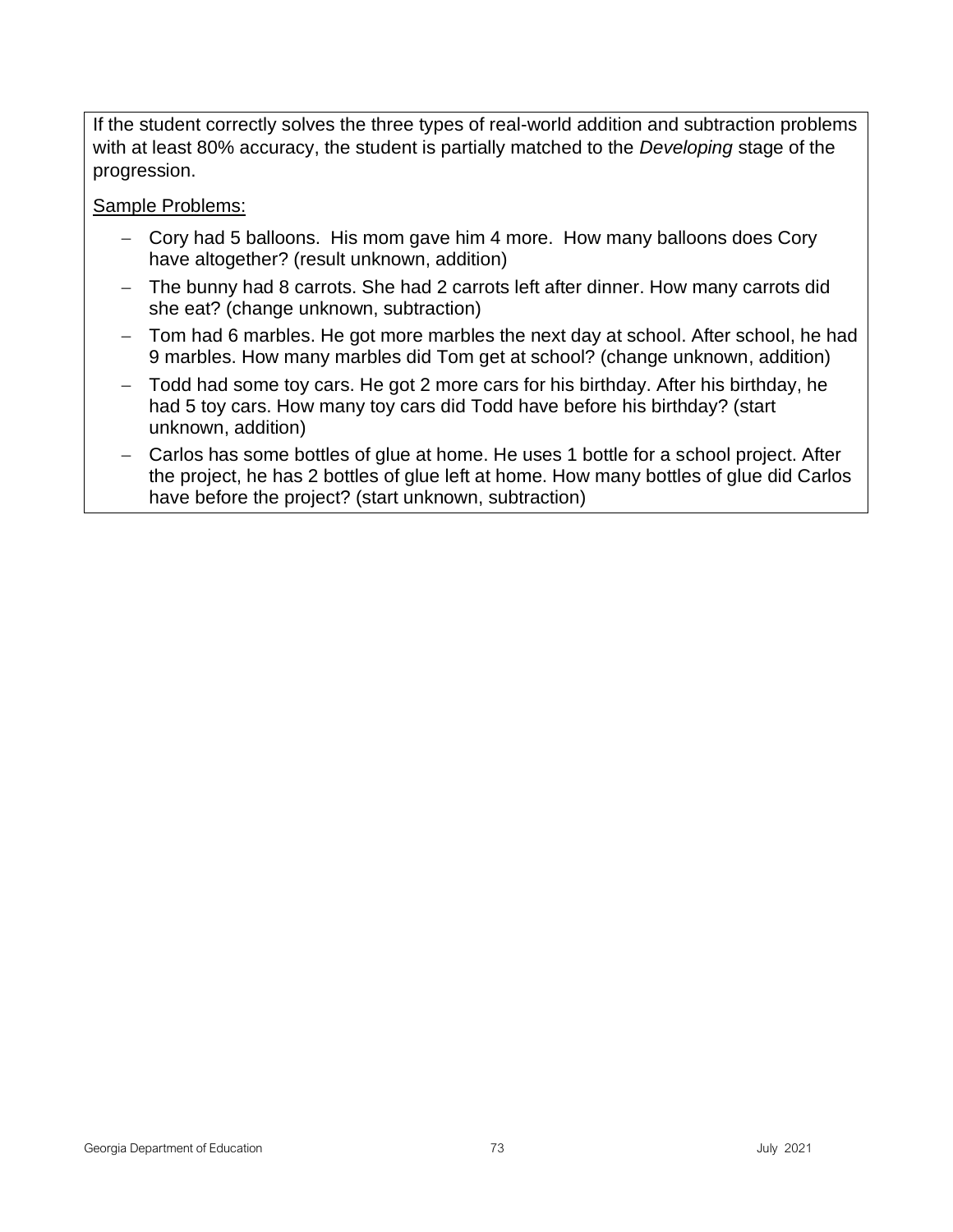If the student correctly solves the three types of real-world addition and subtraction problems with at least 80% accuracy, the student is partially matched to the *Developing* stage of the progression.

<u>Sample Problems:</u>

- Cory had 5 balloons. His mom gave him 4 more. How many balloons does Cory have altogether? (result unknown, addition)
- The bunny had 8 carrots. She had 2 carrots left after dinner. How many carrots did she eat? (change unknown, subtraction)
- Tom had 6 marbles. He got more marbles the next day at school. After school, he had 9 marbles. How many marbles did Tom get at school? (change unknown, addition)
- Todd had some toy cars. He got 2 more cars for his birthday. After his birthday, he had 5 toy cars. How many toy cars did Todd have before his birthday? (start unknown, addition)
- Carlos has some bottles of glue at home. He uses 1 bottle for a school project. After the project, he has 2 bottles of glue left at home. How many bottles of glue did Carlos have before the project? (start unknown, subtraction)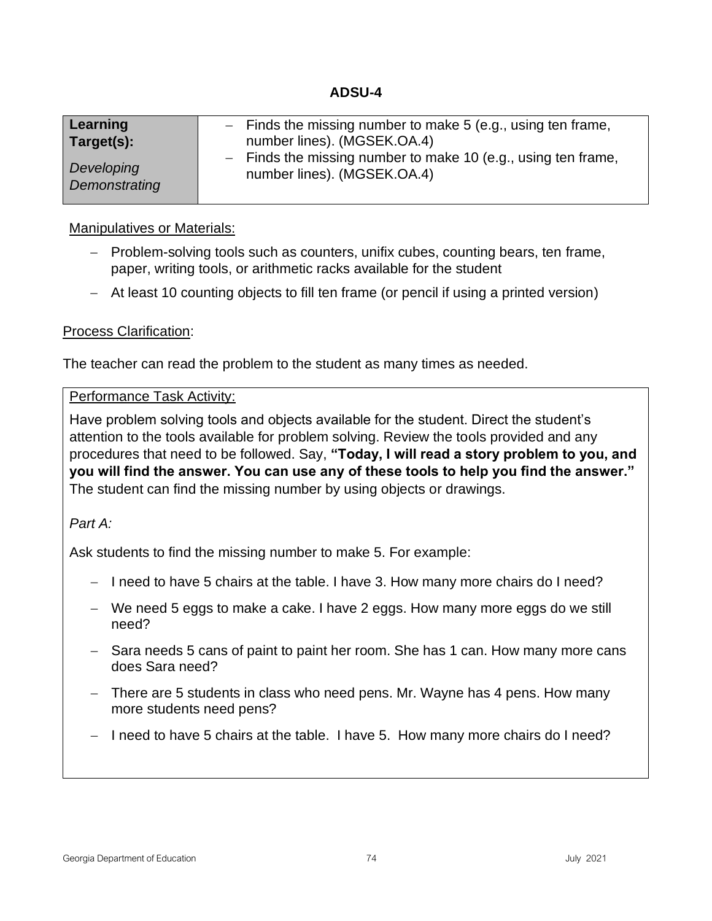# ADSU-4

| **Learning Target(s):** *Developing Demonstrating* | – Finds the missing number to make 5 (e.g., using ten frame, number lines). (MGSEK.OA.4) – Finds the missing number to make 10 (e.g., using ten frame, number lines). (MGSEK.OA.4) |
|---|---|

Manipulatives or Materials:

- Problem-solving tools such as counters, unifix cubes, counting bears, ten frame, paper, writing tools, or arithmetic racks available for the student
- At least 10 counting objects to fill ten frame (or pencil if using a printed version)

Process Clarification:

The teacher can read the problem to the student as many times as needed.

Performance Task Activity:

Have problem solving tools and objects available for the student. Direct the student's attention to the tools available for problem solving. Review the tools provided and any procedures that need to be followed. Say, **"Today, I will read a story problem to you, and you will find the answer. You can use any of these tools to help you find the answer."** The student can find the missing number by using objects or drawings.

*Part A:*

Ask students to find the missing number to make 5. For example:

- I need to have 5 chairs at the table. I have 3. How many more chairs do I need?
- We need 5 eggs to make a cake. I have 2 eggs. How many more eggs do we still need?
- Sara needs 5 cans of paint to paint her room. She has 1 can. How many more cans does Sara need?
- There are 5 students in class who need pens. Mr. Wayne has 4 pens. How many more students need pens?
- I need to have 5 chairs at the table. I have 5. How many more chairs do I need?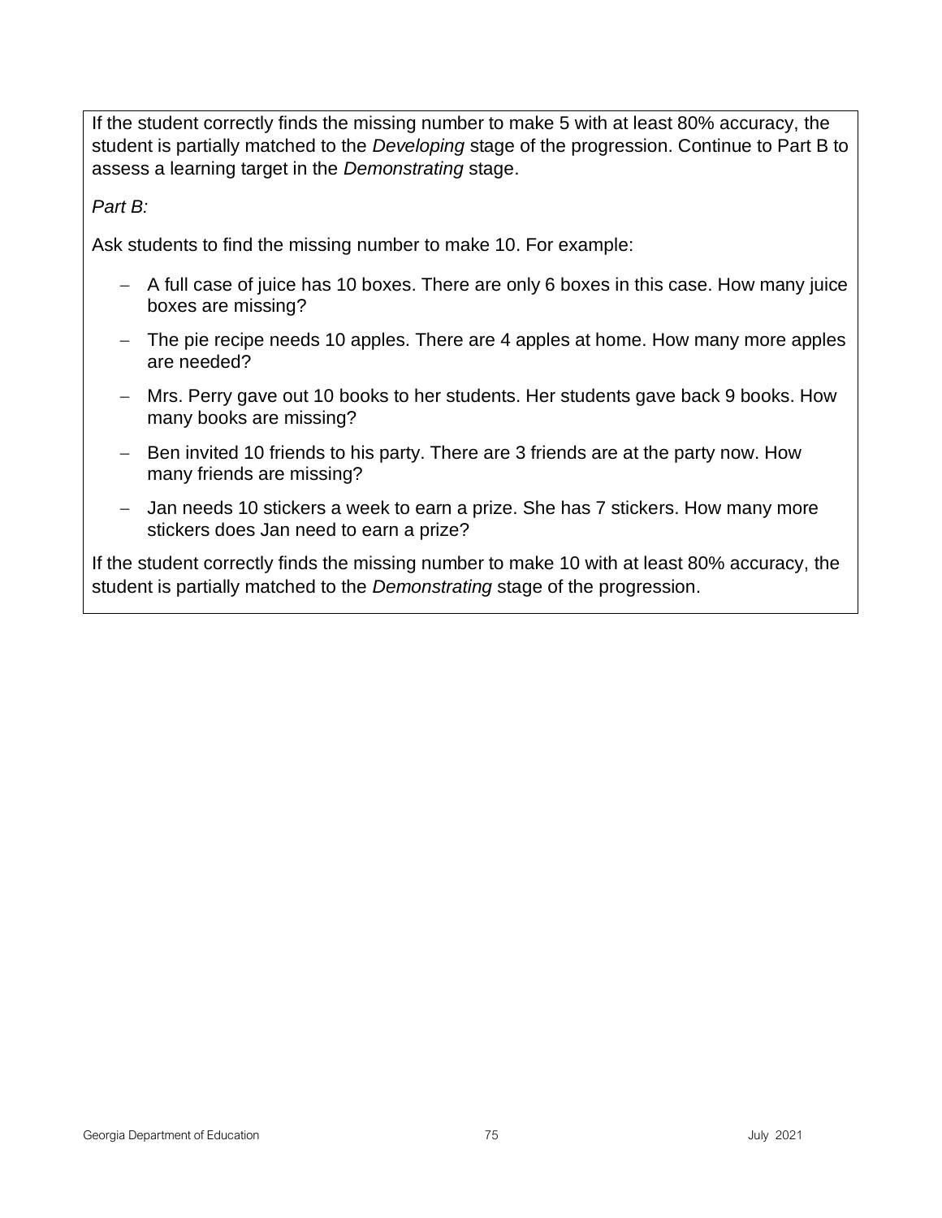If the student correctly finds the missing number to make 5 with at least 80% accuracy, the student is partially matched to the *Developing* stage of the progression. Continue to Part B to assess a learning target in the *Demonstrating* stage.

*Part B:*

Ask students to find the missing number to make 10. For example:

- A full case of juice has 10 boxes. There are only 6 boxes in this case. How many juice boxes are missing?
- The pie recipe needs 10 apples. There are 4 apples at home. How many more apples are needed?
- Mrs. Perry gave out 10 books to her students. Her students gave back 9 books. How many books are missing?
- Ben invited 10 friends to his party. There are 3 friends are at the party now. How many friends are missing?
- Jan needs 10 stickers a week to earn a prize. She has 7 stickers. How many more stickers does Jan need to earn a prize?

If the student correctly finds the missing number to make 10 with at least 80% accuracy, the student is partially matched to the *Demonstrating* stage of the progression.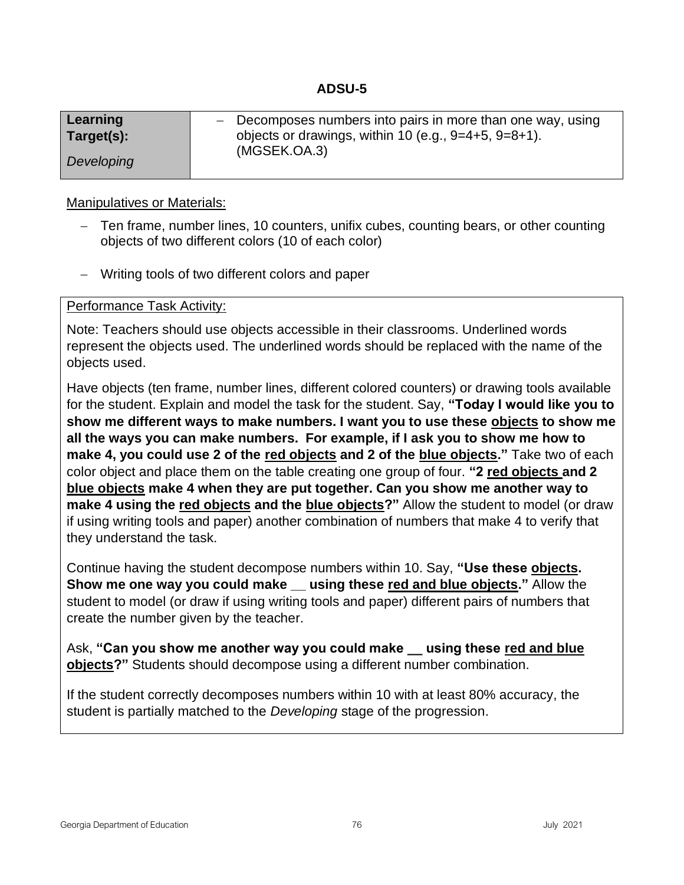## ADSU-5

| **Learning Target(s):** *Developing* | – Decomposes numbers into pairs in more than one way, using objects or drawings, within 10 (e.g., 9=4+5, 9=8+1). (MGSEK.OA.3) |
|---|---|

Manipulatives or Materials:

- Ten frame, number lines, 10 counters, unifix cubes, counting bears, or other counting objects of two different colors (10 of each color)
- Writing tools of two different colors and paper

Performance Task Activity:

Note: Teachers should use objects accessible in their classrooms. Underlined words represent the objects used. The underlined words should be replaced with the name of the objects used.

Have objects (ten frame, number lines, different colored counters) or drawing tools available for the student. Explain and model the task for the student. Say, **"Today I would like you to show me different ways to make numbers. I want you to use these <u>objects</u> to show me all the ways you can make numbers. For example, if I ask you to show me how to make 4, you could use 2 of the <u>red objects</u> and 2 of the <u>blue objects</u>."** Take two of each color object and place them on the table creating one group of four. **"2 <u>red objects</u> and 2 <u>blue objects</u> make 4 when they are put together. Can you show me another way to make 4 using the <u>red objects</u> and the <u>blue objects</u>?"** Allow the student to model (or draw if using writing tools and paper) another combination of numbers that make 4 to verify that they understand the task.

Continue having the student decompose numbers within 10. Say, **"Use these <u>objects</u>. Show me one way you could make __ using these <u>red and blue objects</u>."** Allow the student to model (or draw if using writing tools and paper) different pairs of numbers that create the number given by the teacher.

Ask, **"Can you show me another way you could make __ using these <u>red and blue objects</u>?"** Students should decompose using a different number combination.

If the student correctly decomposes numbers within 10 with at least 80% accuracy, the student is partially matched to the *Developing* stage of the progression.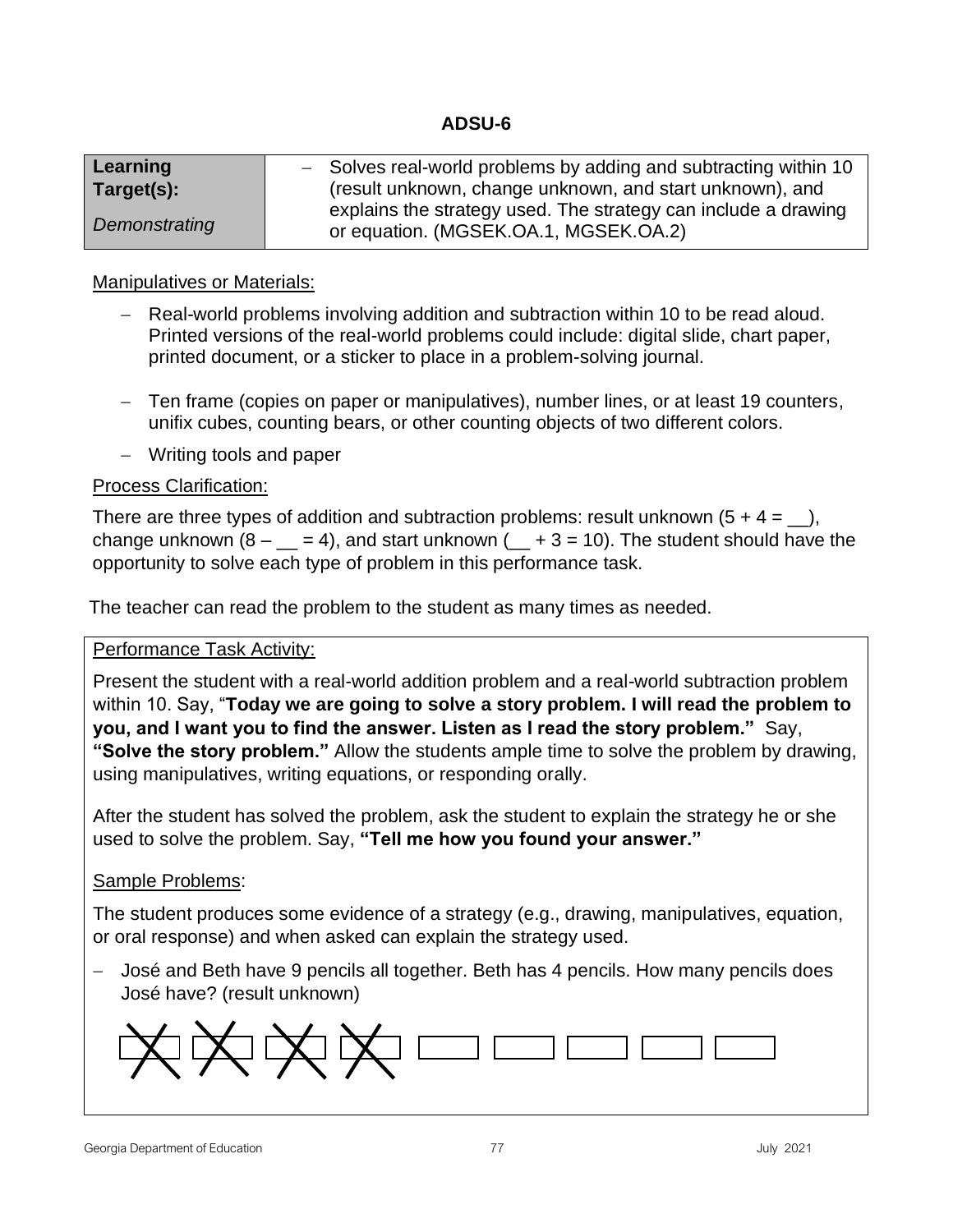## ADSU-6

| **Learning Target(s):** *Demonstrating* | – Solves real-world problems by adding and subtracting within 10 (result unknown, change unknown, and start unknown), and explains the strategy used. The strategy can include a drawing or equation. (MGSEK.OA.1, MGSEK.OA.2) |
|---|---|

Manipulatives or Materials:

- Real-world problems involving addition and subtraction within 10 to be read aloud. Printed versions of the real-world problems could include: digital slide, chart paper, printed document, or a sticker to place in a problem-solving journal.
- Ten frame (copies on paper or manipulatives), number lines, or at least 19 counters, unifix cubes, counting bears, or other counting objects of two different colors.
- Writing tools and paper

Process Clarification:

There are three types of addition and subtraction problems: result unknown ($5 + 4 = \_\_$), change unknown ($8 - \_\_ = 4$), and start unknown ($\_\_ + 3 = 10$). The student should have the opportunity to solve each type of problem in this performance task.

The teacher can read the problem to the student as many times as needed.

Performance Task Activity:

Present the student with a real-world addition problem and a real-world subtraction problem within 10. Say, "**Today we are going to solve a story problem. I will read the problem to you, and I want you to find the answer. Listen as I read the story problem.**" Say, **"Solve the story problem."** Allow the students ample time to solve the problem by drawing, using manipulatives, writing equations, or responding orally.

After the student has solved the problem, ask the student to explain the strategy he or she used to solve the problem. Say, **"Tell me how you found your answer."**

Sample Problems:

The student produces some evidence of a strategy (e.g., drawing, manipulatives, equation, or oral response) and when asked can explain the strategy used.

- José and Beth have 9 pencils all together. Beth has 4 pencils. How many pencils does José have? (result unknown)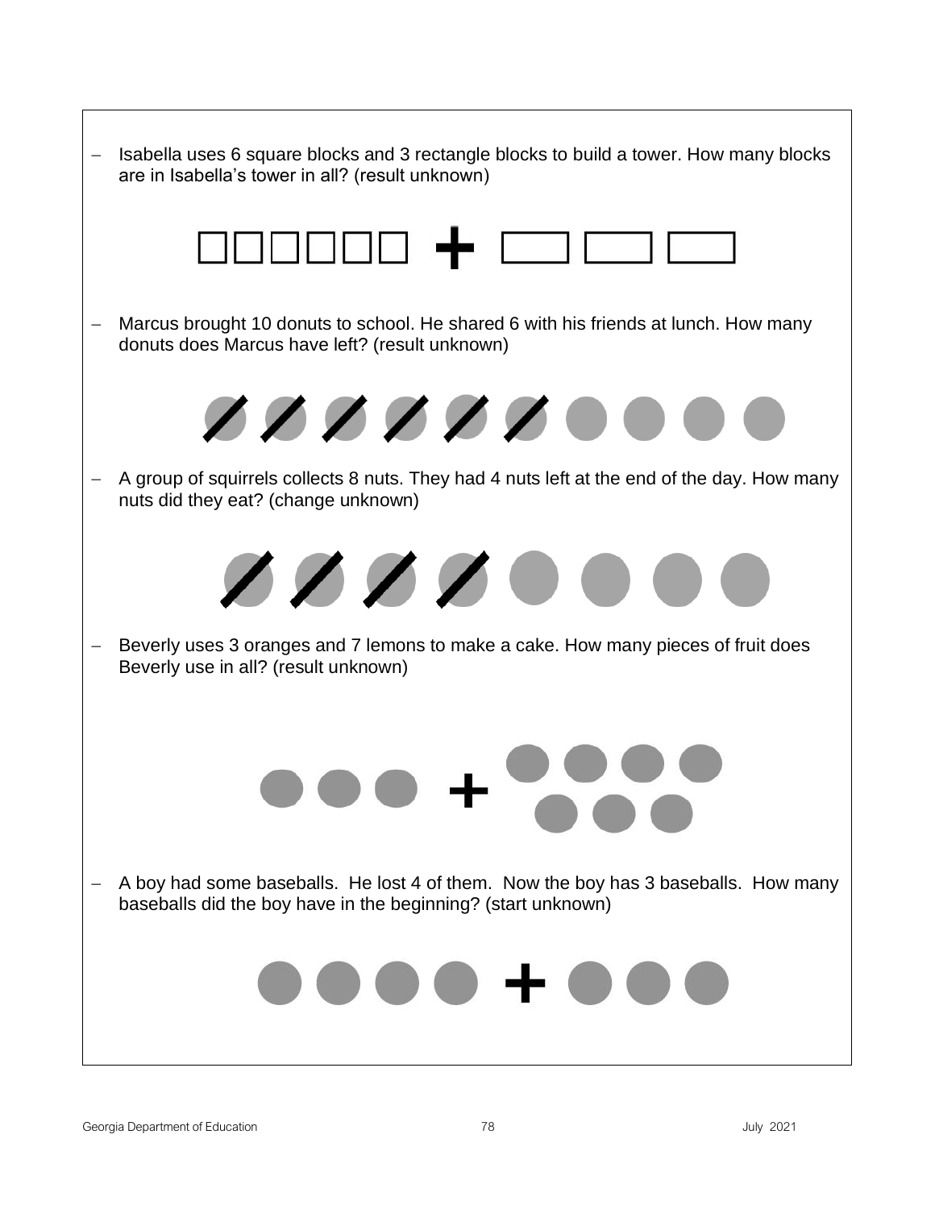- Isabella uses 6 square blocks and 3 rectangle blocks to build a tower. How many blocks are in Isabella's tower in all? (result unknown)

- Marcus brought 10 donuts to school. He shared 6 with his friends at lunch. How many donuts does Marcus have left? (result unknown)

- A group of squirrels collects 8 nuts. They had 4 nuts left at the end of the day. How many nuts did they eat? (change unknown)

- Beverly uses 3 oranges and 7 lemons to make a cake. How many pieces of fruit does Beverly use in all? (result unknown)

- A boy had some baseballs. He lost 4 of them. Now the boy has 3 baseballs. How many baseballs did the boy have in the beginning? (start unknown)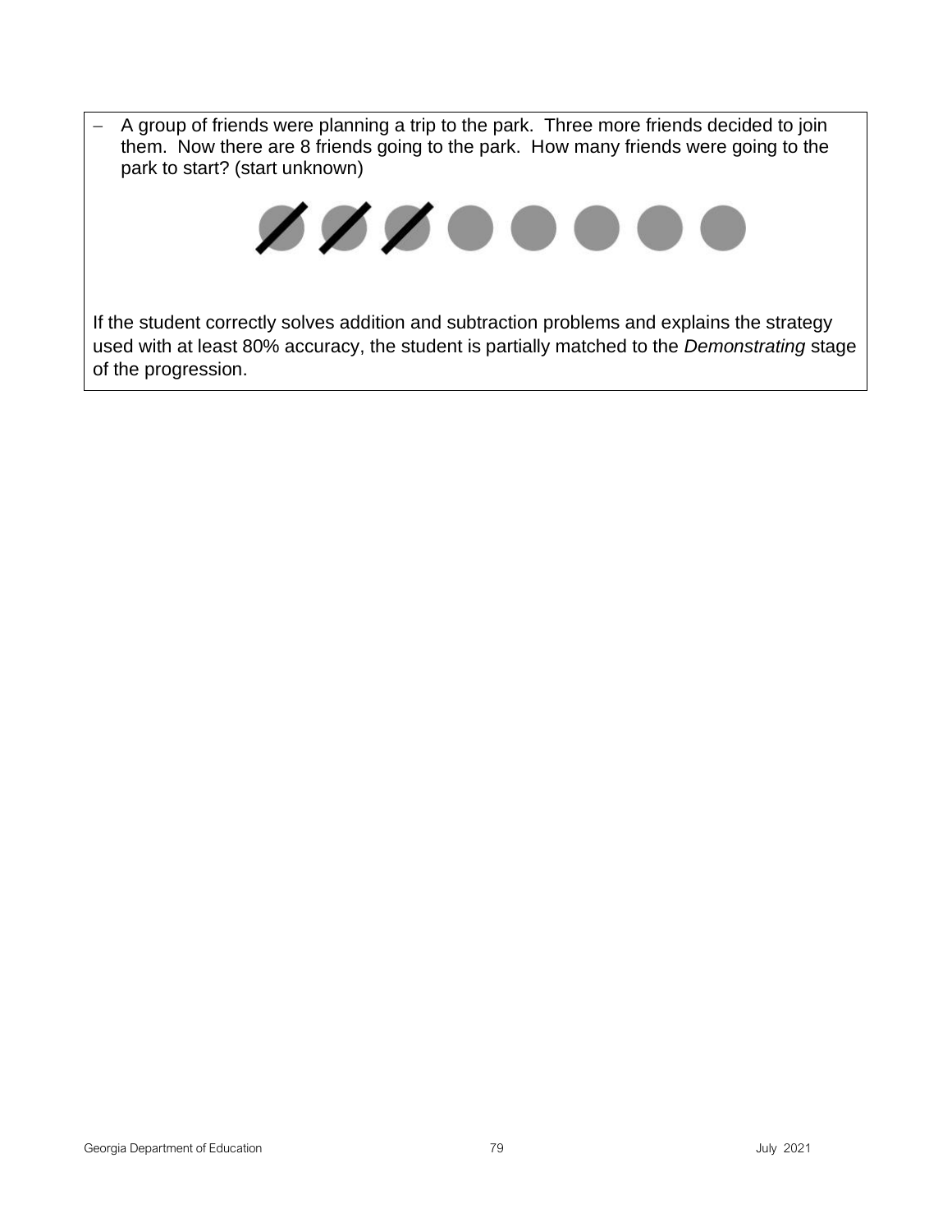- A group of friends were planning a trip to the park. Three more friends decided to join them. Now there are 8 friends going to the park. How many friends were going to the park to start? (start unknown)

If the student correctly solves addition and subtraction problems and explains the strategy used with at least 80% accuracy, the student is partially matched to the *Demonstrating* stage of the progression.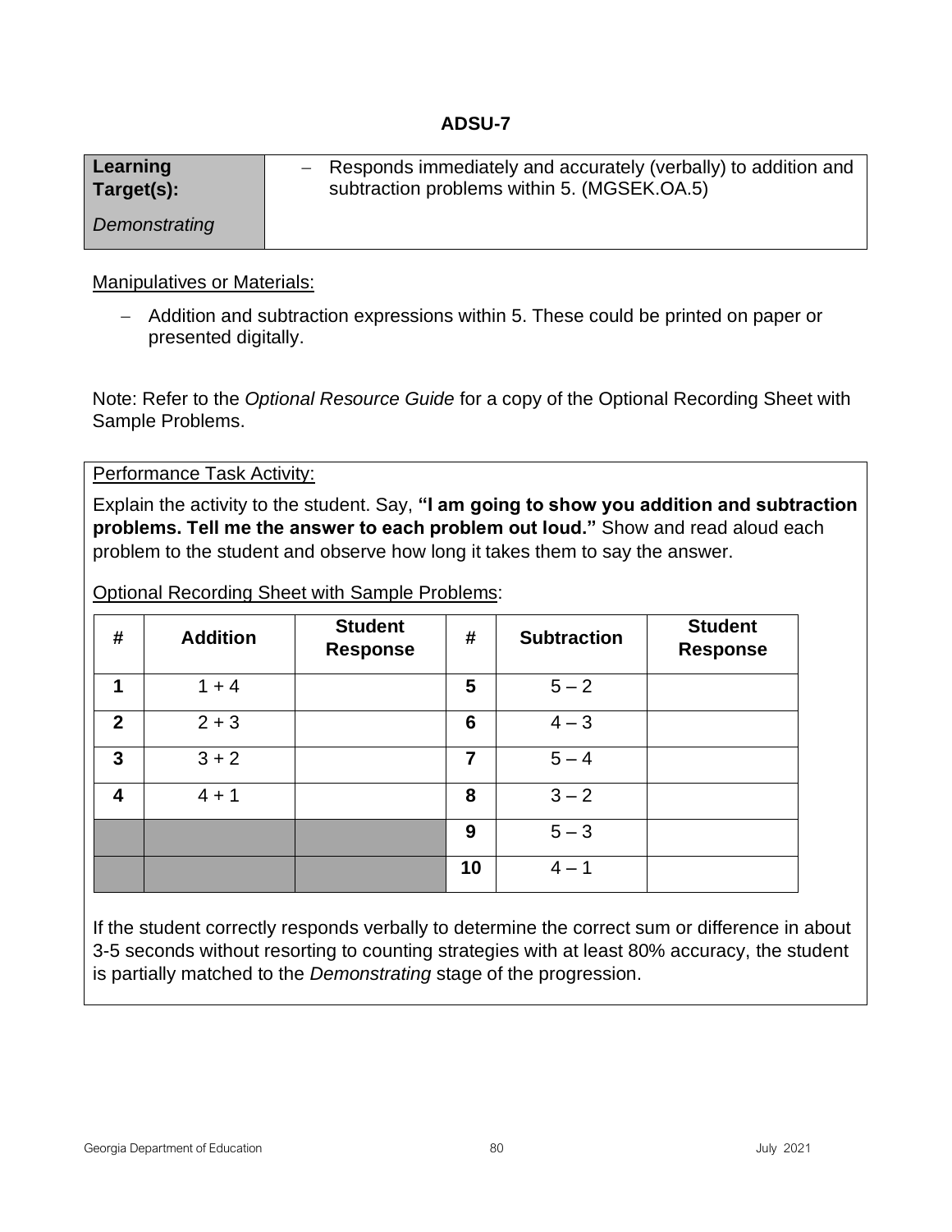# ADSU-7

| **Learning Target(s):** *Demonstrating* | – Responds immediately and accurately (verbally) to addition and subtraction problems within 5. (MGSEK.OA.5) |
|---|---|

Manipulatives or Materials:

- Addition and subtraction expressions within 5. These could be printed on paper or presented digitally.

Note: Refer to the *Optional Resource Guide* for a copy of the Optional Recording Sheet with Sample Problems.

Performance Task Activity:

Explain the activity to the student. Say, **"I am going to show you addition and subtraction problems. Tell me the answer to each problem out loud."** Show and read aloud each problem to the student and observe how long it takes them to say the answer.

Optional Recording Sheet with Sample Problems:

| # | Addition | Student Response | # | Subtraction | Student Response |
|---|---|---|---|---|---|
| **1** | 1 + 4 | | **5** | 5 – 2 | |
| **2** | 2 + 3 | | **6** | 4 – 3 | |
| **3** | 3 + 2 | | **7** | 5 – 4 | |
| **4** | 4 + 1 | | **8** | 3 – 2 | |
| | | | **9** | 5 – 3 | |
| | | | **10** | 4 – 1 | |

If the student correctly responds verbally to determine the correct sum or difference in about 3-5 seconds without resorting to counting strategies with at least 80% accuracy, the student is partially matched to the *Demonstrating* stage of the progression.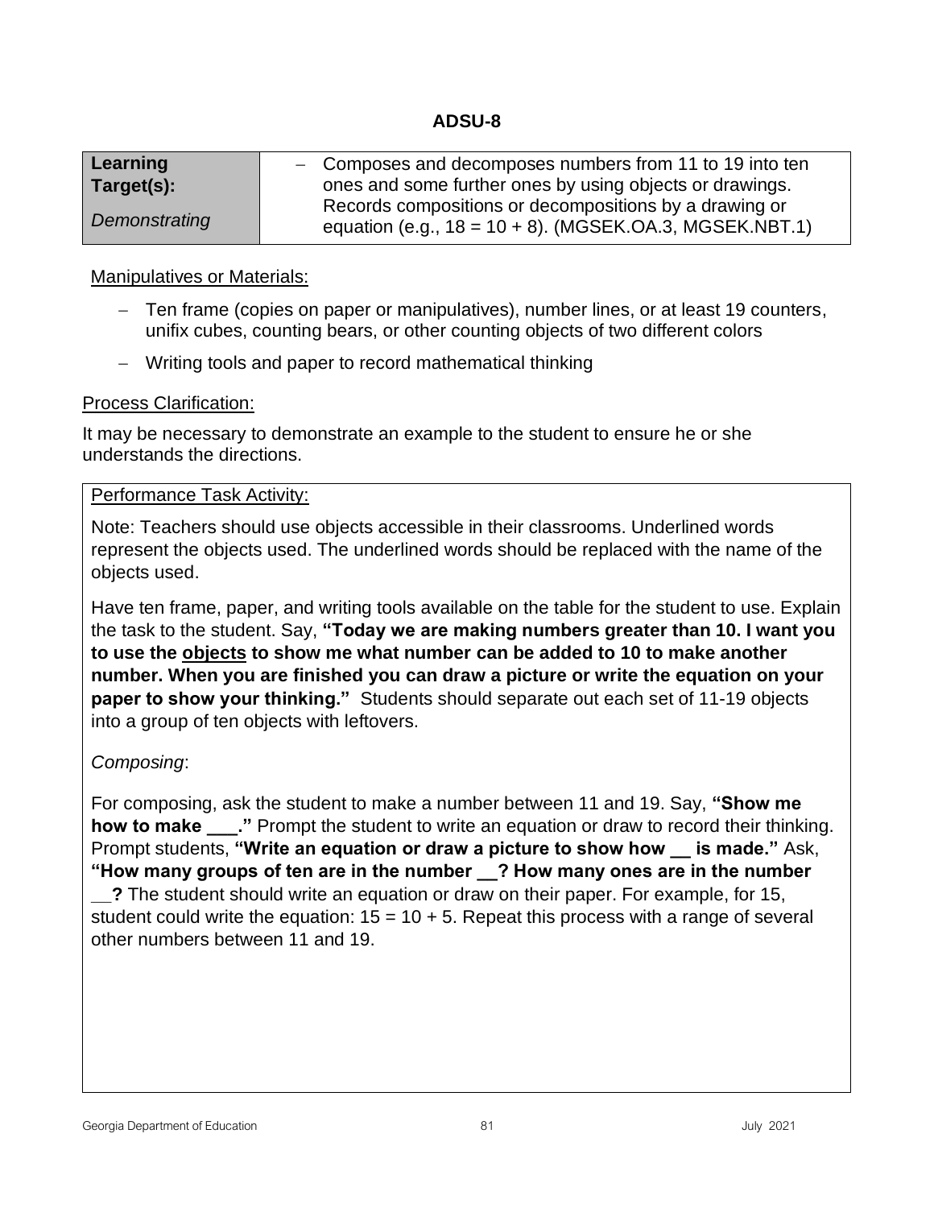# ADSU-8

| **Learning Target(s):** *Demonstrating* | – Composes and decomposes numbers from 11 to 19 into ten ones and some further ones by using objects or drawings. Records compositions or decompositions by a drawing or equation (e.g., 18 = 10 + 8). (MGSEK.OA.3, MGSEK.NBT.1) |
|---|---|

Manipulatives or Materials:

- Ten frame (copies on paper or manipulatives), number lines, or at least 19 counters, unifix cubes, counting bears, or other counting objects of two different colors
- Writing tools and paper to record mathematical thinking

Process Clarification:

It may be necessary to demonstrate an example to the student to ensure he or she understands the directions.

Performance Task Activity:

Note: Teachers should use objects accessible in their classrooms. Underlined words represent the objects used. The underlined words should be replaced with the name of the objects used.

Have ten frame, paper, and writing tools available on the table for the student to use. Explain the task to the student. Say, **"Today we are making numbers greater than 10. I want you to use the <u>objects</u> to show me what number can be added to 10 to make another number. When you are finished you can draw a picture or write the equation on your paper to show your thinking."** Students should separate out each set of 11-19 objects into a group of ten objects with leftovers.

*Composing*:

For composing, ask the student to make a number between 11 and 19. Say, **"Show me how to make ___."** Prompt the student to write an equation or draw to record their thinking. Prompt students, **"Write an equation or draw a picture to show how __ is made."** Ask, **"How many groups of ten are in the number __? How many ones are in the number __?** The student should write an equation or draw on their paper. For example, for 15, student could write the equation: 15 = 10 + 5. Repeat this process with a range of several other numbers between 11 and 19.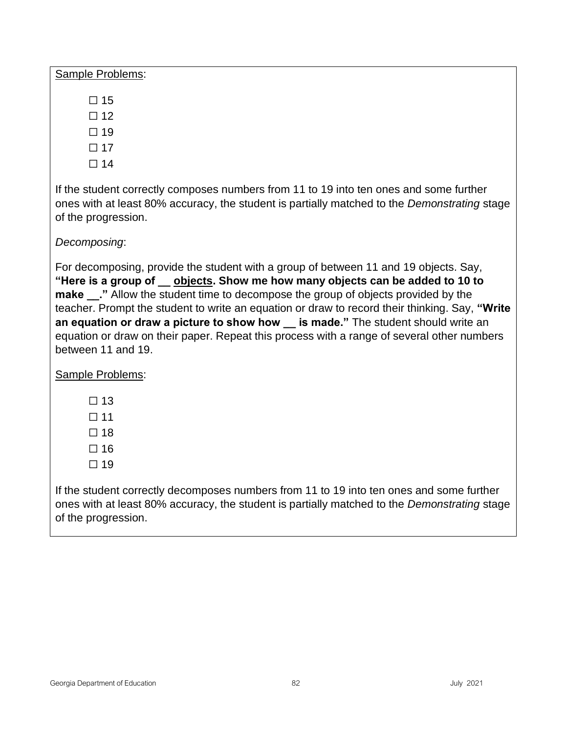<u>Sample Problems</u>:

- ☐ 15
- ☐ 12
- ☐ 19
- ☐ 17
- ☐ 14

If the student correctly composes numbers from 11 to 19 into ten ones and some further ones with at least 80% accuracy, the student is partially matched to the *Demonstrating* stage of the progression.

*Decomposing*:

For decomposing, provide the student with a group of between 11 and 19 objects. Say, **"Here is a group of __ <u>objects</u>. Show me how many objects can be added to 10 to make __."** Allow the student time to decompose the group of objects provided by the teacher. Prompt the student to write an equation or draw to record their thinking. Say, **"Write an equation or draw a picture to show how __ is made."** The student should write an equation or draw on their paper. Repeat this process with a range of several other numbers between 11 and 19.

<u>Sample Problems</u>:

- ☐ 13
- ☐ 11
- ☐ 18
- ☐ 16
- ☐ 19

If the student correctly decomposes numbers from 11 to 19 into ten ones and some further ones with at least 80% accuracy, the student is partially matched to the *Demonstrating* stage of the progression.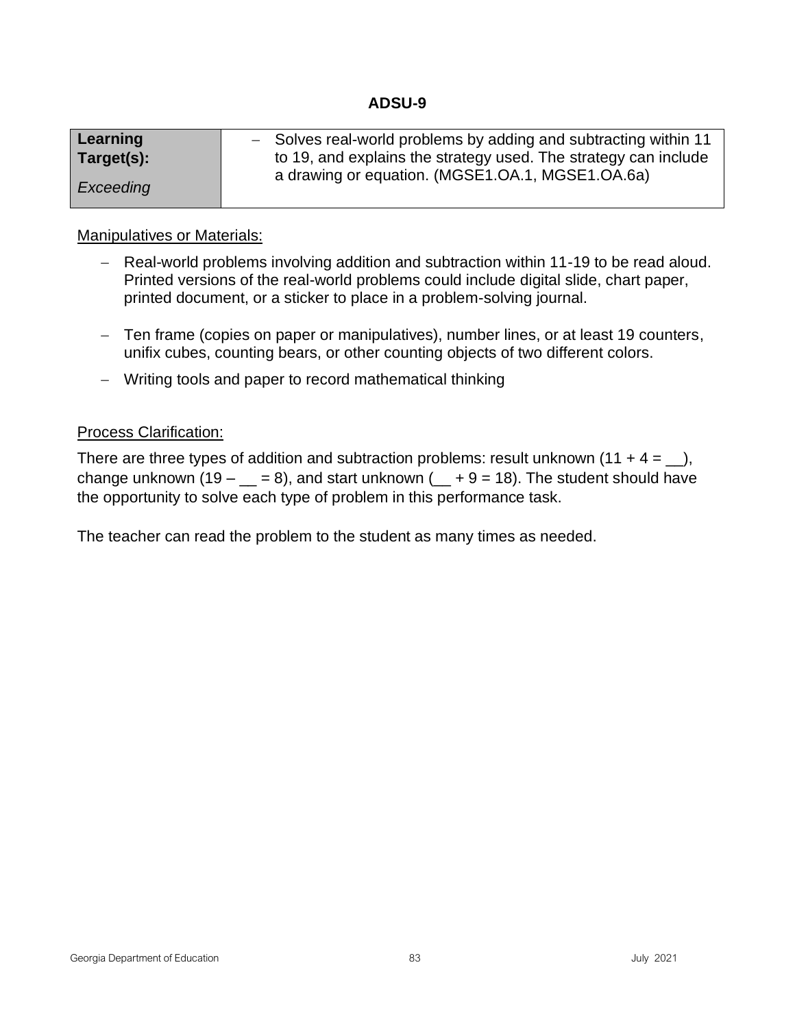## ADSU-9

| **Learning Target(s):** *Exceeding* | – Solves real-world problems by adding and subtracting within 11 to 19, and explains the strategy used. The strategy can include a drawing or equation. (MGSE1.OA.1, MGSE1.OA.6a) |
|---|---|

<u>Manipulatives or Materials:</u>

- Real-world problems involving addition and subtraction within 11-19 to be read aloud. Printed versions of the real-world problems could include digital slide, chart paper, printed document, or a sticker to place in a problem-solving journal.
- Ten frame (copies on paper or manipulatives), number lines, or at least 19 counters, unifix cubes, counting bears, or other counting objects of two different colors.
- Writing tools and paper to record mathematical thinking

<u>Process Clarification:</u>

There are three types of addition and subtraction problems: result unknown ($11 + 4 =$ __), change unknown ($19 -$ __ $= 8$), and start unknown (__ $+ 9 = 18$). The student should have the opportunity to solve each type of problem in this performance task.

The teacher can read the problem to the student as many times as needed.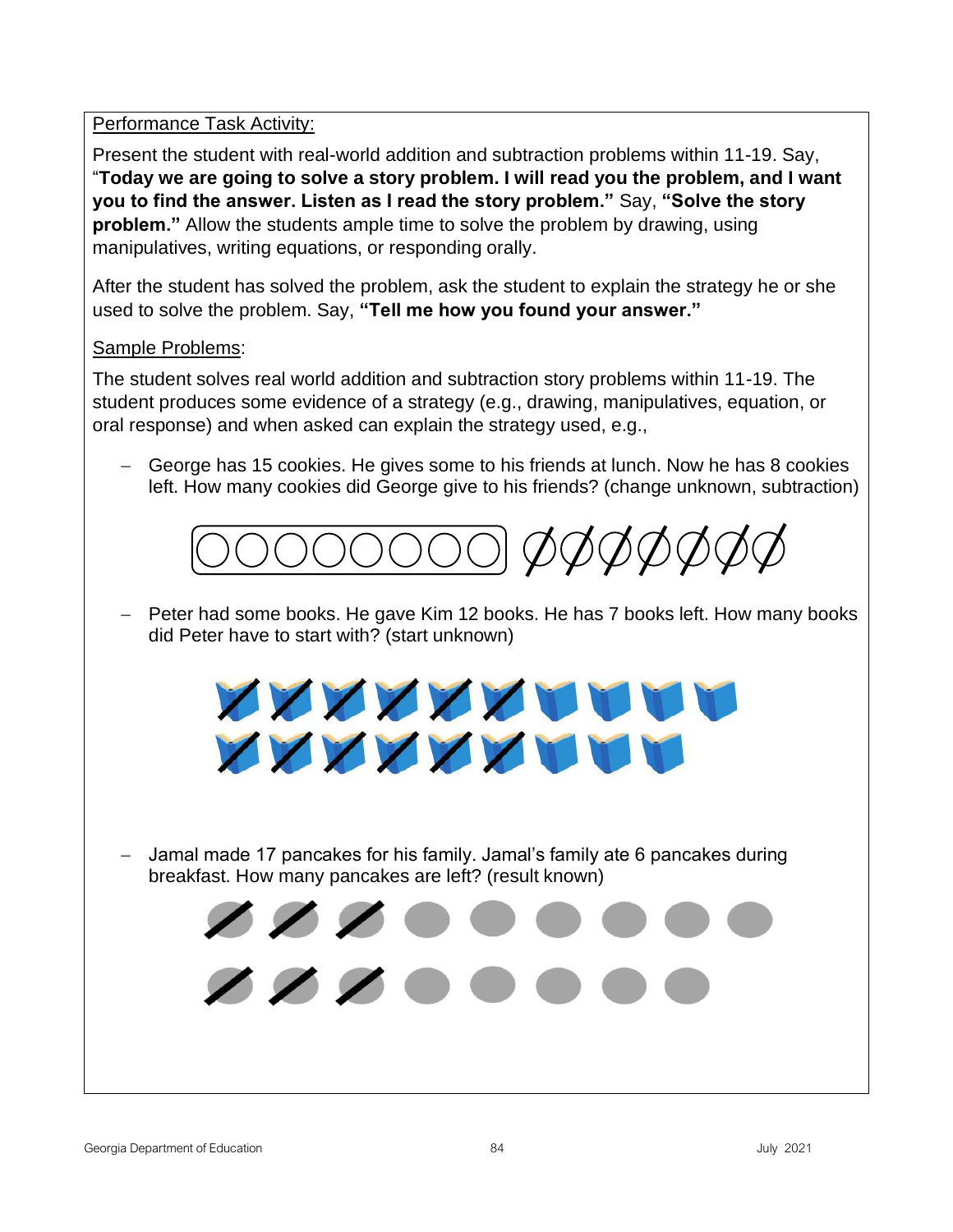Performance Task Activity:

Present the student with real-world addition and subtraction problems within 11-19. Say, "**Today we are going to solve a story problem. I will read you the problem, and I want you to find the answer. Listen as I read the story problem."** Say, **"Solve the story problem."** Allow the students ample time to solve the problem by drawing, using manipulatives, writing equations, or responding orally.

After the student has solved the problem, ask the student to explain the strategy he or she used to solve the problem. Say, **"Tell me how you found your answer."**

Sample Problems:

The student solves real world addition and subtraction story problems within 11-19. The student produces some evidence of a strategy (e.g., drawing, manipulatives, equation, or oral response) and when asked can explain the strategy used, e.g.,

- George has 15 cookies. He gives some to his friends at lunch. Now he has 8 cookies left. How many cookies did George give to his friends? (change unknown, subtraction)

- Peter had some books. He gave Kim 12 books. He has 7 books left. How many books did Peter have to start with? (start unknown)

- Jamal made 17 pancakes for his family. Jamal's family ate 6 pancakes during breakfast. How many pancakes are left? (result known)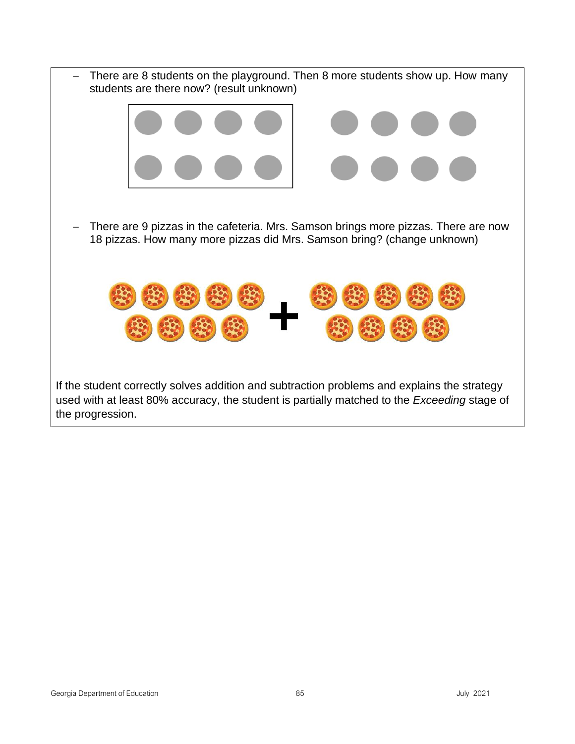- There are 8 students on the playground. Then 8 more students show up. How many students are there now? (result unknown)

- There are 9 pizzas in the cafeteria. Mrs. Samson brings more pizzas. There are now 18 pizzas. How many more pizzas did Mrs. Samson bring? (change unknown)

If the student correctly solves addition and subtraction problems and explains the strategy used with at least 80% accuracy, the student is partially matched to the *Exceeding* stage of the progression.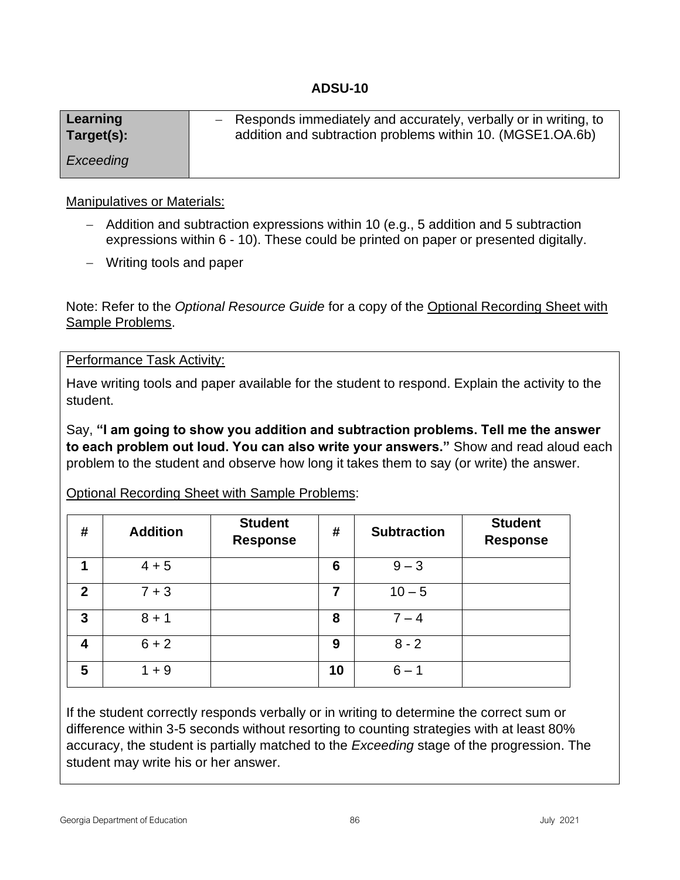# ADSU-10

| Learning Target(s): *Exceeding* | – Responds immediately and accurately, verbally or in writing, to addition and subtraction problems within 10. (MGSE1.OA.6b) |
|---|---|

Manipulatives or Materials:

- Addition and subtraction expressions within 10 (e.g., 5 addition and 5 subtraction expressions within 6 - 10). These could be printed on paper or presented digitally.
- Writing tools and paper

Note: Refer to the *Optional Resource Guide* for a copy of the Optional Recording Sheet with Sample Problems.

Performance Task Activity:

Have writing tools and paper available for the student to respond. Explain the activity to the student.

Say, **"I am going to show you addition and subtraction problems. Tell me the answer to each problem out loud. You can also write your answers."** Show and read aloud each problem to the student and observe how long it takes them to say (or write) the answer.

Optional Recording Sheet with Sample Problems:

| # | Addition | Student Response | # | Subtraction | Student Response |
|---|---|---|---|---|---|
| 1 | 4 + 5 | | 6 | 9 – 3 | |
| 2 | 7 + 3 | | 7 | 10 – 5 | |
| 3 | 8 + 1 | | 8 | 7 – 4 | |
| 4 | 6 + 2 | | 9 | 8 - 2 | |
| 5 | 1 + 9 | | 10 | 6 – 1 | |

If the student correctly responds verbally or in writing to determine the correct sum or difference within 3-5 seconds without resorting to counting strategies with at least 80% accuracy, the student is partially matched to the *Exceeding* stage of the progression. The student may write his or her answer.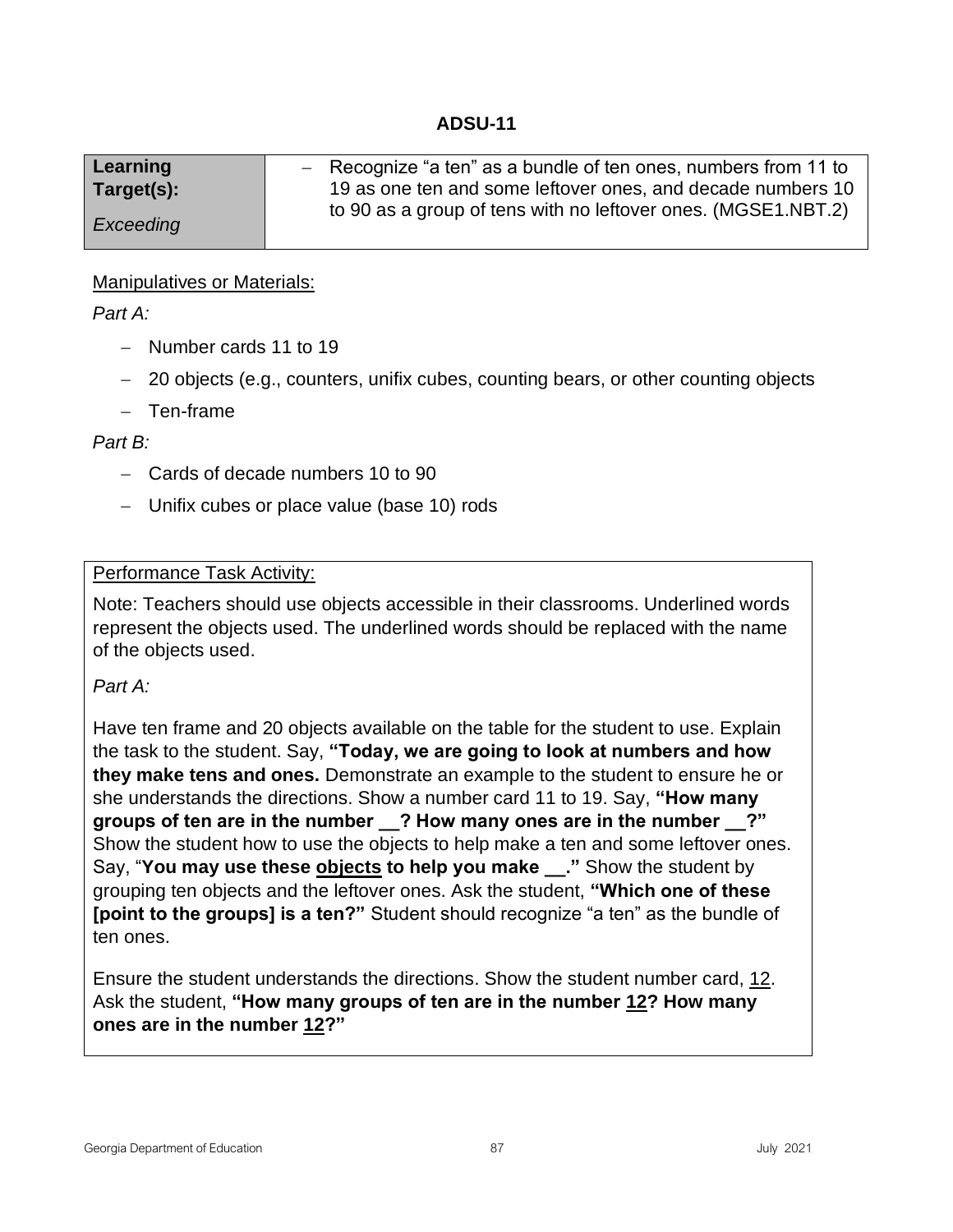## ADSU-11

| Learning Target(s): *Exceeding* | – Recognize "a ten" as a bundle of ten ones, numbers from 11 to 19 as one ten and some leftover ones, and decade numbers 10 to 90 as a group of tens with no leftover ones. (MGSE1.NBT.2) |
|---|---|

<u>Manipulatives or Materials:</u>

*Part A:*

- Number cards 11 to 19
- 20 objects (e.g., counters, unifix cubes, counting bears, or other counting objects
- Ten-frame

*Part B:*

- Cards of decade numbers 10 to 90
- Unifix cubes or place value (base 10) rods

<u>Performance Task Activity:</u>

Note: Teachers should use objects accessible in their classrooms. Underlined words represent the objects used. The underlined words should be replaced with the name of the objects used.

*Part A:*

Have ten frame and 20 objects available on the table for the student to use. Explain the task to the student. Say, **"Today, we are going to look at numbers and how they make tens and ones.** Demonstrate an example to the student to ensure he or she understands the directions. Show a number card 11 to 19. Say, **"How many groups of ten are in the number __? How many ones are in the number __?"** Show the student how to use the objects to help make a ten and some leftover ones. Say, "**You may use these <u>objects</u> to help you make __."** Show the student by grouping ten objects and the leftover ones. Ask the student, **"Which one of these [point to the groups] is a ten?"** Student should recognize "a ten" as the bundle of ten ones.

Ensure the student understands the directions. Show the student number card, <u>12</u>. Ask the student, **"How many groups of ten are in the number <u>12</u>? How many ones are in the number <u>12</u>?"**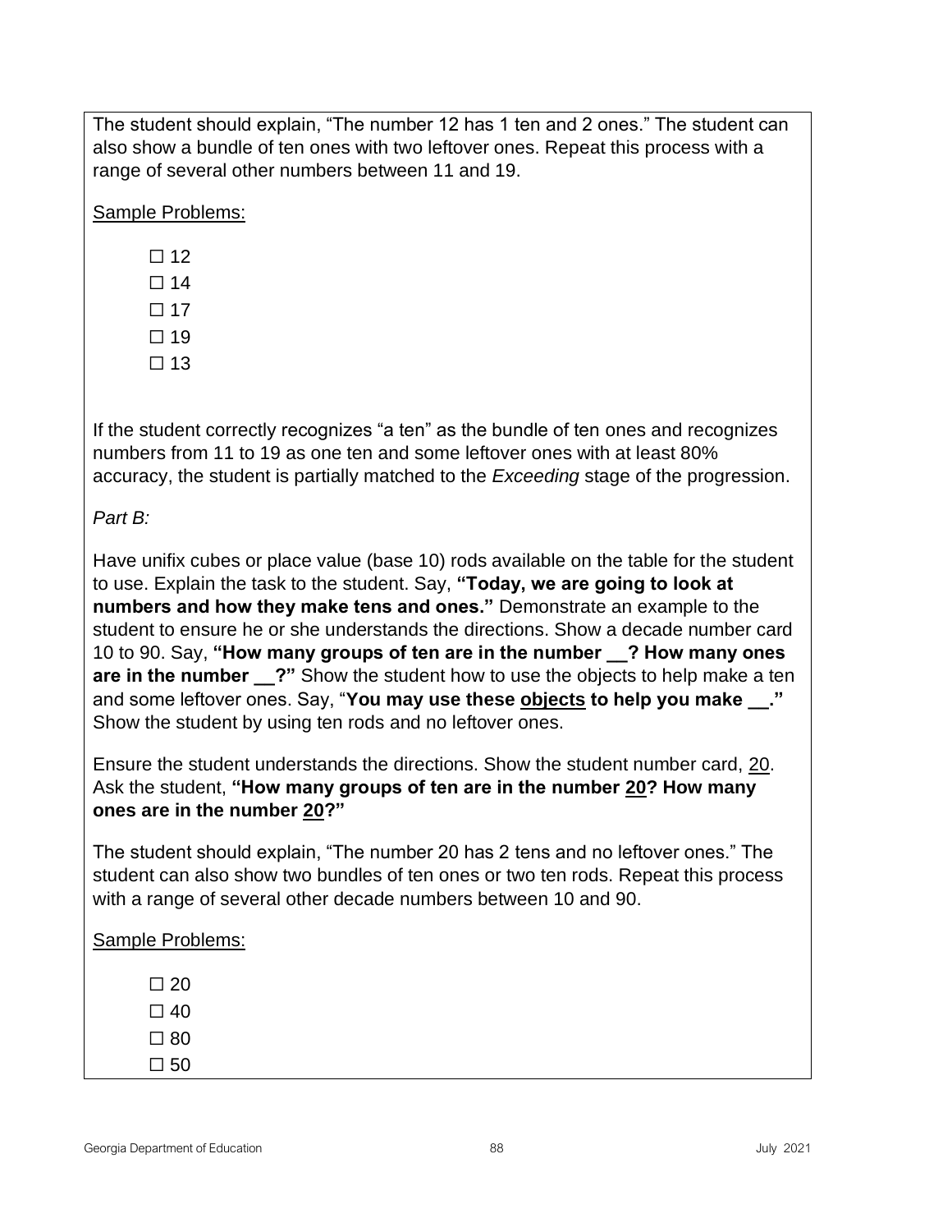The student should explain, "The number 12 has 1 ten and 2 ones." The student can also show a bundle of ten ones with two leftover ones. Repeat this process with a range of several other numbers between 11 and 19.

<u>Sample Problems:</u>

- ☐ 12
- ☐ 14
- ☐ 17
- ☐ 19
- ☐ 13

If the student correctly recognizes "a ten" as the bundle of ten ones and recognizes numbers from 11 to 19 as one ten and some leftover ones with at least 80% accuracy, the student is partially matched to the *Exceeding* stage of the progression.

*Part B:*

Have unifix cubes or place value (base 10) rods available on the table for the student to use. Explain the task to the student. Say, **"Today, we are going to look at numbers and how they make tens and ones."** Demonstrate an example to the student to ensure he or she understands the directions. Show a decade number card 10 to 90. Say, **"How many groups of ten are in the number __? How many ones are in the number __?"** Show the student how to use the objects to help make a ten and some leftover ones. Say, "**You may use these <u>objects</u> to help you make __."** Show the student by using ten rods and no leftover ones.

Ensure the student understands the directions. Show the student number card, <u>20</u>. Ask the student, **"How many groups of ten are in the number <u>20</u>? How many ones are in the number <u>20</u>?"**

The student should explain, "The number 20 has 2 tens and no leftover ones." The student can also show two bundles of ten ones or two ten rods. Repeat this process with a range of several other decade numbers between 10 and 90.

<u>Sample Problems:</u>

- ☐ 20
- ☐ 40
- ☐ 80
- ☐ 50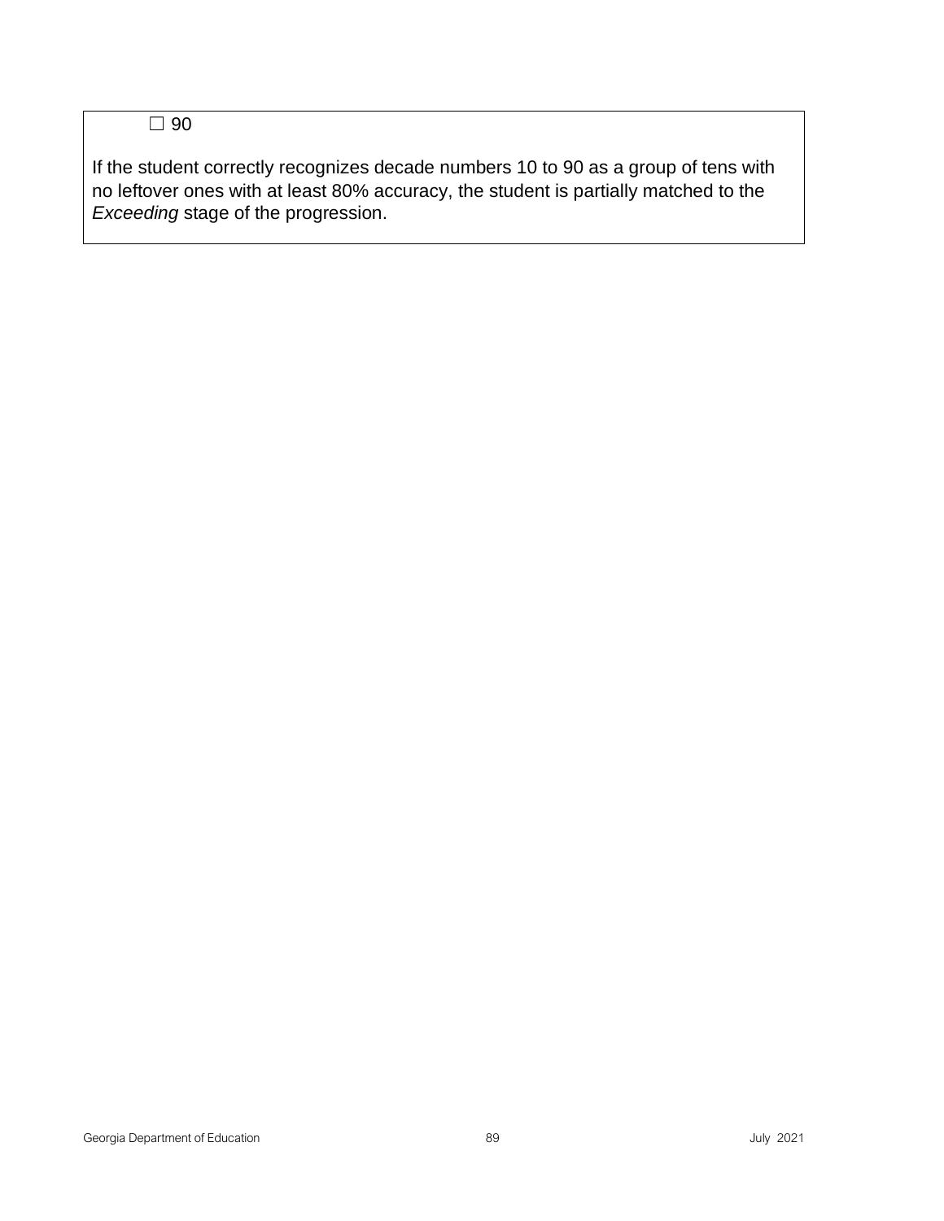☐ 90

If the student correctly recognizes decade numbers 10 to 90 as a group of tens with no leftover ones with at least 80% accuracy, the student is partially matched to the *Exceeding* stage of the progression.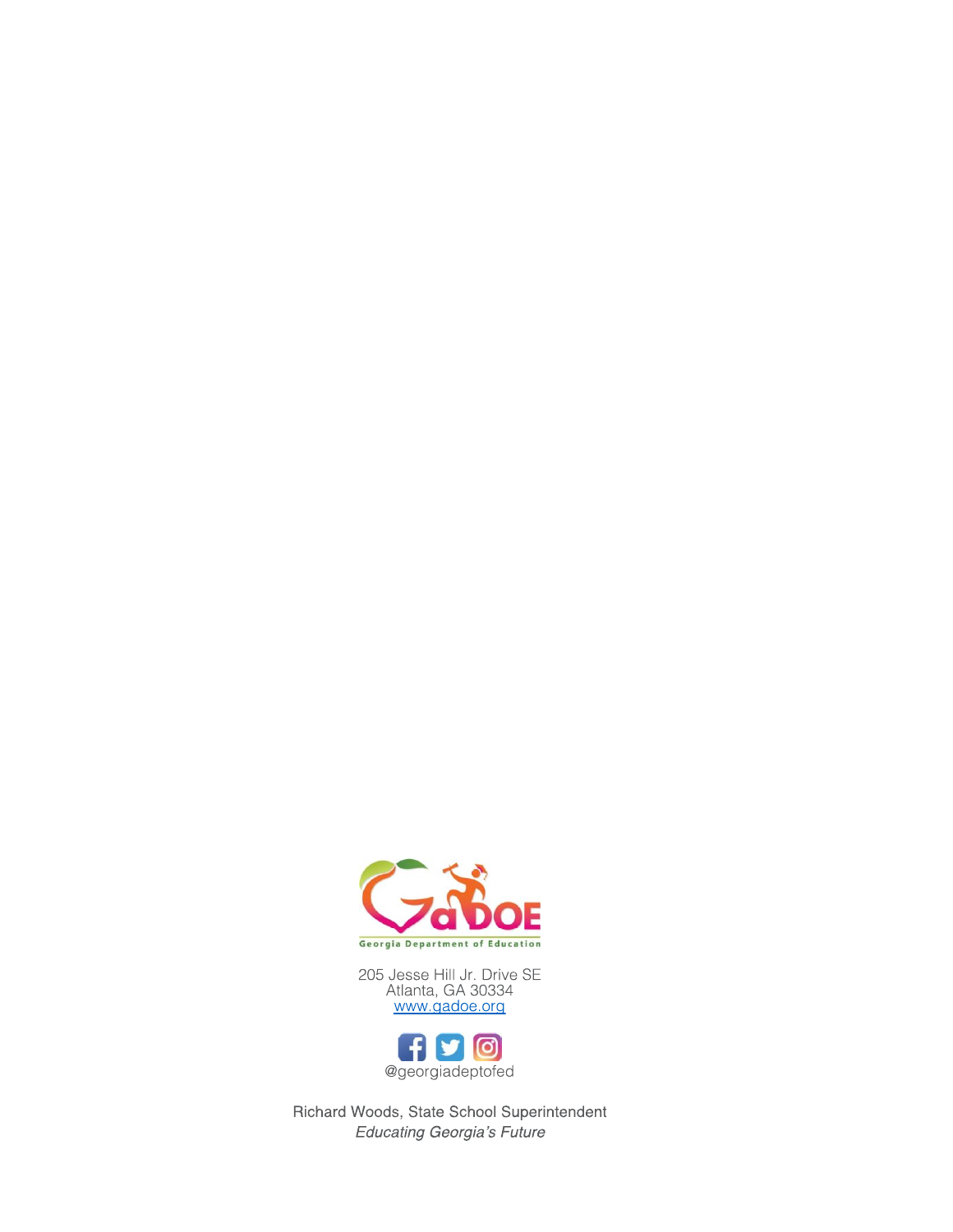Georgia Department of Education

205 Jesse Hill Jr. Drive SE
Atlanta, GA 30334
www.gadoe.org

@georgiadeptofed

Richard Woods, State School Superintendent
*Educating Georgia's Future*